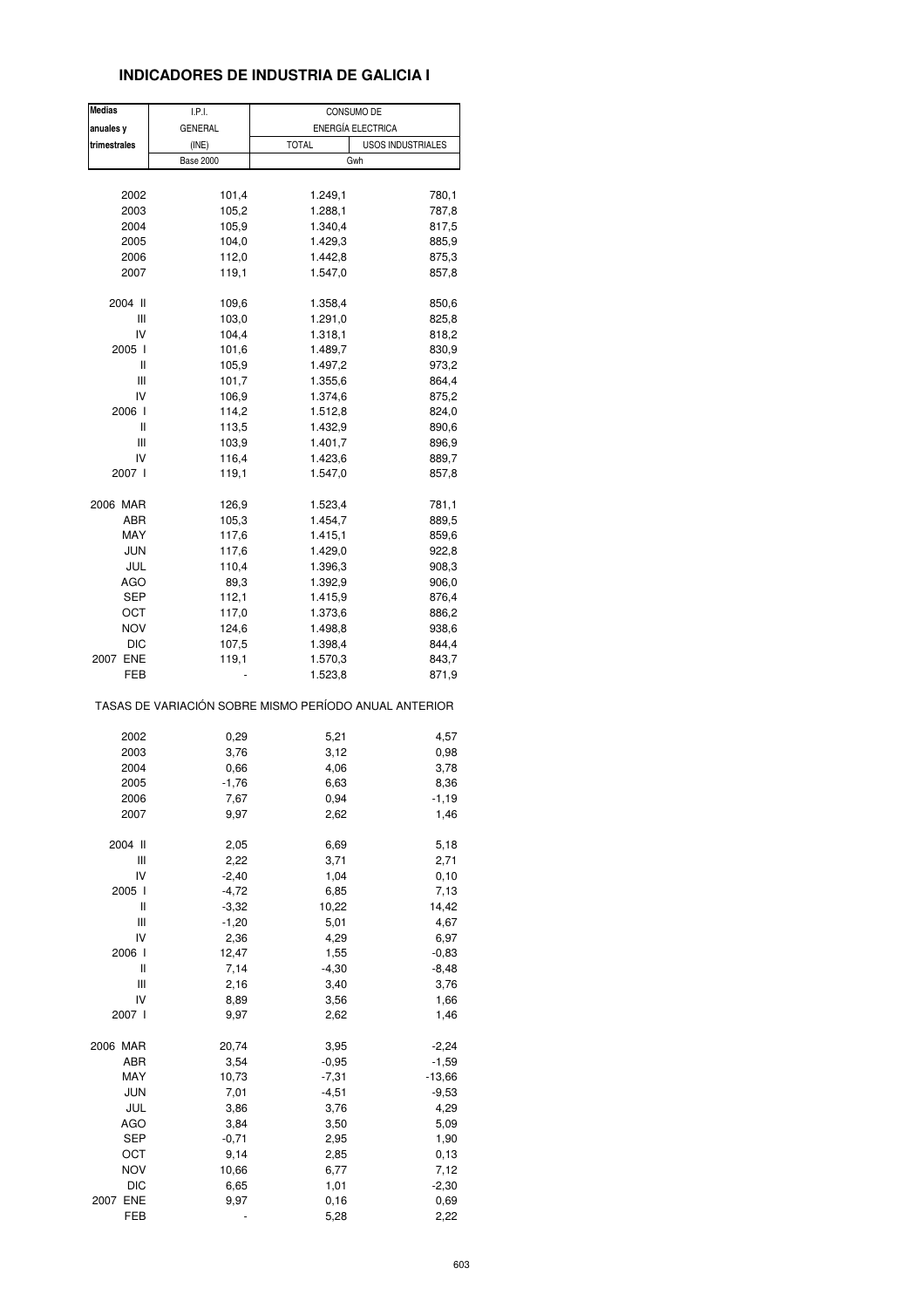# INDICADORES DE INDUSTRIA DE GALICIA I

| Medias anuales y trimestrales | I.P.I. GENERAL (INE) | CONSUMO DE ENERGÍA ELECTRICA | |
|---|---|---|---|
| | | TOTAL | USOS INDUSTRIALES |
| | Base 2000 | Gwh | |
| 2002 | 101,4 | 1.249,1 | 780,1 |
| 2003 | 105,2 | 1.288,1 | 787,8 |
| 2004 | 105,9 | 1.340,4 | 817,5 |
| 2005 | 104,0 | 1.429,3 | 885,9 |
| 2006 | 112,0 | 1.442,8 | 875,3 |
| 2007 | 119,1 | 1.547,0 | 857,8 |
| 2004 II | 109,6 | 1.358,4 | 850,6 |
| III | 103,0 | 1.291,0 | 825,8 |
| IV | 104,4 | 1.318,1 | 818,2 |
| 2005 I | 101,6 | 1.489,7 | 830,9 |
| II | 105,9 | 1.497,2 | 973,2 |
| III | 101,7 | 1.355,6 | 864,4 |
| IV | 106,9 | 1.374,6 | 875,2 |
| 2006 I | 114,2 | 1.512,8 | 824,0 |
| II | 113,5 | 1.432,9 | 890,6 |
| III | 103,9 | 1.401,7 | 896,9 |
| IV | 116,4 | 1.423,6 | 889,7 |
| 2007 I | 119,1 | 1.547,0 | 857,8 |
| 2006 MAR | 126,9 | 1.523,4 | 781,1 |
| ABR | 105,3 | 1.454,7 | 889,5 |
| MAY | 117,6 | 1.415,1 | 859,6 |
| JUN | 117,6 | 1.429,0 | 922,8 |
| JUL | 110,4 | 1.396,3 | 908,3 |
| AGO | 89,3 | 1.392,9 | 906,0 |
| SEP | 112,1 | 1.415,9 | 876,4 |
| OCT | 117,0 | 1.373,6 | 886,2 |
| NOV | 124,6 | 1.498,8 | 938,6 |
| DIC | 107,5 | 1.398,4 | 844,4 |
| 2007 ENE | 119,1 | 1.570,3 | 843,7 |
| FEB | - | 1.523,8 | 871,9 |
| **TASAS DE VARIACIÓN SOBRE MISMO PERÍODO ANUAL ANTERIOR** | | | |
| 2002 | 0,29 | 5,21 | 4,57 |
| 2003 | 3,76 | 3,12 | 0,98 |
| 2004 | 0,66 | 4,06 | 3,78 |
| 2005 | -1,76 | 6,63 | 8,36 |
| 2006 | 7,67 | 0,94 | -1,19 |
| 2007 | 9,97 | 2,62 | 1,46 |
| 2004 II | 2,05 | 6,69 | 5,18 |
| III | 2,22 | 3,71 | 2,71 |
| IV | -2,40 | 1,04 | 0,10 |
| 2005 I | -4,72 | 6,85 | 7,13 |
| II | -3,32 | 10,22 | 14,42 |
| III | -1,20 | 5,01 | 4,67 |
| IV | 2,36 | 4,29 | 6,97 |
| 2006 I | 12,47 | 1,55 | -0,83 |
| II | 7,14 | -4,30 | -8,48 |
| III | 2,16 | 3,40 | 3,76 |
| IV | 8,89 | 3,56 | 1,66 |
| 2007 I | 9,97 | 2,62 | 1,46 |
| 2006 MAR | 20,74 | 3,95 | -2,24 |
| ABR | 3,54 | -0,95 | -1,59 |
| MAY | 10,73 | -7,31 | -13,66 |
| JUN | 7,01 | -4,51 | -9,53 |
| JUL | 3,86 | 3,76 | 4,29 |
| AGO | 3,84 | 3,50 | 5,09 |
| SEP | -0,71 | 2,95 | 1,90 |
| OCT | 9,14 | 2,85 | 0,13 |
| NOV | 10,66 | 6,77 | 7,12 |
| DIC | 6,65 | 1,01 | -2,30 |
| 2007 ENE | 9,97 | 0,16 | 0,69 |
| FEB | - | 5,28 | 2,22 |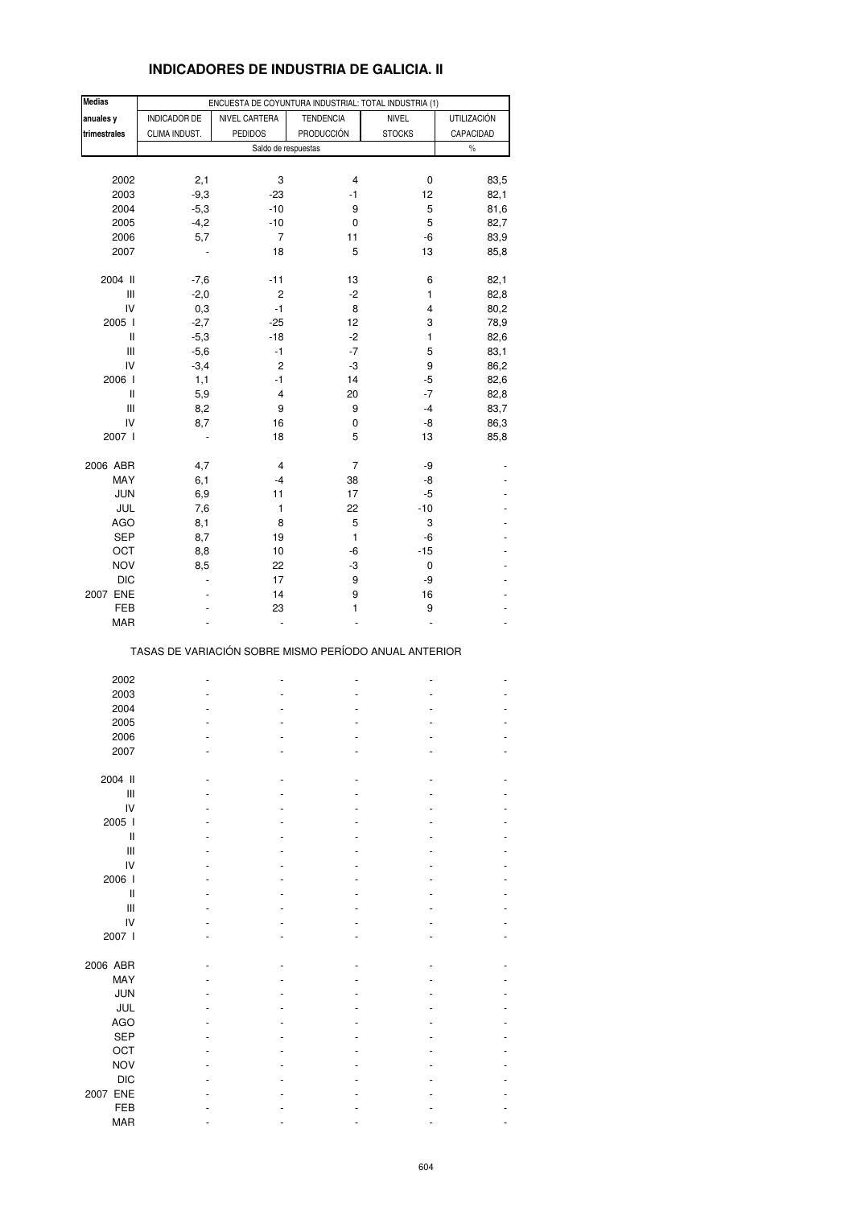# INDICADORES DE INDUSTRIA DE GALICIA. II

| Medias anuales y trimestrales | ENCUESTA DE COYUNTURA INDUSTRIAL: TOTAL INDUSTRIA (1) | | | | |
|---|---|---|---|---|---|
| | INDICADOR DE CLIMA INDUST. | NIVEL CARTERA PEDIDOS | TENDENCIA PRODUCCIÓN | NIVEL STOCKS | UTILIZACIÓN CAPACIDAD |
| | Saldo de respuestas | | | | % |
| 2002 | 2,1 | 3 | 4 | 0 | 83,5 |
| 2003 | -9,3 | -23 | -1 | 12 | 82,1 |
| 2004 | -5,3 | -10 | 9 | 5 | 81,6 |
| 2005 | -4,2 | -10 | 0 | 5 | 82,7 |
| 2006 | 5,7 | 7 | 11 | -6 | 83,9 |
| 2007 | - | 18 | 5 | 13 | 85,8 |
| 2004 II | -7,6 | -11 | 13 | 6 | 82,1 |
| III | -2,0 | 2 | -2 | 1 | 82,8 |
| IV | 0,3 | -1 | 8 | 4 | 80,2 |
| 2005 I | -2,7 | -25 | 12 | 3 | 78,9 |
| II | -5,3 | -18 | -2 | 1 | 82,6 |
| III | -5,6 | -1 | -7 | 5 | 83,1 |
| IV | -3,4 | 2 | -3 | 9 | 86,2 |
| 2006 I | 1,1 | -1 | 14 | -5 | 82,6 |
| II | 5,9 | 4 | 20 | -7 | 82,8 |
| III | 8,2 | 9 | 9 | -4 | 83,7 |
| IV | 8,7 | 16 | 0 | -8 | 86,3 |
| 2007 I | - | 18 | 5 | 13 | 85,8 |
| 2006 ABR | 4,7 | 4 | 7 | -9 | - |
| MAY | 6,1 | -4 | 38 | -8 | - |
| JUN | 6,9 | 11 | 17 | -5 | - |
| JUL | 7,6 | 1 | 22 | -10 | - |
| AGO | 8,1 | 8 | 5 | 3 | - |
| SEP | 8,7 | 19 | 1 | -6 | - |
| OCT | 8,8 | 10 | -6 | -15 | - |
| NOV | 8,5 | 22 | -3 | 0 | - |
| DIC | - | 17 | 9 | -9 | - |
| 2007 ENE | - | 14 | 9 | 16 | - |
| FEB | - | 23 | 1 | 9 | - |
| MAR | - | - | - | - | - |

TASAS DE VARIACIÓN SOBRE MISMO PERÍODO ANUAL ANTERIOR

| | | | | | |
|---|---|---|---|---|---|
| 2002 | - | - | - | - | - |
| 2003 | - | - | - | - | - |
| 2004 | - | - | - | - | - |
| 2005 | - | - | - | - | - |
| 2006 | - | - | - | - | - |
| 2007 | - | - | - | - | - |
| 2004 II | - | - | - | - | - |
| III | - | - | - | - | - |
| IV | - | - | - | - | - |
| 2005 I | - | - | - | - | - |
| II | - | - | - | - | - |
| III | - | - | - | - | - |
| IV | - | - | - | - | - |
| 2006 I | - | - | - | - | - |
| II | - | - | - | - | - |
| III | - | - | - | - | - |
| IV | - | - | - | - | - |
| 2007 I | - | - | - | - | - |
| 2006 ABR | - | - | - | - | - |
| MAY | - | - | - | - | - |
| JUN | - | - | - | - | - |
| JUL | - | - | - | - | - |
| AGO | - | - | - | - | - |
| SEP | - | - | - | - | - |
| OCT | - | - | - | - | - |
| NOV | - | - | - | - | - |
| DIC | - | - | - | - | - |
| 2007 ENE | - | - | - | - | - |
| FEB | - | - | - | - | - |
| MAR | - | - | - | - | - |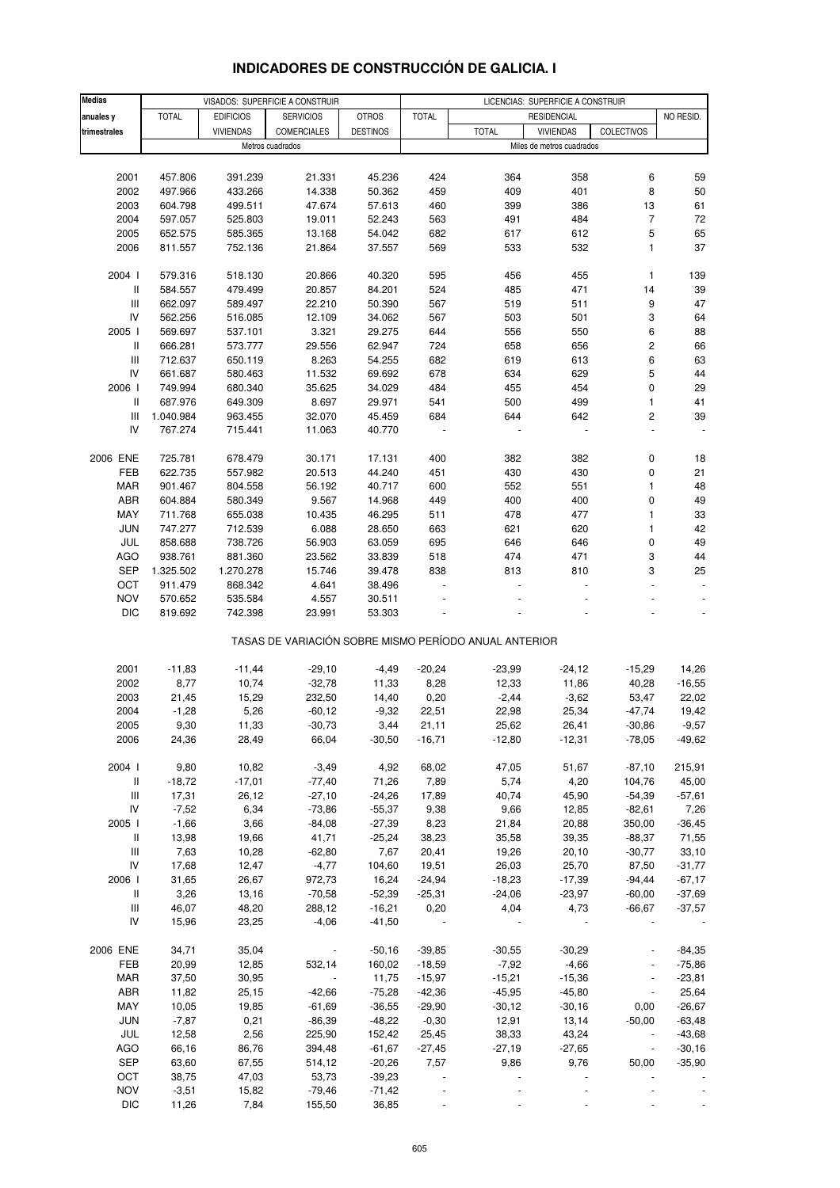# INDICADORES DE CONSTRUCCIÓN DE GALICIA. I

| Medias anuales y trimestrales | VISADOS: SUPERFICIE A CONSTRUIR | | | | LICENCIAS: SUPERFICIE A CONSTRUIR | | | | |
|---|---|---|---|---|---|---|---|---|---|
| | TOTAL | EDIFICIOS VIVIENDAS | SERVICIOS COMERCIALES | OTROS DESTINOS | TOTAL | RESIDENCIAL | | | NO RESID. |
| | | | | | | TOTAL | VIVIENDAS | COLECTIVOS | |
| | Metros cuadrados | | | | Miles de metros cuadrados | | | | |
| 2001 | 457.806 | 391.239 | 21.331 | 45.236 | 424 | 364 | 358 | 6 | 59 |
| 2002 | 497.966 | 433.266 | 14.338 | 50.362 | 459 | 409 | 401 | 8 | 50 |
| 2003 | 604.798 | 499.511 | 47.674 | 57.613 | 460 | 399 | 386 | 13 | 61 |
| 2004 | 597.057 | 525.803 | 19.011 | 52.243 | 563 | 491 | 484 | 7 | 72 |
| 2005 | 652.575 | 585.365 | 13.168 | 54.042 | 682 | 617 | 612 | 5 | 65 |
| 2006 | 811.557 | 752.136 | 21.864 | 37.557 | 569 | 533 | 532 | 1 | 37 |
| 2004 I | 579.316 | 518.130 | 20.866 | 40.320 | 595 | 456 | 455 | 1 | 139 |
| II | 584.557 | 479.499 | 20.857 | 84.201 | 524 | 485 | 471 | 14 | 39 |
| III | 662.097 | 589.497 | 22.210 | 50.390 | 567 | 519 | 511 | 9 | 47 |
| IV | 562.256 | 516.085 | 12.109 | 34.062 | 567 | 503 | 501 | 3 | 64 |
| 2005 I | 569.697 | 537.101 | 3.321 | 29.275 | 644 | 556 | 550 | 6 | 88 |
| II | 666.281 | 573.777 | 29.556 | 62.947 | 724 | 658 | 656 | 2 | 66 |
| III | 712.637 | 650.119 | 8.263 | 54.255 | 682 | 619 | 613 | 6 | 63 |
| IV | 661.687 | 580.463 | 11.532 | 69.692 | 678 | 634 | 629 | 5 | 44 |
| 2006 I | 749.994 | 680.340 | 35.625 | 34.029 | 484 | 455 | 454 | 0 | 29 |
| II | 687.976 | 649.309 | 8.697 | 29.971 | 541 | 500 | 499 | 1 | 41 |
| III | 1.040.984 | 963.455 | 32.070 | 45.459 | 684 | 644 | 642 | 2 | 39 |
| IV | 767.274 | 715.441 | 11.063 | 40.770 | - | - | - | - | - |
| 2006 ENE | 725.781 | 678.479 | 30.171 | 17.131 | 400 | 382 | 382 | 0 | 18 |
| FEB | 622.735 | 557.982 | 20.513 | 44.240 | 451 | 430 | 430 | 0 | 21 |
| MAR | 901.467 | 804.558 | 56.192 | 40.717 | 600 | 552 | 551 | 1 | 48 |
| ABR | 604.884 | 580.349 | 9.567 | 14.968 | 449 | 400 | 400 | 0 | 49 |
| MAY | 711.768 | 655.038 | 10.435 | 46.295 | 511 | 478 | 477 | 1 | 33 |
| JUN | 747.277 | 712.539 | 6.088 | 28.650 | 663 | 621 | 620 | 1 | 42 |
| JUL | 858.688 | 738.726 | 56.903 | 63.059 | 695 | 646 | 646 | 0 | 49 |
| AGO | 938.761 | 881.360 | 23.562 | 33.839 | 518 | 474 | 471 | 3 | 44 |
| SEP | 1.325.502 | 1.270.278 | 15.746 | 39.478 | 838 | 813 | 810 | 3 | 25 |
| OCT | 911.479 | 868.342 | 4.641 | 38.496 | - | - | - | - | - |
| NOV | 570.652 | 535.584 | 4.557 | 30.511 | - | - | - | - | - |
| DIC | 819.692 | 742.398 | 23.991 | 53.303 | - | - | - | - | - |
| | TASAS DE VARIACIÓN SOBRE MISMO PERÍODO ANUAL ANTERIOR | | | | | | | | |
| 2001 | -11,83 | -11,44 | -29,10 | -4,49 | -20,24 | -23,99 | -24,12 | -15,29 | 14,26 |
| 2002 | 8,77 | 10,74 | -32,78 | 11,33 | 8,28 | 12,33 | 11,86 | 40,28 | -16,55 |
| 2003 | 21,45 | 15,29 | 232,50 | 14,40 | 0,20 | -2,44 | -3,62 | 53,47 | 22,02 |
| 2004 | -1,28 | 5,26 | -60,12 | -9,32 | 22,51 | 22,98 | 25,34 | -47,74 | 19,42 |
| 2005 | 9,30 | 11,33 | -30,73 | 3,44 | 21,11 | 25,62 | 26,41 | -30,86 | -9,57 |
| 2006 | 24,36 | 28,49 | 66,04 | -30,50 | -16,71 | -12,80 | -12,31 | -78,05 | -49,62 |
| 2004 I | 9,80 | 10,82 | -3,49 | 4,92 | 68,02 | 47,05 | 51,67 | -87,10 | 215,91 |
| II | -18,72 | -17,01 | -77,40 | 71,26 | 7,89 | 5,74 | 4,20 | 104,76 | 45,00 |
| III | 17,31 | 26,12 | -27,10 | -24,26 | 17,89 | 40,74 | 45,90 | -54,39 | -57,61 |
| IV | -7,52 | 6,34 | -73,86 | -55,37 | 9,38 | 9,66 | 12,85 | -82,61 | 7,26 |
| 2005 I | -1,66 | 3,66 | -84,08 | -27,39 | 8,23 | 21,84 | 20,88 | 350,00 | -36,45 |
| II | 13,98 | 19,66 | 41,71 | -25,24 | 38,23 | 35,58 | 39,35 | -88,37 | 71,55 |
| III | 7,63 | 10,28 | -62,80 | 7,67 | 20,41 | 19,26 | 20,10 | -30,77 | 33,10 |
| IV | 17,68 | 12,47 | -4,77 | 104,60 | 19,51 | 26,03 | 25,70 | 87,50 | -31,77 |
| 2006 I | 31,65 | 26,67 | 972,73 | 16,24 | -24,94 | -18,23 | -17,39 | -94,44 | -67,17 |
| II | 3,26 | 13,16 | -70,58 | -52,39 | -25,31 | -24,06 | -23,97 | -60,00 | -37,69 |
| III | 46,07 | 48,20 | 288,12 | -16,21 | 0,20 | 4,04 | 4,73 | -66,67 | -37,57 |
| IV | 15,96 | 23,25 | -4,06 | -41,50 | - | - | - | - | - |
| 2006 ENE | 34,71 | 35,04 | - | -50,16 | -39,85 | -30,55 | -30,29 | - | -84,35 |
| FEB | 20,99 | 12,85 | 532,14 | 160,02 | -18,59 | -7,92 | -4,66 | - | -75,86 |
| MAR | 37,50 | 30,95 | - | 11,75 | -15,97 | -15,21 | -15,36 | - | -23,81 |
| ABR | 11,82 | 25,15 | -42,66 | -75,28 | -42,36 | -45,95 | -45,80 | - | 25,64 |
| MAY | 10,05 | 19,85 | -61,69 | -36,55 | -29,90 | -30,12 | -30,16 | 0,00 | -26,67 |
| JUN | -7,87 | 0,21 | -86,39 | -48,22 | -0,30 | 12,91 | 13,14 | -50,00 | -63,48 |
| JUL | 12,58 | 2,56 | 225,90 | 152,42 | 25,45 | 38,33 | 43,24 | - | -43,68 |
| AGO | 66,16 | 86,76 | 394,48 | -61,67 | -27,45 | -27,19 | -27,65 | - | -30,16 |
| SEP | 63,60 | 67,55 | 514,12 | -20,26 | 7,57 | 9,86 | 9,76 | 50,00 | -35,90 |
| OCT | 38,75 | 47,03 | 53,73 | -39,23 | - | - | - | - | - |
| NOV | -3,51 | 15,82 | -79,46 | -71,42 | - | - | - | - | - |
| DIC | 11,26 | 7,84 | 155,50 | 36,85 | - | - | - | - | - |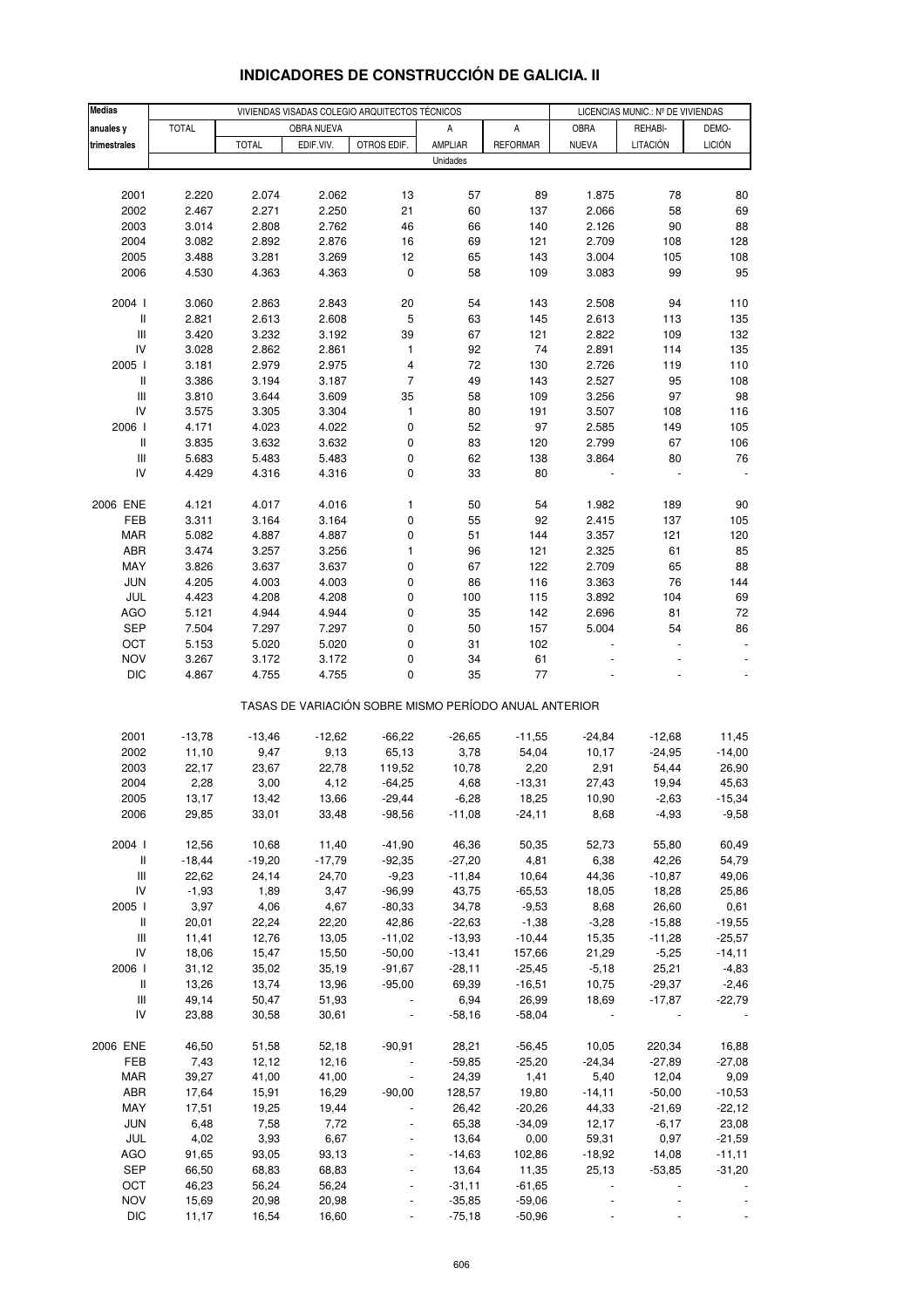# INDICADORES DE CONSTRUCCIÓN DE GALICIA. II

| Medias anuales y trimestrales | VIVIENDAS VISADAS COLEGIO ARQUITECTOS TÉCNICOS | | | | | | LICENCIAS MUNIC.: Nº DE VIVIENDAS | | |
|---|---|---|---|---|---|---|---|---|---|
| | TOTAL | OBRA NUEVA | | | A | A | OBRA | REHABI- | DEMO- |
| | | TOTAL | EDIF.VIV. | OTROS EDIF. | AMPLIAR | REFORMAR | NUEVA | LITACIÓN | LICIÓN |
| | Unidades | | | | | | | | |
| 2001 | 2.220 | 2.074 | 2.062 | 13 | 57 | 89 | 1.875 | 78 | 80 |
| 2002 | 2.467 | 2.271 | 2.250 | 21 | 60 | 137 | 2.066 | 58 | 69 |
| 2003 | 3.014 | 2.808 | 2.762 | 46 | 66 | 140 | 2.126 | 90 | 88 |
| 2004 | 3.082 | 2.892 | 2.876 | 16 | 69 | 121 | 2.709 | 108 | 128 |
| 2005 | 3.488 | 3.281 | 3.269 | 12 | 65 | 143 | 3.004 | 105 | 108 |
| 2006 | 4.530 | 4.363 | 4.363 | 0 | 58 | 109 | 3.083 | 99 | 95 |
| 2004 I | 3.060 | 2.863 | 2.843 | 20 | 54 | 143 | 2.508 | 94 | 110 |
| II | 2.821 | 2.613 | 2.608 | 5 | 63 | 145 | 2.613 | 113 | 135 |
| III | 3.420 | 3.232 | 3.192 | 39 | 67 | 121 | 2.822 | 109 | 132 |
| IV | 3.028 | 2.862 | 2.861 | 1 | 92 | 74 | 2.891 | 114 | 135 |
| 2005 I | 3.181 | 2.979 | 2.975 | 4 | 72 | 130 | 2.726 | 119 | 110 |
| II | 3.386 | 3.194 | 3.187 | 7 | 49 | 143 | 2.527 | 95 | 108 |
| III | 3.810 | 3.644 | 3.609 | 35 | 58 | 109 | 3.256 | 97 | 98 |
| IV | 3.575 | 3.305 | 3.304 | 1 | 80 | 191 | 3.507 | 108 | 116 |
| 2006 I | 4.171 | 4.023 | 4.022 | 0 | 52 | 97 | 2.585 | 149 | 105 |
| II | 3.835 | 3.632 | 3.632 | 0 | 83 | 120 | 2.799 | 67 | 106 |
| III | 5.683 | 5.483 | 5.483 | 0 | 62 | 138 | 3.864 | 80 | 76 |
| IV | 4.429 | 4.316 | 4.316 | 0 | 33 | 80 | - | - | - |
| 2006 ENE | 4.121 | 4.017 | 4.016 | 1 | 50 | 54 | 1.982 | 189 | 90 |
| FEB | 3.311 | 3.164 | 3.164 | 0 | 55 | 92 | 2.415 | 137 | 105 |
| MAR | 5.082 | 4.887 | 4.887 | 0 | 51 | 144 | 3.357 | 121 | 120 |
| ABR | 3.474 | 3.257 | 3.256 | 1 | 96 | 121 | 2.325 | 61 | 85 |
| MAY | 3.826 | 3.637 | 3.637 | 0 | 67 | 122 | 2.709 | 65 | 88 |
| JUN | 4.205 | 4.003 | 4.003 | 0 | 86 | 116 | 3.363 | 76 | 144 |
| JUL | 4.423 | 4.208 | 4.208 | 0 | 100 | 115 | 3.892 | 104 | 69 |
| AGO | 5.121 | 4.944 | 4.944 | 0 | 35 | 142 | 2.696 | 81 | 72 |
| SEP | 7.504 | 7.297 | 7.297 | 0 | 50 | 157 | 5.004 | 54 | 86 |
| OCT | 5.153 | 5.020 | 5.020 | 0 | 31 | 102 | - | - | - |
| NOV | 3.267 | 3.172 | 3.172 | 0 | 34 | 61 | - | - | - |
| DIC | 4.867 | 4.755 | 4.755 | 0 | 35 | 77 | - | - | - |
| | TASAS DE VARIACIÓN SOBRE MISMO PERÍODO ANUAL ANTERIOR | | | | | | | | |
| 2001 | -13,78 | -13,46 | -12,62 | -66,22 | -26,65 | -11,55 | -24,84 | -12,68 | 11,45 |
| 2002 | 11,10 | 9,47 | 9,13 | 65,13 | 3,78 | 54,04 | 10,17 | -24,95 | -14,00 |
| 2003 | 22,17 | 23,67 | 22,78 | 119,52 | 10,78 | 2,20 | 2,91 | 54,44 | 26,90 |
| 2004 | 2,28 | 3,00 | 4,12 | -64,25 | 4,68 | -13,31 | 27,43 | 19,94 | 45,63 |
| 2005 | 13,17 | 13,42 | 13,66 | -29,44 | -6,28 | 18,25 | 10,90 | -2,63 | -15,34 |
| 2006 | 29,85 | 33,01 | 33,48 | -98,56 | -11,08 | -24,11 | 8,68 | -4,93 | -9,58 |
| 2004 I | 12,56 | 10,68 | 11,40 | -41,90 | 46,36 | 50,35 | 52,73 | 55,80 | 60,49 |
| II | -18,44 | -19,20 | -17,79 | -92,35 | -27,20 | 4,81 | 6,38 | 42,26 | 54,79 |
| III | 22,62 | 24,14 | 24,70 | -9,23 | -11,84 | 10,64 | 44,36 | -10,87 | 49,06 |
| IV | -1,93 | 1,89 | 3,47 | -96,99 | 43,75 | -65,53 | 18,05 | 18,28 | 25,86 |
| 2005 I | 3,97 | 4,06 | 4,67 | -80,33 | 34,78 | -9,53 | 8,68 | 26,60 | 0,61 |
| II | 20,01 | 22,24 | 22,20 | 42,86 | -22,63 | -1,38 | -3,28 | -15,88 | -19,55 |
| III | 11,41 | 12,76 | 13,05 | -11,02 | -13,93 | -10,44 | 15,35 | -11,28 | -25,57 |
| IV | 18,06 | 15,47 | 15,50 | -50,00 | -13,41 | 157,66 | 21,29 | -5,25 | -14,11 |
| 2006 I | 31,12 | 35,02 | 35,19 | -91,67 | -28,11 | -25,45 | -5,18 | 25,21 | -4,83 |
| II | 13,26 | 13,74 | 13,96 | -95,00 | 69,39 | -16,51 | 10,75 | -29,37 | -2,46 |
| III | 49,14 | 50,47 | 51,93 | - | 6,94 | 26,99 | 18,69 | -17,87 | -22,79 |
| IV | 23,88 | 30,58 | 30,61 | - | -58,16 | -58,04 | - | - | - |
| 2006 ENE | 46,50 | 51,58 | 52,18 | -90,91 | 28,21 | -56,45 | 10,05 | 220,34 | 16,88 |
| FEB | 7,43 | 12,12 | 12,16 | - | -59,85 | -25,20 | -24,34 | -27,89 | -27,08 |
| MAR | 39,27 | 41,00 | 41,00 | - | 24,39 | 1,41 | 5,40 | 12,04 | 9,09 |
| ABR | 17,64 | 15,91 | 16,29 | -90,00 | 128,57 | 19,80 | -14,11 | -50,00 | -10,53 |
| MAY | 17,51 | 19,25 | 19,44 | - | 26,42 | -20,26 | 44,33 | -21,69 | -22,12 |
| JUN | 6,48 | 7,58 | 7,72 | - | 65,38 | -34,09 | 12,17 | -6,17 | 23,08 |
| JUL | 4,02 | 3,93 | 6,67 | - | 13,64 | 0,00 | 59,31 | 0,97 | -21,59 |
| AGO | 91,65 | 93,05 | 93,13 | - | -14,63 | 102,86 | -18,92 | 14,08 | -11,11 |
| SEP | 66,50 | 68,83 | 68,83 | - | 13,64 | 11,35 | 25,13 | -53,85 | -31,20 |
| OCT | 46,23 | 56,24 | 56,24 | - | -31,11 | -61,65 | - | - | - |
| NOV | 15,69 | 20,98 | 20,98 | - | -35,85 | -59,06 | - | - | - |
| DIC | 11,17 | 16,54 | 16,60 | - | -75,18 | -50,96 | - | - | - |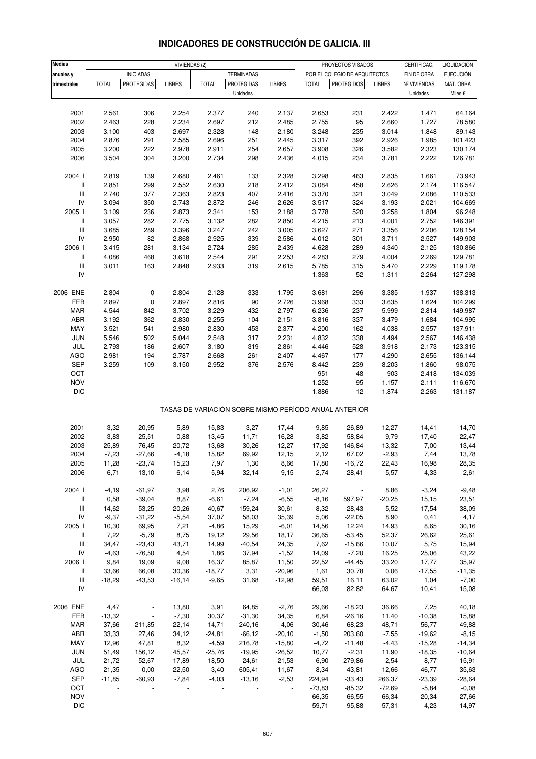# INDICADORES DE CONSTRUCCIÓN DE GALICIA. III

| Medias anuales y trimestrales | VIVIENDAS (2) | | | | | | PROYECTOS VISADOS POR EL COLEGIO DE ARQUITECTOS | | | CERTIFICAC. FIN DE OBRA | LIQUIDACIÓN EJECUCIÓN |
|---|---|---|---|---|---|---|---|---|---|---|---|
| | INICIADAS | | | TERMINADAS | | | | | | | |
| | TOTAL | PROTEGIDAS | LIBRES | TOTAL | PROTEGIDAS | LIBRES | TOTAL | PROTEGIDOS | LIBRES | Nº VIVIENDAS | MAT. OBRA |
| | Unidades | | | | | | | | | Unidades | Miles € |
| 2001 | 2.561 | 306 | 2.254 | 2.377 | 240 | 2.137 | 2.653 | 231 | 2.422 | 1.471 | 64.164 |
| 2002 | 2.463 | 228 | 2.234 | 2.697 | 212 | 2.485 | 2.755 | 95 | 2.660 | 1.727 | 78.580 |
| 2003 | 3.100 | 403 | 2.697 | 2.328 | 148 | 2.180 | 3.248 | 235 | 3.014 | 1.848 | 89.143 |
| 2004 | 2.876 | 291 | 2.585 | 2.696 | 251 | 2.445 | 3.317 | 392 | 2.926 | 1.985 | 101.423 |
| 2005 | 3.200 | 222 | 2.978 | 2.911 | 254 | 2.657 | 3.908 | 326 | 3.582 | 2.323 | 130.174 |
| 2006 | 3.504 | 304 | 3.200 | 2.734 | 298 | 2.436 | 4.015 | 234 | 3.781 | 2.222 | 126.781 |
| 2004 I | 2.819 | 139 | 2.680 | 2.461 | 133 | 2.328 | 3.298 | 463 | 2.835 | 1.661 | 73.943 |
| II | 2.851 | 299 | 2.552 | 2.630 | 218 | 2.412 | 3.084 | 458 | 2.626 | 2.174 | 116.547 |
| III | 2.740 | 377 | 2.363 | 2.823 | 407 | 2.416 | 3.370 | 321 | 3.049 | 2.086 | 110.533 |
| IV | 3.094 | 350 | 2.743 | 2.872 | 246 | 2.626 | 3.517 | 324 | 3.193 | 2.021 | 104.669 |
| 2005 I | 3.109 | 236 | 2.873 | 2.341 | 153 | 2.188 | 3.778 | 520 | 3.258 | 1.804 | 96.248 |
| II | 3.057 | 282 | 2.775 | 3.132 | 282 | 2.850 | 4.215 | 213 | 4.001 | 2.752 | 146.391 |
| III | 3.685 | 289 | 3.396 | 3.247 | 242 | 3.005 | 3.627 | 271 | 3.356 | 2.206 | 128.154 |
| IV | 2.950 | 82 | 2.868 | 2.925 | 339 | 2.586 | 4.012 | 301 | 3.711 | 2.527 | 149.903 |
| 2006 I | 3.415 | 281 | 3.134 | 2.724 | 285 | 2.439 | 4.628 | 289 | 4.340 | 2.125 | 130.866 |
| II | 4.086 | 468 | 3.618 | 2.544 | 291 | 2.253 | 4.283 | 279 | 4.004 | 2.269 | 129.781 |
| III | 3.011 | 163 | 2.848 | 2.933 | 319 | 2.615 | 5.785 | 315 | 5.470 | 2.229 | 119.178 |
| IV | - | - | - | - | - | - | 1.363 | 52 | 1.311 | 2.264 | 127.298 |
| 2006 ENE | 2.804 | 0 | 2.804 | 2.128 | 333 | 1.795 | 3.681 | 296 | 3.385 | 1.937 | 138.313 |
| FEB | 2.897 | 0 | 2.897 | 2.816 | 90 | 2.726 | 3.968 | 333 | 3.635 | 1.624 | 104.299 |
| MAR | 4.544 | 842 | 3.702 | 3.229 | 432 | 2.797 | 6.236 | 237 | 5.999 | 2.814 | 149.987 |
| ABR | 3.192 | 362 | 2.830 | 2.255 | 104 | 2.151 | 3.816 | 337 | 3.479 | 1.684 | 104.995 |
| MAY | 3.521 | 541 | 2.980 | 2.830 | 453 | 2.377 | 4.200 | 162 | 4.038 | 2.557 | 137.911 |
| JUN | 5.546 | 502 | 5.044 | 2.548 | 317 | 2.231 | 4.832 | 338 | 4.494 | 2.567 | 146.438 |
| JUL | 2.793 | 186 | 2.607 | 3.180 | 319 | 2.861 | 4.446 | 528 | 3.918 | 2.173 | 123.315 |
| AGO | 2.981 | 194 | 2.787 | 2.668 | 261 | 2.407 | 4.467 | 177 | 4.290 | 2.655 | 136.144 |
| SEP | 3.259 | 109 | 3.150 | 2.952 | 376 | 2.576 | 8.442 | 239 | 8.203 | 1.860 | 98.075 |
| OCT | - | - | - | - | - | - | 951 | 48 | 903 | 2.418 | 134.039 |
| NOV | - | - | - | - | - | - | 1.252 | 95 | 1.157 | 2.111 | 116.670 |
| DIC | - | - | - | - | - | - | 1.886 | 12 | 1.874 | 2.263 | 131.187 |
| **TASAS DE VARIACIÓN SOBRE MISMO PERÍODO ANUAL ANTERIOR** | | | | | | | | | | | |
| 2001 | -3,32 | 20,95 | -5,89 | 15,83 | 3,27 | 17,44 | -9,85 | 26,89 | -12,27 | 14,41 | 14,70 |
| 2002 | -3,83 | -25,51 | -0,88 | 13,45 | -11,71 | 16,28 | 3,82 | -58,84 | 9,79 | 17,40 | 22,47 |
| 2003 | 25,89 | 76,45 | 20,72 | -13,68 | -30,26 | -12,27 | 17,92 | 146,84 | 13,32 | 7,00 | 13,44 |
| 2004 | -7,23 | -27,66 | -4,18 | 15,82 | 69,92 | 12,15 | 2,12 | 67,02 | -2,93 | 7,44 | 13,78 |
| 2005 | 11,28 | -23,74 | 15,23 | 7,97 | 1,30 | 8,66 | 17,80 | -16,72 | 22,43 | 16,98 | 28,35 |
| 2006 | 6,71 | 13,10 | 6,14 | -5,94 | 32,14 | -9,15 | 2,74 | -28,41 | 5,57 | -4,33 | -2,61 |
| 2004 I | -4,19 | -61,97 | 3,98 | 2,76 | 206,92 | -1,01 | 26,27 | - | 8,86 | -3,24 | -9,48 |
| II | 0,58 | -39,04 | 8,87 | -6,61 | -7,24 | -6,55 | -8,16 | 597,97 | -20,25 | 15,15 | 23,51 |
| III | -14,62 | 53,25 | -20,26 | 40,67 | 159,24 | 30,61 | -8,32 | -28,43 | -5,52 | 17,54 | 38,09 |
| IV | -9,37 | -31,22 | -5,54 | 37,07 | 58,03 | 35,39 | 5,06 | -22,05 | 8,90 | 0,41 | 4,17 |
| 2005 I | 10,30 | 69,95 | 7,21 | -4,86 | 15,29 | -6,01 | 14,56 | 12,24 | 14,93 | 8,65 | 30,16 |
| II | 7,22 | -5,79 | 8,75 | 19,12 | 29,56 | 18,17 | 36,65 | -53,45 | 52,37 | 26,62 | 25,61 |
| III | 34,47 | -23,43 | 43,71 | 14,99 | -40,54 | 24,35 | 7,62 | -15,66 | 10,07 | 5,75 | 15,94 |
| IV | -4,63 | -76,50 | 4,54 | 1,86 | 37,94 | -1,52 | 14,09 | -7,20 | 16,25 | 25,06 | 43,22 |
| 2006 I | 9,84 | 19,09 | 9,08 | 16,37 | 85,87 | 11,50 | 22,52 | -44,45 | 33,20 | 17,77 | 35,97 |
| II | 33,66 | 66,08 | 30,36 | -18,77 | 3,31 | -20,96 | 1,61 | 30,78 | 0,06 | -17,55 | -11,35 |
| III | -18,29 | -43,53 | -16,14 | -9,65 | 31,68 | -12,98 | 59,51 | 16,11 | 63,02 | 1,04 | -7,00 |
| IV | - | - | - | - | - | - | -66,03 | -82,82 | -64,67 | -10,41 | -15,08 |
| 2006 ENE | 4,47 | - | 13,80 | 3,91 | 64,85 | -2,76 | 29,66 | -18,23 | 36,66 | 7,25 | 40,18 |
| FEB | -13,32 | - | -7,30 | 30,37 | -31,30 | 34,35 | 6,84 | -26,16 | 11,40 | -10,38 | 15,88 |
| MAR | 37,66 | 211,85 | 22,14 | 14,71 | 240,16 | 4,06 | 30,46 | -68,23 | 48,71 | 56,77 | 49,88 |
| ABR | 33,33 | 27,46 | 34,12 | -24,81 | -66,12 | -20,10 | -1,50 | 203,60 | -7,55 | -19,62 | -8,15 |
| MAY | 12,96 | 47,81 | 8,32 | -4,59 | 216,78 | -15,80 | -4,72 | -11,48 | -4,43 | -15,28 | -14,34 |
| JUN | 51,49 | 156,12 | 45,57 | -25,76 | -19,95 | -26,52 | 10,77 | -2,31 | 11,90 | -18,35 | -10,64 |
| JUL | -21,72 | -52,67 | -17,89 | -18,50 | 24,61 | -21,53 | 6,90 | 279,86 | -2,54 | -8,77 | -15,91 |
| AGO | -21,35 | 0,00 | -22,50 | -3,40 | 605,41 | -11,67 | 8,34 | -43,81 | 12,66 | 46,77 | 35,63 |
| SEP | -11,85 | -60,93 | -7,84 | -4,03 | -13,16 | -2,53 | 224,94 | -33,43 | 266,37 | -23,39 | -28,64 |
| OCT | - | - | - | - | - | - | -73,83 | -85,32 | -72,69 | -5,84 | -0,08 |
| NOV | - | - | - | - | - | - | -66,35 | -66,55 | -66,34 | -20,34 | -27,66 |
| DIC | - | - | - | - | - | - | -59,71 | -95,88 | -57,31 | -4,23 | -14,97 |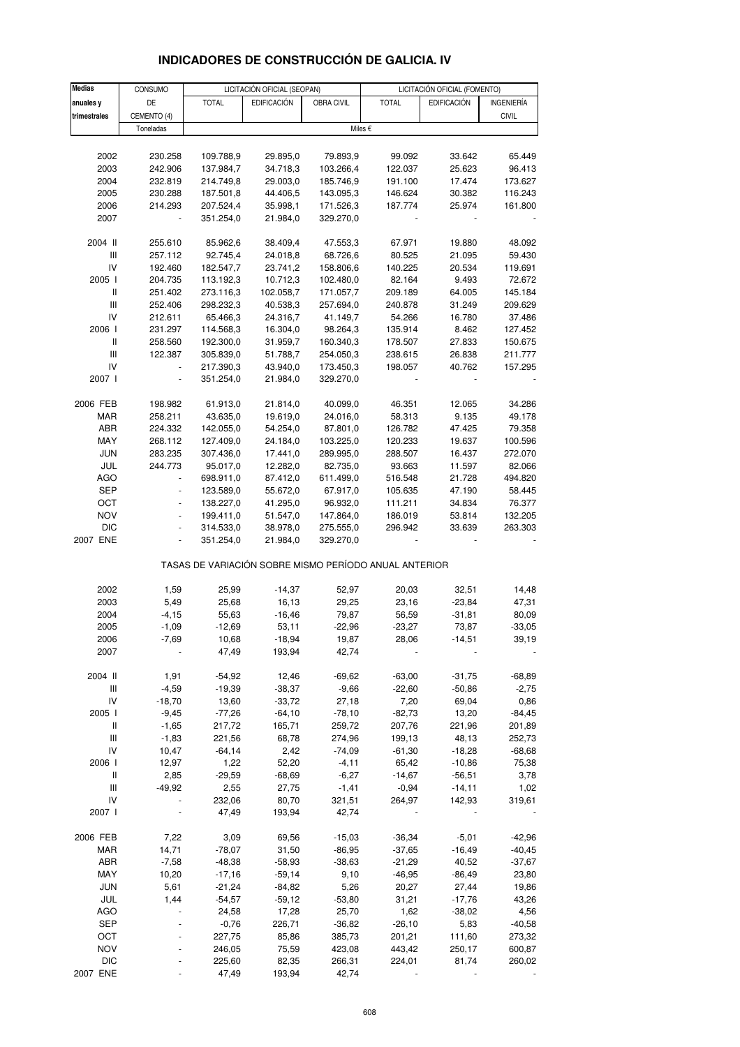# INDICADORES DE CONSTRUCCIÓN DE GALICIA. IV

| Medias anuales y trimestrales | CONSUMO DE CEMENTO (4) | LICITACIÓN OFICIAL (SEOPAN) | | | LICITACIÓN OFICIAL (FOMENTO) | | |
|---|---|---|---|---|---|---|---|
| | | TOTAL | EDIFICACIÓN | OBRA CIVIL | TOTAL | EDIFICACIÓN | INGENIERÍA CIVIL |
| | Toneladas | Miles € | | | | | |
| 2002 | 230.258 | 109.788,9 | 29.895,0 | 79.893,9 | 99.092 | 33.642 | 65.449 |
| 2003 | 242.906 | 137.984,7 | 34.718,3 | 103.266,4 | 122.037 | 25.623 | 96.413 |
| 2004 | 232.819 | 214.749,8 | 29.003,0 | 185.746,9 | 191.100 | 17.474 | 173.627 |
| 2005 | 230.288 | 187.501,8 | 44.406,5 | 143.095,3 | 146.624 | 30.382 | 116.243 |
| 2006 | 214.293 | 207.524,4 | 35.998,1 | 171.526,3 | 187.774 | 25.974 | 161.800 |
| 2007 | - | 351.254,0 | 21.984,0 | 329.270,0 | - | - | - |
| 2004 II | 255.610 | 85.962,6 | 38.409,4 | 47.553,3 | 67.971 | 19.880 | 48.092 |
| III | 257.112 | 92.745,4 | 24.018,8 | 68.726,6 | 80.525 | 21.095 | 59.430 |
| IV | 192.460 | 182.547,7 | 23.741,2 | 158.806,6 | 140.225 | 20.534 | 119.691 |
| 2005 I | 204.735 | 113.192,3 | 10.712,3 | 102.480,0 | 82.164 | 9.493 | 72.672 |
| II | 251.402 | 273.116,3 | 102.058,7 | 171.057,7 | 209.189 | 64.005 | 145.184 |
| III | 252.406 | 298.232,3 | 40.538,3 | 257.694,0 | 240.878 | 31.249 | 209.629 |
| IV | 212.611 | 65.466,3 | 24.316,7 | 41.149,7 | 54.266 | 16.780 | 37.486 |
| 2006 I | 231.297 | 114.568,3 | 16.304,0 | 98.264,3 | 135.914 | 8.462 | 127.452 |
| II | 258.560 | 192.300,0 | 31.959,7 | 160.340,3 | 178.507 | 27.833 | 150.675 |
| III | 122.387 | 305.839,0 | 51.788,7 | 254.050,3 | 238.615 | 26.838 | 211.777 |
| IV | - | 217.390,3 | 43.940,0 | 173.450,3 | 198.057 | 40.762 | 157.295 |
| 2007 I | - | 351.254,0 | 21.984,0 | 329.270,0 | - | - | - |
| 2006 FEB | 198.982 | 61.913,0 | 21.814,0 | 40.099,0 | 46.351 | 12.065 | 34.286 |
| MAR | 258.211 | 43.635,0 | 19.619,0 | 24.016,0 | 58.313 | 9.135 | 49.178 |
| ABR | 224.332 | 142.055,0 | 54.254,0 | 87.801,0 | 126.782 | 47.425 | 79.358 |
| MAY | 268.112 | 127.409,0 | 24.184,0 | 103.225,0 | 120.233 | 19.637 | 100.596 |
| JUN | 283.235 | 307.436,0 | 17.441,0 | 289.995,0 | 288.507 | 16.437 | 272.070 |
| JUL | 244.773 | 95.017,0 | 12.282,0 | 82.735,0 | 93.663 | 11.597 | 82.066 |
| AGO | - | 698.911,0 | 87.412,0 | 611.499,0 | 516.548 | 21.728 | 494.820 |
| SEP | - | 123.589,0 | 55.672,0 | 67.917,0 | 105.635 | 47.190 | 58.445 |
| OCT | - | 138.227,0 | 41.295,0 | 96.932,0 | 111.211 | 34.834 | 76.377 |
| NOV | - | 199.411,0 | 51.547,0 | 147.864,0 | 186.019 | 53.814 | 132.205 |
| DIC | - | 314.533,0 | 38.978,0 | 275.555,0 | 296.942 | 33.639 | 263.303 |
| 2007 ENE | - | 351.254,0 | 21.984,0 | 329.270,0 | - | - | - |

TASAS DE VARIACIÓN SOBRE MISMO PERÍODO ANUAL ANTERIOR

| | CONSUMO DE CEMENTO | SEOPAN TOTAL | SEOPAN EDIFICACIÓN | SEOPAN OBRA CIVIL | FOMENTO TOTAL | FOMENTO EDIFICACIÓN | FOMENTO INGENIERÍA CIVIL |
|---|---|---|---|---|---|---|---|
| 2002 | 1,59 | 25,99 | -14,37 | 52,97 | 20,03 | 32,51 | 14,48 |
| 2003 | 5,49 | 25,68 | 16,13 | 29,25 | 23,16 | -23,84 | 47,31 |
| 2004 | -4,15 | 55,63 | -16,46 | 79,87 | 56,59 | -31,81 | 80,09 |
| 2005 | -1,09 | -12,69 | 53,11 | -22,96 | -23,27 | 73,87 | -33,05 |
| 2006 | -7,69 | 10,68 | -18,94 | 19,87 | 28,06 | -14,51 | 39,19 |
| 2007 | - | 47,49 | 193,94 | 42,74 | - | - | - |
| 2004 II | 1,91 | -54,92 | 12,46 | -69,62 | -63,00 | -31,75 | -68,89 |
| III | -4,59 | -19,39 | -38,37 | -9,66 | -22,60 | -50,86 | -2,75 |
| IV | -18,70 | 13,60 | -33,72 | 27,18 | 7,20 | 69,04 | 0,86 |
| 2005 I | -9,45 | -77,26 | -64,10 | -78,10 | -82,73 | 13,20 | -84,45 |
| II | -1,65 | 217,72 | 165,71 | 259,72 | 207,76 | 221,96 | 201,89 |
| III | -1,83 | 221,56 | 68,78 | 274,96 | 199,13 | 48,13 | 252,73 |
| IV | 10,47 | -64,14 | 2,42 | -74,09 | -61,30 | -18,28 | -68,68 |
| 2006 I | 12,97 | 1,22 | 52,20 | -4,11 | 65,42 | -10,86 | 75,38 |
| II | 2,85 | -29,59 | -68,69 | -6,27 | -14,67 | -56,51 | 3,78 |
| III | -49,92 | 2,55 | 27,75 | -1,41 | -0,94 | -14,11 | 1,02 |
| IV | - | 232,06 | 80,70 | 321,51 | 264,97 | 142,93 | 319,61 |
| 2007 I | - | 47,49 | 193,94 | 42,74 | - | - | - |
| 2006 FEB | 7,22 | 3,09 | 69,56 | -15,03 | -36,34 | -5,01 | -42,96 |
| MAR | 14,71 | -78,07 | 31,50 | -86,95 | -37,65 | -16,49 | -40,45 |
| ABR | -7,58 | -48,38 | -58,93 | -38,63 | -21,29 | 40,52 | -37,67 |
| MAY | 10,20 | -17,16 | -59,14 | 9,10 | -46,95 | -86,49 | 23,80 |
| JUN | 5,61 | -21,24 | -84,82 | 5,26 | 20,27 | 27,44 | 19,86 |
| JUL | 1,44 | -54,57 | -59,12 | -53,80 | 31,21 | -17,76 | 43,26 |
| AGO | - | 24,58 | 17,28 | 25,70 | 1,62 | -38,02 | 4,56 |
| SEP | - | -0,76 | 226,71 | -36,82 | -26,10 | 5,83 | -40,58 |
| OCT | - | 227,75 | 85,86 | 385,73 | 201,21 | 111,60 | 273,32 |
| NOV | - | 246,05 | 75,59 | 423,08 | 443,42 | 250,17 | 600,87 |
| DIC | - | 225,60 | 82,35 | 266,31 | 224,01 | 81,74 | 260,02 |
| 2007 ENE | - | 47,49 | 193,94 | 42,74 | - | - | - |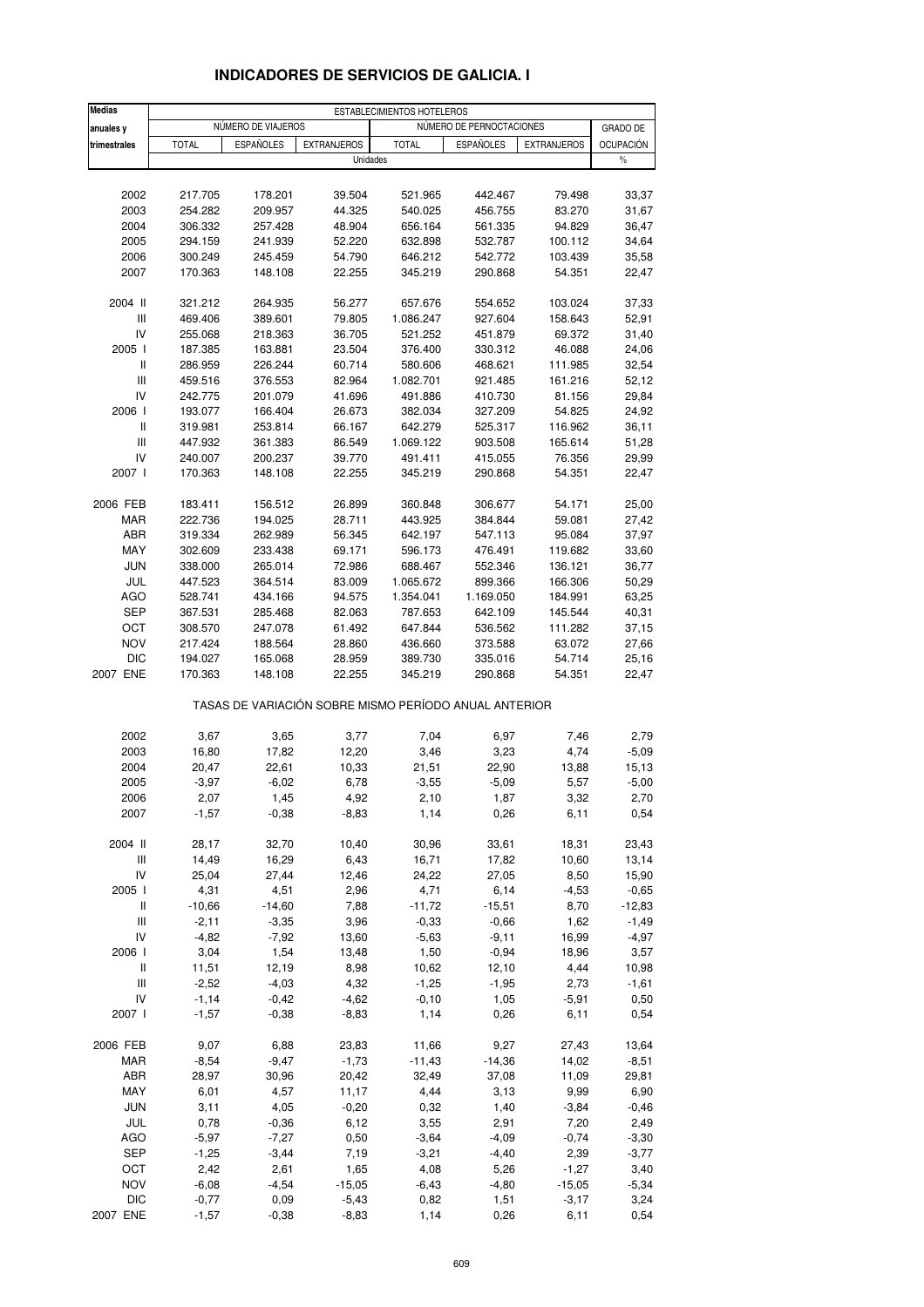# INDICADORES DE SERVICIOS DE GALICIA. I

| Medias anuales y trimestrales | ESTABLECIMIENTOS HOTELEROS | | | | | | |
|---|---|---|---|---|---|---|---|
| | NÚMERO DE VIAJEROS | | | NÚMERO DE PERNOCTACIONES | | | GRADO DE OCUPACIÓN |
| | TOTAL | ESPAÑOLES | EXTRANJEROS | TOTAL | ESPAÑOLES | EXTRANJEROS | |
| | Unidades | | | | | | % |
| 2002 | 217.705 | 178.201 | 39.504 | 521.965 | 442.467 | 79.498 | 33,37 |
| 2003 | 254.282 | 209.957 | 44.325 | 540.025 | 456.755 | 83.270 | 31,67 |
| 2004 | 306.332 | 257.428 | 48.904 | 656.164 | 561.335 | 94.829 | 36,47 |
| 2005 | 294.159 | 241.939 | 52.220 | 632.898 | 532.787 | 100.112 | 34,64 |
| 2006 | 300.249 | 245.459 | 54.790 | 646.212 | 542.772 | 103.439 | 35,58 |
| 2007 | 170.363 | 148.108 | 22.255 | 345.219 | 290.868 | 54.351 | 22,47 |
| 2004 II | 321.212 | 264.935 | 56.277 | 657.676 | 554.652 | 103.024 | 37,33 |
| III | 469.406 | 389.601 | 79.805 | 1.086.247 | 927.604 | 158.643 | 52,91 |
| IV | 255.068 | 218.363 | 36.705 | 521.252 | 451.879 | 69.372 | 31,40 |
| 2005 I | 187.385 | 163.881 | 23.504 | 376.400 | 330.312 | 46.088 | 24,06 |
| II | 286.959 | 226.244 | 60.714 | 580.606 | 468.621 | 111.985 | 32,54 |
| III | 459.516 | 376.553 | 82.964 | 1.082.701 | 921.485 | 161.216 | 52,12 |
| IV | 242.775 | 201.079 | 41.696 | 491.886 | 410.730 | 81.156 | 29,84 |
| 2006 I | 193.077 | 166.404 | 26.673 | 382.034 | 327.209 | 54.825 | 24,92 |
| II | 319.981 | 253.814 | 66.167 | 642.279 | 525.317 | 116.962 | 36,11 |
| III | 447.932 | 361.383 | 86.549 | 1.069.122 | 903.508 | 165.614 | 51,28 |
| IV | 240.007 | 200.237 | 39.770 | 491.411 | 415.055 | 76.356 | 29,99 |
| 2007 I | 170.363 | 148.108 | 22.255 | 345.219 | 290.868 | 54.351 | 22,47 |
| 2006 FEB | 183.411 | 156.512 | 26.899 | 360.848 | 306.677 | 54.171 | 25,00 |
| MAR | 222.736 | 194.025 | 28.711 | 443.925 | 384.844 | 59.081 | 27,42 |
| ABR | 319.334 | 262.989 | 56.345 | 642.197 | 547.113 | 95.084 | 37,97 |
| MAY | 302.609 | 233.438 | 69.171 | 596.173 | 476.491 | 119.682 | 33,60 |
| JUN | 338.000 | 265.014 | 72.986 | 688.467 | 552.346 | 136.121 | 36,77 |
| JUL | 447.523 | 364.514 | 83.009 | 1.065.672 | 899.366 | 166.306 | 50,29 |
| AGO | 528.741 | 434.166 | 94.575 | 1.354.041 | 1.169.050 | 184.991 | 63,25 |
| SEP | 367.531 | 285.468 | 82.063 | 787.653 | 642.109 | 145.544 | 40,31 |
| OCT | 308.570 | 247.078 | 61.492 | 647.844 | 536.562 | 111.282 | 37,15 |
| NOV | 217.424 | 188.564 | 28.860 | 436.660 | 373.588 | 63.072 | 27,66 |
| DIC | 194.027 | 165.068 | 28.959 | 389.730 | 335.016 | 54.714 | 25,16 |
| 2007 ENE | 170.363 | 148.108 | 22.255 | 345.219 | 290.868 | 54.351 | 22,47 |
| | TASAS DE VARIACIÓN SOBRE MISMO PERÍODO ANUAL ANTERIOR | | | | | | |
| 2002 | 3,67 | 3,65 | 3,77 | 7,04 | 6,97 | 7,46 | 2,79 |
| 2003 | 16,80 | 17,82 | 12,20 | 3,46 | 3,23 | 4,74 | -5,09 |
| 2004 | 20,47 | 22,61 | 10,33 | 21,51 | 22,90 | 13,88 | 15,13 |
| 2005 | -3,97 | -6,02 | 6,78 | -3,55 | -5,09 | 5,57 | -5,00 |
| 2006 | 2,07 | 1,45 | 4,92 | 2,10 | 1,87 | 3,32 | 2,70 |
| 2007 | -1,57 | -0,38 | -8,83 | 1,14 | 0,26 | 6,11 | 0,54 |
| 2004 II | 28,17 | 32,70 | 10,40 | 30,96 | 33,61 | 18,31 | 23,43 |
| III | 14,49 | 16,29 | 6,43 | 16,71 | 17,82 | 10,60 | 13,14 |
| IV | 25,04 | 27,44 | 12,46 | 24,22 | 27,05 | 8,50 | 15,90 |
| 2005 I | 4,31 | 4,51 | 2,96 | 4,71 | 6,14 | -4,53 | -0,65 |
| II | -10,66 | -14,60 | 7,88 | -11,72 | -15,51 | 8,70 | -12,83 |
| III | -2,11 | -3,35 | 3,96 | -0,33 | -0,66 | 1,62 | -1,49 |
| IV | -4,82 | -7,92 | 13,60 | -5,63 | -9,11 | 16,99 | -4,97 |
| 2006 I | 3,04 | 1,54 | 13,48 | 1,50 | -0,94 | 18,96 | 3,57 |
| II | 11,51 | 12,19 | 8,98 | 10,62 | 12,10 | 4,44 | 10,98 |
| III | -2,52 | -4,03 | 4,32 | -1,25 | -1,95 | 2,73 | -1,61 |
| IV | -1,14 | -0,42 | -4,62 | -0,10 | 1,05 | -5,91 | 0,50 |
| 2007 I | -1,57 | -0,38 | -8,83 | 1,14 | 0,26 | 6,11 | 0,54 |
| 2006 FEB | 9,07 | 6,88 | 23,83 | 11,66 | 9,27 | 27,43 | 13,64 |
| MAR | -8,54 | -9,47 | -1,73 | -11,43 | -14,36 | 14,02 | -8,51 |
| ABR | 28,97 | 30,96 | 20,42 | 32,49 | 37,08 | 11,09 | 29,81 |
| MAY | 6,01 | 4,57 | 11,17 | 4,44 | 3,13 | 9,99 | 6,90 |
| JUN | 3,11 | 4,05 | -0,20 | 0,32 | 1,40 | -3,84 | -0,46 |
| JUL | 0,78 | -0,36 | 6,12 | 3,55 | 2,91 | 7,20 | 2,49 |
| AGO | -5,97 | -7,27 | 0,50 | -3,64 | -4,09 | -0,74 | -3,30 |
| SEP | -1,25 | -3,44 | 7,19 | -3,21 | -4,40 | 2,39 | -3,77 |
| OCT | 2,42 | 2,61 | 1,65 | 4,08 | 5,26 | -1,27 | 3,40 |
| NOV | -6,08 | -4,54 | -15,05 | -6,43 | -4,80 | -15,05 | -5,34 |
| DIC | -0,77 | 0,09 | -5,43 | 0,82 | 1,51 | -3,17 | 3,24 |
| 2007 ENE | -1,57 | -0,38 | -8,83 | 1,14 | 0,26 | 6,11 | 0,54 |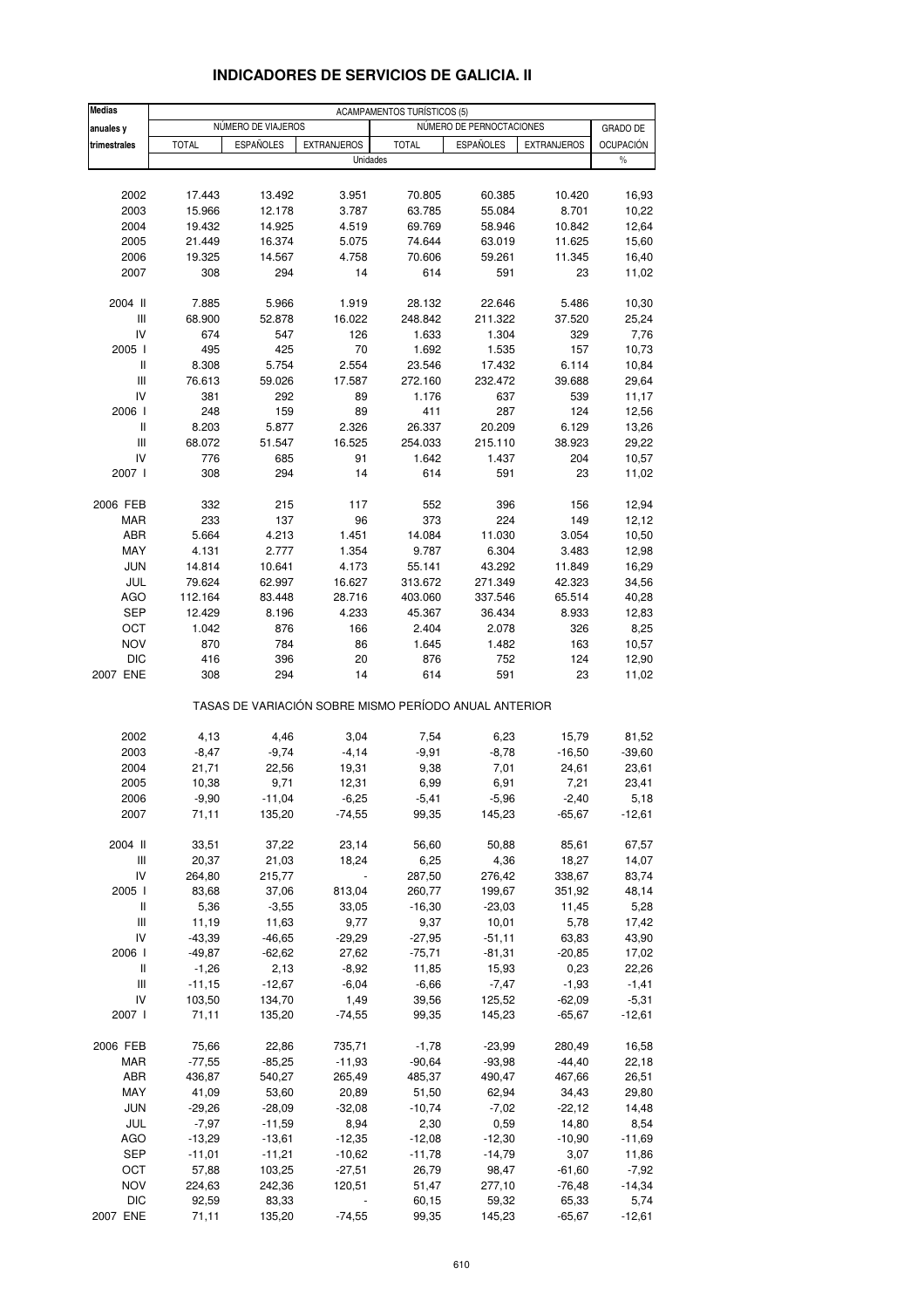## INDICADORES DE SERVICIOS DE GALICIA. II

| Medias anuales y trimestrales | ACAMPAMENTOS TURÍSTICOS (5) | | | | | | |
|---|---|---|---|---|---|---|---|
| | NÚMERO DE VIAJEROS | | | NÚMERO DE PERNOCTACIONES | | | GRADO DE OCUPACIÓN |
| | TOTAL | ESPAÑOLES | EXTRANJEROS | TOTAL | ESPAÑOLES | EXTRANJEROS | |
| | Unidades | | | | | | % |
| 2002 | 17.443 | 13.492 | 3.951 | 70.805 | 60.385 | 10.420 | 16,93 |
| 2003 | 15.966 | 12.178 | 3.787 | 63.785 | 55.084 | 8.701 | 10,22 |
| 2004 | 19.432 | 14.925 | 4.519 | 69.769 | 58.946 | 10.842 | 12,64 |
| 2005 | 21.449 | 16.374 | 5.075 | 74.644 | 63.019 | 11.625 | 15,60 |
| 2006 | 19.325 | 14.567 | 4.758 | 70.606 | 59.261 | 11.345 | 16,40 |
| 2007 | 308 | 294 | 14 | 614 | 591 | 23 | 11,02 |
| 2004 II | 7.885 | 5.966 | 1.919 | 28.132 | 22.646 | 5.486 | 10,30 |
| III | 68.900 | 52.878 | 16.022 | 248.842 | 211.322 | 37.520 | 25,24 |
| IV | 674 | 547 | 126 | 1.633 | 1.304 | 329 | 7,76 |
| 2005 I | 495 | 425 | 70 | 1.692 | 1.535 | 157 | 10,73 |
| II | 8.308 | 5.754 | 2.554 | 23.546 | 17.432 | 6.114 | 10,84 |
| III | 76.613 | 59.026 | 17.587 | 272.160 | 232.472 | 39.688 | 29,64 |
| IV | 381 | 292 | 89 | 1.176 | 637 | 539 | 11,17 |
| 2006 I | 248 | 159 | 89 | 411 | 287 | 124 | 12,56 |
| II | 8.203 | 5.877 | 2.326 | 26.337 | 20.209 | 6.129 | 13,26 |
| III | 68.072 | 51.547 | 16.525 | 254.033 | 215.110 | 38.923 | 29,22 |
| IV | 776 | 685 | 91 | 1.642 | 1.437 | 204 | 10,57 |
| 2007 I | 308 | 294 | 14 | 614 | 591 | 23 | 11,02 |
| 2006 FEB | 332 | 215 | 117 | 552 | 396 | 156 | 12,94 |
| MAR | 233 | 137 | 96 | 373 | 224 | 149 | 12,12 |
| ABR | 5.664 | 4.213 | 1.451 | 14.084 | 11.030 | 3.054 | 10,50 |
| MAY | 4.131 | 2.777 | 1.354 | 9.787 | 6.304 | 3.483 | 12,98 |
| JUN | 14.814 | 10.641 | 4.173 | 55.141 | 43.292 | 11.849 | 16,29 |
| JUL | 79.624 | 62.997 | 16.627 | 313.672 | 271.349 | 42.323 | 34,56 |
| AGO | 112.164 | 83.448 | 28.716 | 403.060 | 337.546 | 65.514 | 40,28 |
| SEP | 12.429 | 8.196 | 4.233 | 45.367 | 36.434 | 8.933 | 12,83 |
| OCT | 1.042 | 876 | 166 | 2.404 | 2.078 | 326 | 8,25 |
| NOV | 870 | 784 | 86 | 1.645 | 1.482 | 163 | 10,57 |
| DIC | 416 | 396 | 20 | 876 | 752 | 124 | 12,90 |
| 2007 ENE | 308 | 294 | 14 | 614 | 591 | 23 | 11,02 |
| | TASAS DE VARIACIÓN SOBRE MISMO PERÍODO ANUAL ANTERIOR | | | | | | |
| 2002 | 4,13 | 4,46 | 3,04 | 7,54 | 6,23 | 15,79 | 81,52 |
| 2003 | -8,47 | -9,74 | -4,14 | -9,91 | -8,78 | -16,50 | -39,60 |
| 2004 | 21,71 | 22,56 | 19,31 | 9,38 | 7,01 | 24,61 | 23,61 |
| 2005 | 10,38 | 9,71 | 12,31 | 6,99 | 6,91 | 7,21 | 23,41 |
| 2006 | -9,90 | -11,04 | -6,25 | -5,41 | -5,96 | -2,40 | 5,18 |
| 2007 | 71,11 | 135,20 | -74,55 | 99,35 | 145,23 | -65,67 | -12,61 |
| 2004 II | 33,51 | 37,22 | 23,14 | 56,60 | 50,88 | 85,61 | 67,57 |
| III | 20,37 | 21,03 | 18,24 | 6,25 | 4,36 | 18,27 | 14,07 |
| IV | 264,80 | 215,77 | - | 287,50 | 276,42 | 338,67 | 83,74 |
| 2005 I | 83,68 | 37,06 | 813,04 | 260,77 | 199,67 | 351,92 | 48,14 |
| II | 5,36 | -3,55 | 33,05 | -16,30 | -23,03 | 11,45 | 5,28 |
| III | 11,19 | 11,63 | 9,77 | 9,37 | 10,01 | 5,78 | 17,42 |
| IV | -43,39 | -46,65 | -29,29 | -27,95 | -51,11 | 63,83 | 43,90 |
| 2006 I | -49,87 | -62,62 | 27,62 | -75,71 | -81,31 | -20,85 | 17,02 |
| II | -1,26 | 2,13 | -8,92 | 11,85 | 15,93 | 0,23 | 22,26 |
| III | -11,15 | -12,67 | -6,04 | -6,66 | -7,47 | -1,93 | -1,41 |
| IV | 103,50 | 134,70 | 1,49 | 39,56 | 125,52 | -62,09 | -5,31 |
| 2007 I | 71,11 | 135,20 | -74,55 | 99,35 | 145,23 | -65,67 | -12,61 |
| 2006 FEB | 75,66 | 22,86 | 735,71 | -1,78 | -23,99 | 280,49 | 16,58 |
| MAR | -77,55 | -85,25 | -11,93 | -90,64 | -93,98 | -44,40 | 22,18 |
| ABR | 436,87 | 540,27 | 265,49 | 485,37 | 490,47 | 467,66 | 26,51 |
| MAY | 41,09 | 53,60 | 20,89 | 51,50 | 62,94 | 34,43 | 29,80 |
| JUN | -29,26 | -28,09 | -32,08 | -10,74 | -7,02 | -22,12 | 14,48 |
| JUL | -7,97 | -11,59 | 8,94 | 2,30 | 0,59 | 14,80 | 8,54 |
| AGO | -13,29 | -13,61 | -12,35 | -12,08 | -12,30 | -10,90 | -11,69 |
| SEP | -11,01 | -11,21 | -10,62 | -11,78 | -14,79 | 3,07 | 11,86 |
| OCT | 57,88 | 103,25 | -27,51 | 26,79 | 98,47 | -61,60 | -7,92 |
| NOV | 224,63 | 242,36 | 120,51 | 51,47 | 277,10 | -76,48 | -14,34 |
| DIC | 92,59 | 83,33 | - | 60,15 | 59,32 | 65,33 | 5,74 |
| 2007 ENE | 71,11 | 135,20 | -74,55 | 99,35 | 145,23 | -65,67 | -12,61 |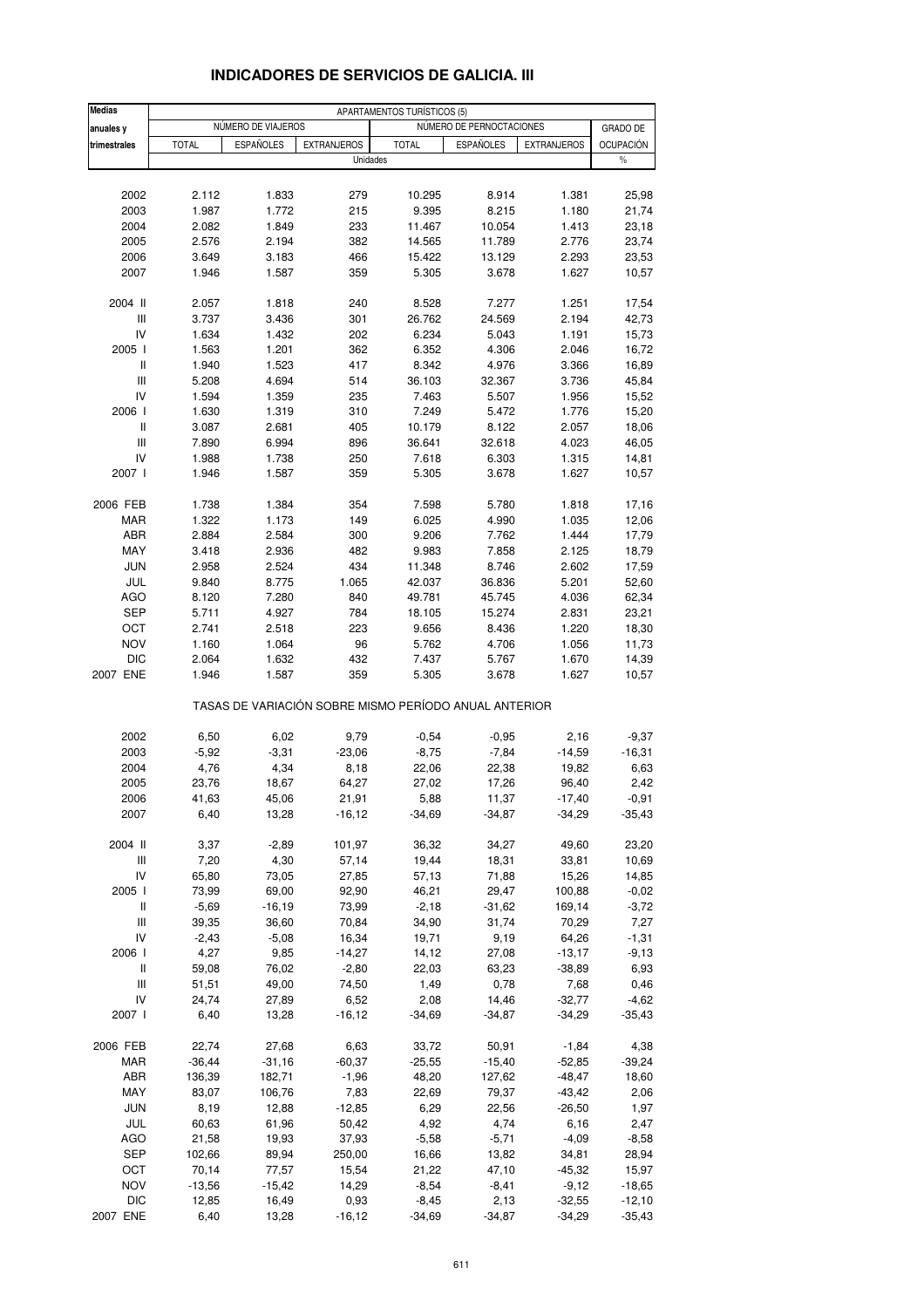# INDICADORES DE SERVICIOS DE GALICIA. III

| Medias anuales y trimestrales | APARTAMENTOS TURÍSTICOS (5) | | | | | | |
|---|---|---|---|---|---|---|---|
| | NÚMERO DE VIAJEROS | | | NÚMERO DE PERNOCTACIONES | | | GRADO DE OCUPACIÓN |
| | TOTAL | ESPAÑOLES | EXTRANJEROS | TOTAL | ESPAÑOLES | EXTRANJEROS | |
| | Unidades | | | | | | % |
| 2002 | 2.112 | 1.833 | 279 | 10.295 | 8.914 | 1.381 | 25,98 |
| 2003 | 1.987 | 1.772 | 215 | 9.395 | 8.215 | 1.180 | 21,74 |
| 2004 | 2.082 | 1.849 | 233 | 11.467 | 10.054 | 1.413 | 23,18 |
| 2005 | 2.576 | 2.194 | 382 | 14.565 | 11.789 | 2.776 | 23,74 |
| 2006 | 3.649 | 3.183 | 466 | 15.422 | 13.129 | 2.293 | 23,53 |
| 2007 | 1.946 | 1.587 | 359 | 5.305 | 3.678 | 1.627 | 10,57 |
| 2004 II | 2.057 | 1.818 | 240 | 8.528 | 7.277 | 1.251 | 17,54 |
| III | 3.737 | 3.436 | 301 | 26.762 | 24.569 | 2.194 | 42,73 |
| IV | 1.634 | 1.432 | 202 | 6.234 | 5.043 | 1.191 | 15,73 |
| 2005 I | 1.563 | 1.201 | 362 | 6.352 | 4.306 | 2.046 | 16,72 |
| II | 1.940 | 1.523 | 417 | 8.342 | 4.976 | 3.366 | 16,89 |
| III | 5.208 | 4.694 | 514 | 36.103 | 32.367 | 3.736 | 45,84 |
| IV | 1.594 | 1.359 | 235 | 7.463 | 5.507 | 1.956 | 15,52 |
| 2006 I | 1.630 | 1.319 | 310 | 7.249 | 5.472 | 1.776 | 15,20 |
| II | 3.087 | 2.681 | 405 | 10.179 | 8.122 | 2.057 | 18,06 |
| III | 7.890 | 6.994 | 896 | 36.641 | 32.618 | 4.023 | 46,05 |
| IV | 1.988 | 1.738 | 250 | 7.618 | 6.303 | 1.315 | 14,81 |
| 2007 I | 1.946 | 1.587 | 359 | 5.305 | 3.678 | 1.627 | 10,57 |
| 2006 FEB | 1.738 | 1.384 | 354 | 7.598 | 5.780 | 1.818 | 17,16 |
| MAR | 1.322 | 1.173 | 149 | 6.025 | 4.990 | 1.035 | 12,06 |
| ABR | 2.884 | 2.584 | 300 | 9.206 | 7.762 | 1.444 | 17,79 |
| MAY | 3.418 | 2.936 | 482 | 9.983 | 7.858 | 2.125 | 18,79 |
| JUN | 2.958 | 2.524 | 434 | 11.348 | 8.746 | 2.602 | 17,59 |
| JUL | 9.840 | 8.775 | 1.065 | 42.037 | 36.836 | 5.201 | 52,60 |
| AGO | 8.120 | 7.280 | 840 | 49.781 | 45.745 | 4.036 | 62,34 |
| SEP | 5.711 | 4.927 | 784 | 18.105 | 15.274 | 2.831 | 23,21 |
| OCT | 2.741 | 2.518 | 223 | 9.656 | 8.436 | 1.220 | 18,30 |
| NOV | 1.160 | 1.064 | 96 | 5.762 | 4.706 | 1.056 | 11,73 |
| DIC | 2.064 | 1.632 | 432 | 7.437 | 5.767 | 1.670 | 14,39 |
| 2007 ENE | 1.946 | 1.587 | 359 | 5.305 | 3.678 | 1.627 | 10,57 |
| | TASAS DE VARIACIÓN SOBRE MISMO PERÍODO ANUAL ANTERIOR | | | | | | |
| 2002 | 6,50 | 6,02 | 9,79 | -0,54 | -0,95 | 2,16 | -9,37 |
| 2003 | -5,92 | -3,31 | -23,06 | -8,75 | -7,84 | -14,59 | -16,31 |
| 2004 | 4,76 | 4,34 | 8,18 | 22,06 | 22,38 | 19,82 | 6,63 |
| 2005 | 23,76 | 18,67 | 64,27 | 27,02 | 17,26 | 96,40 | 2,42 |
| 2006 | 41,63 | 45,06 | 21,91 | 5,88 | 11,37 | -17,40 | -0,91 |
| 2007 | 6,40 | 13,28 | -16,12 | -34,69 | -34,87 | -34,29 | -35,43 |
| 2004 II | 3,37 | -2,89 | 101,97 | 36,32 | 34,27 | 49,60 | 23,20 |
| III | 7,20 | 4,30 | 57,14 | 19,44 | 18,31 | 33,81 | 10,69 |
| IV | 65,80 | 73,05 | 27,85 | 57,13 | 71,88 | 15,26 | 14,85 |
| 2005 I | 73,99 | 69,00 | 92,90 | 46,21 | 29,47 | 100,88 | -0,02 |
| II | -5,69 | -16,19 | 73,99 | -2,18 | -31,62 | 169,14 | -3,72 |
| III | 39,35 | 36,60 | 70,84 | 34,90 | 31,74 | 70,29 | 7,27 |
| IV | -2,43 | -5,08 | 16,34 | 19,71 | 9,19 | 64,26 | -1,31 |
| 2006 I | 4,27 | 9,85 | -14,27 | 14,12 | 27,08 | -13,17 | -9,13 |
| II | 59,08 | 76,02 | -2,80 | 22,03 | 63,23 | -38,89 | 6,93 |
| III | 51,51 | 49,00 | 74,50 | 1,49 | 0,78 | 7,68 | 0,46 |
| IV | 24,74 | 27,89 | 6,52 | 2,08 | 14,46 | -32,77 | -4,62 |
| 2007 I | 6,40 | 13,28 | -16,12 | -34,69 | -34,87 | -34,29 | -35,43 |
| 2006 FEB | 22,74 | 27,68 | 6,63 | 33,72 | 50,91 | -1,84 | 4,38 |
| MAR | -36,44 | -31,16 | -60,37 | -25,55 | -15,40 | -52,85 | -39,24 |
| ABR | 136,39 | 182,71 | -1,96 | 48,20 | 127,62 | -48,47 | 18,60 |
| MAY | 83,07 | 106,76 | 7,83 | 22,69 | 79,37 | -43,42 | 2,06 |
| JUN | 8,19 | 12,88 | -12,85 | 6,29 | 22,56 | -26,50 | 1,97 |
| JUL | 60,63 | 61,96 | 50,42 | 4,92 | 4,74 | 6,16 | 2,47 |
| AGO | 21,58 | 19,93 | 37,93 | -5,58 | -5,71 | -4,09 | -8,58 |
| SEP | 102,66 | 89,94 | 250,00 | 16,66 | 13,82 | 34,81 | 28,94 |
| OCT | 70,14 | 77,57 | 15,54 | 21,22 | 47,10 | -45,32 | 15,97 |
| NOV | -13,56 | -15,42 | 14,29 | -8,54 | -8,41 | -9,12 | -18,65 |
| DIC | 12,85 | 16,49 | 0,93 | -8,45 | 2,13 | -32,55 | -12,10 |
| 2007 ENE | 6,40 | 13,28 | -16,12 | -34,69 | -34,87 | -34,29 | -35,43 |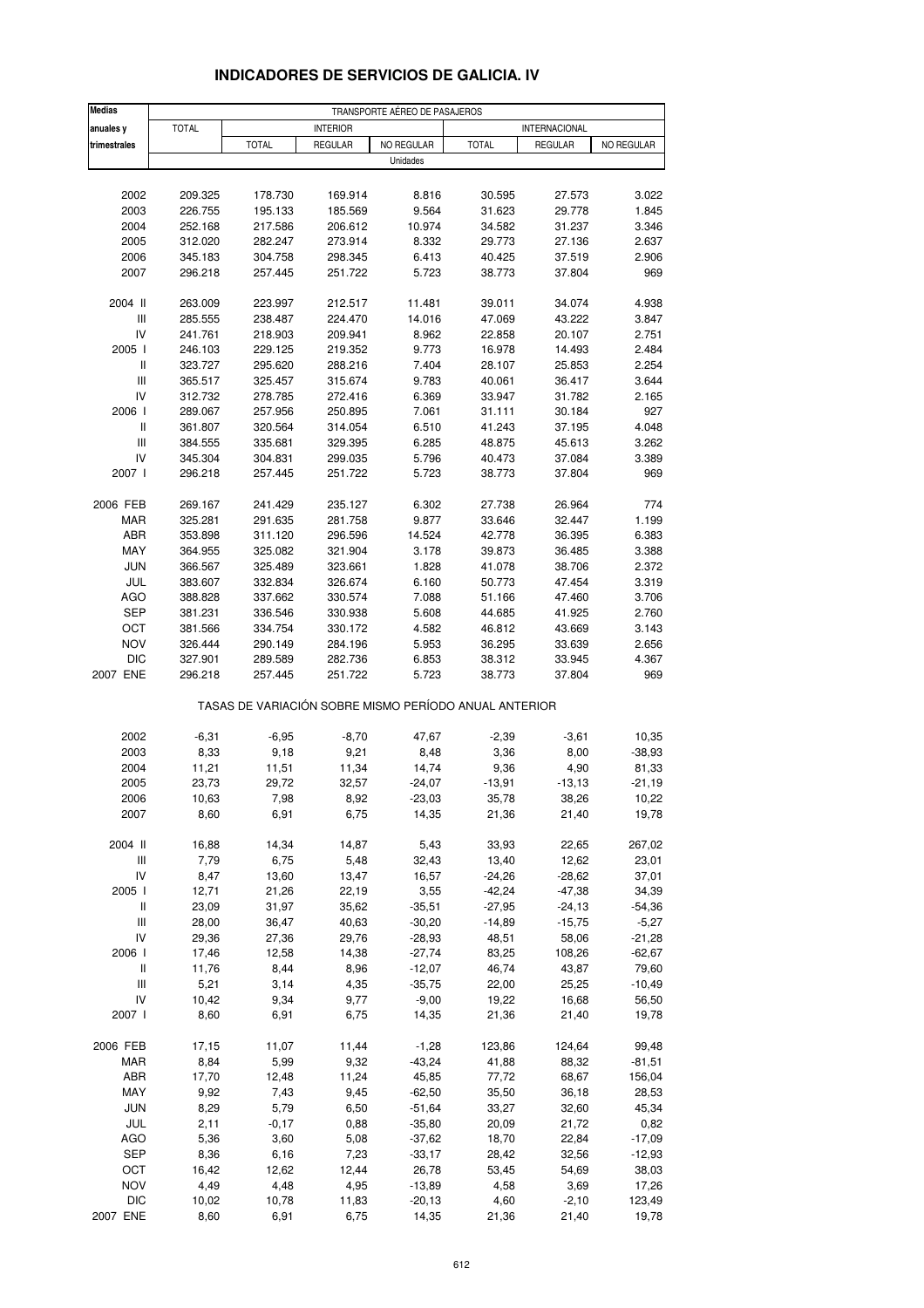## INDICADORES DE SERVICIOS DE GALICIA. IV

| Medias anuales y trimestrales | TRANSPORTE AÉREO DE PASAJEROS | | | | | | |
|---|---|---|---|---|---|---|---|
| | TOTAL | INTERIOR | | | INTERNACIONAL | | |
| | | TOTAL | REGULAR | NO REGULAR | TOTAL | REGULAR | NO REGULAR |
| | Unidades | | | | | | |
| 2002 | 209.325 | 178.730 | 169.914 | 8.816 | 30.595 | 27.573 | 3.022 |
| 2003 | 226.755 | 195.133 | 185.569 | 9.564 | 31.623 | 29.778 | 1.845 |
| 2004 | 252.168 | 217.586 | 206.612 | 10.974 | 34.582 | 31.237 | 3.346 |
| 2005 | 312.020 | 282.247 | 273.914 | 8.332 | 29.773 | 27.136 | 2.637 |
| 2006 | 345.183 | 304.758 | 298.345 | 6.413 | 40.425 | 37.519 | 2.906 |
| 2007 | 296.218 | 257.445 | 251.722 | 5.723 | 38.773 | 37.804 | 969 |
| 2004 II | 263.009 | 223.997 | 212.517 | 11.481 | 39.011 | 34.074 | 4.938 |
| III | 285.555 | 238.487 | 224.470 | 14.016 | 47.069 | 43.222 | 3.847 |
| IV | 241.761 | 218.903 | 209.941 | 8.962 | 22.858 | 20.107 | 2.751 |
| 2005 I | 246.103 | 229.125 | 219.352 | 9.773 | 16.978 | 14.493 | 2.484 |
| II | 323.727 | 295.620 | 288.216 | 7.404 | 28.107 | 25.853 | 2.254 |
| III | 365.517 | 325.457 | 315.674 | 9.783 | 40.061 | 36.417 | 3.644 |
| IV | 312.732 | 278.785 | 272.416 | 6.369 | 33.947 | 31.782 | 2.165 |
| 2006 I | 289.067 | 257.956 | 250.895 | 7.061 | 31.111 | 30.184 | 927 |
| II | 361.807 | 320.564 | 314.054 | 6.510 | 41.243 | 37.195 | 4.048 |
| III | 384.555 | 335.681 | 329.395 | 6.285 | 48.875 | 45.613 | 3.262 |
| IV | 345.304 | 304.831 | 299.035 | 5.796 | 40.473 | 37.084 | 3.389 |
| 2007 I | 296.218 | 257.445 | 251.722 | 5.723 | 38.773 | 37.804 | 969 |
| 2006 FEB | 269.167 | 241.429 | 235.127 | 6.302 | 27.738 | 26.964 | 774 |
| MAR | 325.281 | 291.635 | 281.758 | 9.877 | 33.646 | 32.447 | 1.199 |
| ABR | 353.898 | 311.120 | 296.596 | 14.524 | 42.778 | 36.395 | 6.383 |
| MAY | 364.955 | 325.082 | 321.904 | 3.178 | 39.873 | 36.485 | 3.388 |
| JUN | 366.567 | 325.489 | 323.661 | 1.828 | 41.078 | 38.706 | 2.372 |
| JUL | 383.607 | 332.834 | 326.674 | 6.160 | 50.773 | 47.454 | 3.319 |
| AGO | 388.828 | 337.662 | 330.574 | 7.088 | 51.166 | 47.460 | 3.706 |
| SEP | 381.231 | 336.546 | 330.938 | 5.608 | 44.685 | 41.925 | 2.760 |
| OCT | 381.566 | 334.754 | 330.172 | 4.582 | 46.812 | 43.669 | 3.143 |
| NOV | 326.444 | 290.149 | 284.196 | 5.953 | 36.295 | 33.639 | 2.656 |
| DIC | 327.901 | 289.589 | 282.736 | 6.853 | 38.312 | 33.945 | 4.367 |
| 2007 ENE | 296.218 | 257.445 | 251.722 | 5.723 | 38.773 | 37.804 | 969 |
| | TASAS DE VARIACIÓN SOBRE MISMO PERÍODO ANUAL ANTERIOR | | | | | | |
| 2002 | -6,31 | -6,95 | -8,70 | 47,67 | -2,39 | -3,61 | 10,35 |
| 2003 | 8,33 | 9,18 | 9,21 | 8,48 | 3,36 | 8,00 | -38,93 |
| 2004 | 11,21 | 11,51 | 11,34 | 14,74 | 9,36 | 4,90 | 81,33 |
| 2005 | 23,73 | 29,72 | 32,57 | -24,07 | -13,91 | -13,13 | -21,19 |
| 2006 | 10,63 | 7,98 | 8,92 | -23,03 | 35,78 | 38,26 | 10,22 |
| 2007 | 8,60 | 6,91 | 6,75 | 14,35 | 21,36 | 21,40 | 19,78 |
| 2004 II | 16,88 | 14,34 | 14,87 | 5,43 | 33,93 | 22,65 | 267,02 |
| III | 7,79 | 6,75 | 5,48 | 32,43 | 13,40 | 12,62 | 23,01 |
| IV | 8,47 | 13,60 | 13,47 | 16,57 | -24,26 | -28,62 | 37,01 |
| 2005 I | 12,71 | 21,26 | 22,19 | 3,55 | -42,24 | -47,38 | 34,39 |
| II | 23,09 | 31,97 | 35,62 | -35,51 | -27,95 | -24,13 | -54,36 |
| III | 28,00 | 36,47 | 40,63 | -30,20 | -14,89 | -15,75 | -5,27 |
| IV | 29,36 | 27,36 | 29,76 | -28,93 | 48,51 | 58,06 | -21,28 |
| 2006 I | 17,46 | 12,58 | 14,38 | -27,74 | 83,25 | 108,26 | -62,67 |
| II | 11,76 | 8,44 | 8,96 | -12,07 | 46,74 | 43,87 | 79,60 |
| III | 5,21 | 3,14 | 4,35 | -35,75 | 22,00 | 25,25 | -10,49 |
| IV | 10,42 | 9,34 | 9,77 | -9,00 | 19,22 | 16,68 | 56,50 |
| 2007 I | 8,60 | 6,91 | 6,75 | 14,35 | 21,36 | 21,40 | 19,78 |
| 2006 FEB | 17,15 | 11,07 | 11,44 | -1,28 | 123,86 | 124,64 | 99,48 |
| MAR | 8,84 | 5,99 | 9,32 | -43,24 | 41,88 | 88,32 | -81,51 |
| ABR | 17,70 | 12,48 | 11,24 | 45,85 | 77,72 | 68,67 | 156,04 |
| MAY | 9,92 | 7,43 | 9,45 | -62,50 | 35,50 | 36,18 | 28,53 |
| JUN | 8,29 | 5,79 | 6,50 | -51,64 | 33,27 | 32,60 | 45,34 |
| JUL | 2,11 | -0,17 | 0,88 | -35,80 | 20,09 | 21,72 | 0,82 |
| AGO | 5,36 | 3,60 | 5,08 | -37,62 | 18,70 | 22,84 | -17,09 |
| SEP | 8,36 | 6,16 | 7,23 | -33,17 | 28,42 | 32,56 | -12,93 |
| OCT | 16,42 | 12,62 | 12,44 | 26,78 | 53,45 | 54,69 | 38,03 |
| NOV | 4,49 | 4,48 | 4,95 | -13,89 | 4,58 | 3,69 | 17,26 |
| DIC | 10,02 | 10,78 | 11,83 | -20,13 | 4,60 | -2,10 | 123,49 |
| 2007 ENE | 8,60 | 6,91 | 6,75 | 14,35 | 21,36 | 21,40 | 19,78 |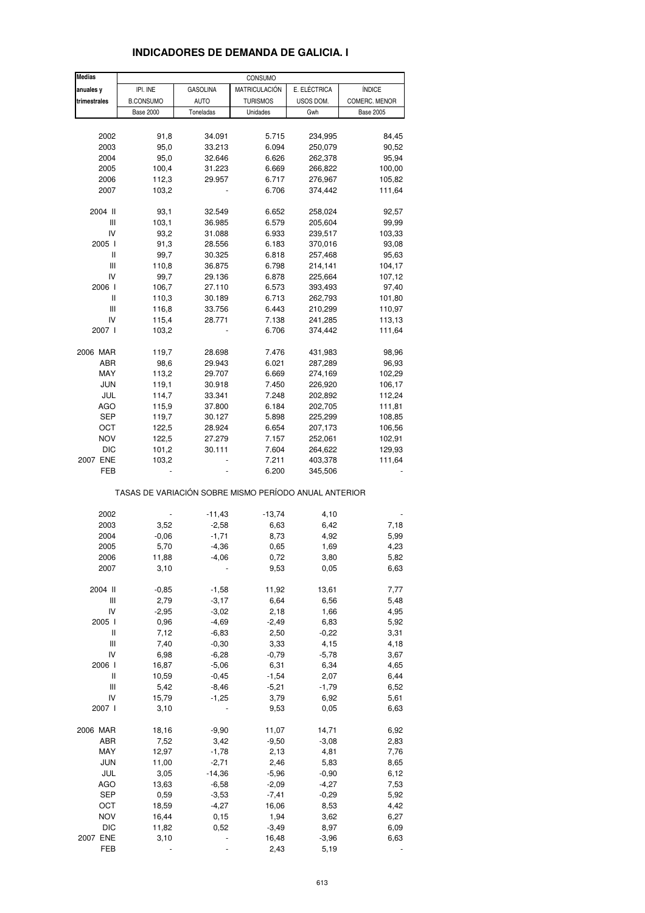# INDICADORES DE DEMANDA DE GALICIA. I

| Medias anuales y trimestrales | CONSUMO | | | | |
|---|---|---|---|---|---|
| | IPI. INE B.CONSUMO | GASOLINA AUTO | MATRICULACIÓN TURISMOS | E. ELÉCTRICA USOS DOM. | ÍNDICE COMERC. MENOR |
| | Base 2000 | Toneladas | Unidades | Gwh | Base 2005 |
| 2002 | 91,8 | 34.091 | 5.715 | 234,995 | 84,45 |
| 2003 | 95,0 | 33.213 | 6.094 | 250,079 | 90,52 |
| 2004 | 95,0 | 32.646 | 6.626 | 262,378 | 95,94 |
| 2005 | 100,4 | 31.223 | 6.669 | 266,822 | 100,00 |
| 2006 | 112,3 | 29.957 | 6.717 | 276,967 | 105,82 |
| 2007 | 103,2 | - | 6.706 | 374,442 | 111,64 |
| 2004 II | 93,1 | 32.549 | 6.652 | 258,024 | 92,57 |
| III | 103,1 | 36.985 | 6.579 | 205,604 | 99,99 |
| IV | 93,2 | 31.088 | 6.933 | 239,517 | 103,33 |
| 2005 I | 91,3 | 28.556 | 6.183 | 370,016 | 93,08 |
| II | 99,7 | 30.325 | 6.818 | 257,468 | 95,63 |
| III | 110,8 | 36.875 | 6.798 | 214,141 | 104,17 |
| IV | 99,7 | 29.136 | 6.878 | 225,664 | 107,12 |
| 2006 I | 106,7 | 27.110 | 6.573 | 393,493 | 97,40 |
| II | 110,3 | 30.189 | 6.713 | 262,793 | 101,80 |
| III | 116,8 | 33.756 | 6.443 | 210,299 | 110,97 |
| IV | 115,4 | 28.771 | 7.138 | 241,285 | 113,13 |
| 2007 I | 103,2 | - | 6.706 | 374,442 | 111,64 |
| 2006 MAR | 119,7 | 28.698 | 7.476 | 431,983 | 98,96 |
| ABR | 98,6 | 29.943 | 6.021 | 287,289 | 96,93 |
| MAY | 113,2 | 29.707 | 6.669 | 274,169 | 102,29 |
| JUN | 119,1 | 30.918 | 7.450 | 226,920 | 106,17 |
| JUL | 114,7 | 33.341 | 7.248 | 202,892 | 112,24 |
| AGO | 115,9 | 37.800 | 6.184 | 202,705 | 111,81 |
| SEP | 119,7 | 30.127 | 5.898 | 225,299 | 108,85 |
| OCT | 122,5 | 28.924 | 6.654 | 207,173 | 106,56 |
| NOV | 122,5 | 27.279 | 7.157 | 252,061 | 102,91 |
| DIC | 101,2 | 30.111 | 7.604 | 264,622 | 129,93 |
| 2007 ENE | 103,2 | - | 7.211 | 403,378 | 111,64 |
| FEB | - | - | 6.200 | 345,506 | - |

TASAS DE VARIACIÓN SOBRE MISMO PERÍODO ANUAL ANTERIOR

| | IPI. INE B.CONSUMO | GASOLINA AUTO | MATRICULACIÓN TURISMOS | E. ELÉCTRICA USOS DOM. | ÍNDICE COMERC. MENOR |
|---|---|---|---|---|---|
| 2002 | - | -11,43 | -13,74 | 4,10 | - |
| 2003 | 3,52 | -2,58 | 6,63 | 6,42 | 7,18 |
| 2004 | -0,06 | -1,71 | 8,73 | 4,92 | 5,99 |
| 2005 | 5,70 | -4,36 | 0,65 | 1,69 | 4,23 |
| 2006 | 11,88 | -4,06 | 0,72 | 3,80 | 5,82 |
| 2007 | 3,10 | - | 9,53 | 0,05 | 6,63 |
| 2004 II | -0,85 | -1,58 | 11,92 | 13,61 | 7,77 |
| III | 2,79 | -3,17 | 6,64 | 6,56 | 5,48 |
| IV | -2,95 | -3,02 | 2,18 | 1,66 | 4,95 |
| 2005 I | 0,96 | -4,69 | -2,49 | 6,83 | 5,92 |
| II | 7,12 | -6,83 | 2,50 | -0,22 | 3,31 |
| III | 7,40 | -0,30 | 3,33 | 4,15 | 4,18 |
| IV | 6,98 | -6,28 | -0,79 | -5,78 | 3,67 |
| 2006 I | 16,87 | -5,06 | 6,31 | 6,34 | 4,65 |
| II | 10,59 | -0,45 | -1,54 | 2,07 | 6,44 |
| III | 5,42 | -8,46 | -5,21 | -1,79 | 6,52 |
| IV | 15,79 | -1,25 | 3,79 | 6,92 | 5,61 |
| 2007 I | 3,10 | - | 9,53 | 0,05 | 6,63 |
| 2006 MAR | 18,16 | -9,90 | 11,07 | 14,71 | 6,92 |
| ABR | 7,52 | 3,42 | -9,50 | -3,08 | 2,83 |
| MAY | 12,97 | -1,78 | 2,13 | 4,81 | 7,76 |
| JUN | 11,00 | -2,71 | 2,46 | 5,83 | 8,65 |
| JUL | 3,05 | -14,36 | -5,96 | -0,90 | 6,12 |
| AGO | 13,63 | -6,58 | -2,09 | -4,27 | 7,53 |
| SEP | 0,59 | -3,53 | -7,41 | -0,29 | 5,92 |
| OCT | 18,59 | -4,27 | 16,06 | 8,53 | 4,42 |
| NOV | 16,44 | 0,15 | 1,94 | 3,62 | 6,27 |
| DIC | 11,82 | 0,52 | -3,49 | 8,97 | 6,09 |
| 2007 ENE | 3,10 | - | 16,48 | -3,96 | 6,63 |
| FEB | - | - | 2,43 | 5,19 | - |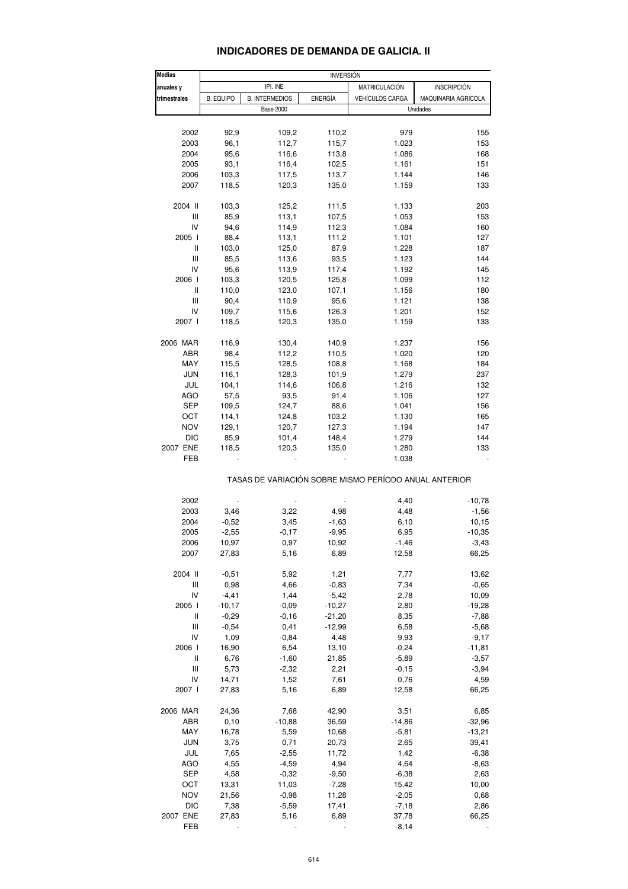# INDICADORES DE DEMANDA DE GALICIA. II

| Medias anuales y trimestrales | INVERSIÓN | | | | |
|---|---|---|---|---|---|
| | IPI. INE | | | MATRICULACIÓN | INSCRIPCIÓN |
| | B. EQUIPO | B. INTERMEDIOS | ENERGÍA | VEHÍCULOS CARGA | MAQUINARIA AGRICOLA |
| | Base 2000 | | | Unidades | |
| 2002 | 92,9 | 109,2 | 110,2 | 979 | 155 |
| 2003 | 96,1 | 112,7 | 115,7 | 1.023 | 153 |
| 2004 | 95,6 | 116,6 | 113,8 | 1.086 | 168 |
| 2005 | 93,1 | 116,4 | 102,5 | 1.161 | 151 |
| 2006 | 103,3 | 117,5 | 113,7 | 1.144 | 146 |
| 2007 | 118,5 | 120,3 | 135,0 | 1.159 | 133 |
| 2004 II | 103,3 | 125,2 | 111,5 | 1.133 | 203 |
| III | 85,9 | 113,1 | 107,5 | 1.053 | 153 |
| IV | 94,6 | 114,9 | 112,3 | 1.084 | 160 |
| 2005 I | 88,4 | 113,1 | 111,2 | 1.101 | 127 |
| II | 103,0 | 125,0 | 87,9 | 1.228 | 187 |
| III | 85,5 | 113,6 | 93,5 | 1.123 | 144 |
| IV | 95,6 | 113,9 | 117,4 | 1.192 | 145 |
| 2006 I | 103,3 | 120,5 | 125,8 | 1.099 | 112 |
| II | 110,0 | 123,0 | 107,1 | 1.156 | 180 |
| III | 90,4 | 110,9 | 95,6 | 1.121 | 138 |
| IV | 109,7 | 115,6 | 126,3 | 1.201 | 152 |
| 2007 I | 118,5 | 120,3 | 135,0 | 1.159 | 133 |
| 2006 MAR | 116,9 | 130,4 | 140,9 | 1.237 | 156 |
| ABR | 98,4 | 112,2 | 110,5 | 1.020 | 120 |
| MAY | 115,5 | 128,5 | 108,8 | 1.168 | 184 |
| JUN | 116,1 | 128,3 | 101,9 | 1.279 | 237 |
| JUL | 104,1 | 114,6 | 106,8 | 1.216 | 132 |
| AGO | 57,5 | 93,5 | 91,4 | 1.106 | 127 |
| SEP | 109,5 | 124,7 | 88,6 | 1.041 | 156 |
| OCT | 114,1 | 124,8 | 103,2 | 1.130 | 165 |
| NOV | 129,1 | 120,7 | 127,3 | 1.194 | 147 |
| DIC | 85,9 | 101,4 | 148,4 | 1.279 | 144 |
| 2007 ENE | 118,5 | 120,3 | 135,0 | 1.280 | 133 |
| FEB | - | - | - | 1.038 | - |
| | TASAS DE VARIACIÓN SOBRE MISMO PERÍODO ANUAL ANTERIOR | | | | |
| 2002 | - | - | - | 4,40 | -10,78 |
| 2003 | 3,46 | 3,22 | 4,98 | 4,48 | -1,56 |
| 2004 | -0,52 | 3,45 | -1,63 | 6,10 | 10,15 |
| 2005 | -2,55 | -0,17 | -9,95 | 6,95 | -10,35 |
| 2006 | 10,97 | 0,97 | 10,92 | -1,46 | -3,43 |
| 2007 | 27,83 | 5,16 | 6,89 | 12,58 | 66,25 |
| 2004 II | -0,51 | 5,92 | 1,21 | 7,77 | 13,62 |
| III | 0,98 | 4,66 | -0,83 | 7,34 | -0,65 |
| IV | -4,41 | 1,44 | -5,42 | 2,78 | 10,09 |
| 2005 I | -10,17 | -0,09 | -10,27 | 2,80 | -19,28 |
| II | -0,29 | -0,16 | -21,20 | 8,35 | -7,88 |
| III | -0,54 | 0,41 | -12,99 | 6,58 | -5,68 |
| IV | 1,09 | -0,84 | 4,48 | 9,93 | -9,17 |
| 2006 I | 16,90 | 6,54 | 13,10 | -0,24 | -11,81 |
| II | 6,76 | -1,60 | 21,85 | -5,89 | -3,57 |
| III | 5,73 | -2,32 | 2,21 | -0,15 | -3,94 |
| IV | 14,71 | 1,52 | 7,61 | 0,76 | 4,59 |
| 2007 I | 27,83 | 5,16 | 6,89 | 12,58 | 66,25 |
| 2006 MAR | 24,36 | 7,68 | 42,90 | 3,51 | 6,85 |
| ABR | 0,10 | -10,88 | 36,59 | -14,86 | -32,96 |
| MAY | 16,78 | 5,59 | 10,68 | -5,81 | -13,21 |
| JUN | 3,75 | 0,71 | 20,73 | 2,65 | 39,41 |
| JUL | 7,65 | -2,55 | 11,72 | 1,42 | -6,38 |
| AGO | 4,55 | -4,59 | 4,94 | 4,64 | -8,63 |
| SEP | 4,58 | -0,32 | -9,50 | -6,38 | 2,63 |
| OCT | 13,31 | 11,03 | -7,28 | 15,42 | 10,00 |
| NOV | 21,56 | -0,98 | 11,28 | -2,05 | 0,68 |
| DIC | 7,38 | -5,59 | 17,41 | -7,18 | 2,86 |
| 2007 ENE | 27,83 | 5,16 | 6,89 | 37,78 | 66,25 |
| FEB | - | - | - | -8,14 | - |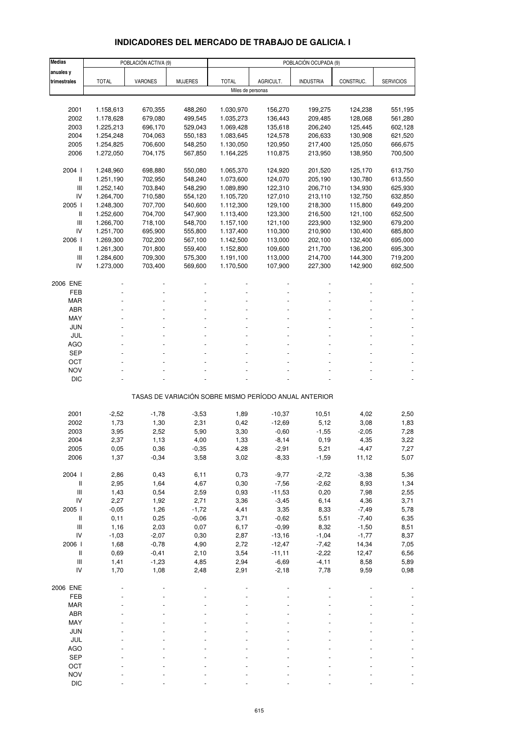# INDICADORES DEL MERCADO DE TRABAJO DE GALICIA. I

| Medias anuales y trimestrales | POBLACIÓN ACTIVA (9) | | | POBLACIÓN OCUPADA (9) | | | | |
|---|---|---|---|---|---|---|---|---|
| | TOTAL | VARONES | MUJERES | TOTAL | AGRICULT. | INDUSTRIA | CONSTRUC. | SERVICIOS |
| | Miles de personas | | | | | | | |
| 2001 | 1.158,613 | 670,355 | 488,260 | 1.030,970 | 156,270 | 199,275 | 124,238 | 551,195 |
| 2002 | 1.178,628 | 679,080 | 499,545 | 1.035,273 | 136,443 | 209,485 | 128,068 | 561,280 |
| 2003 | 1.225,213 | 696,170 | 529,043 | 1.069,428 | 135,618 | 206,240 | 125,445 | 602,128 |
| 2004 | 1.254,248 | 704,063 | 550,183 | 1.083,645 | 124,578 | 206,633 | 130,908 | 621,520 |
| 2005 | 1.254,825 | 706,600 | 548,250 | 1.130,050 | 120,950 | 217,400 | 125,050 | 666,675 |
| 2006 | 1.272,050 | 704,175 | 567,850 | 1.164,225 | 110,875 | 213,950 | 138,950 | 700,500 |
| 2004 I | 1.248,960 | 698,880 | 550,080 | 1.065,370 | 124,920 | 201,520 | 125,170 | 613,750 |
| II | 1.251,190 | 702,950 | 548,240 | 1.073,600 | 124,070 | 205,190 | 130,780 | 613,550 |
| III | 1.252,140 | 703,840 | 548,290 | 1.089,890 | 122,310 | 206,710 | 134,930 | 625,930 |
| IV | 1.264,700 | 710,580 | 554,120 | 1.105,720 | 127,010 | 213,110 | 132,750 | 632,850 |
| 2005 I | 1.248,300 | 707,700 | 540,600 | 1.112,300 | 129,100 | 218,300 | 115,800 | 649,200 |
| II | 1.252,600 | 704,700 | 547,900 | 1.113,400 | 123,300 | 216,500 | 121,100 | 652,500 |
| III | 1.266,700 | 718,100 | 548,700 | 1.157,100 | 121,100 | 223,900 | 132,900 | 679,200 |
| IV | 1.251,700 | 695,900 | 555,800 | 1.137,400 | 110,300 | 210,900 | 130,400 | 685,800 |
| 2006 I | 1.269,300 | 702,200 | 567,100 | 1.142,500 | 113,000 | 202,100 | 132,400 | 695,000 |
| II | 1.261,300 | 701,800 | 559,400 | 1.152,800 | 109,600 | 211,700 | 136,200 | 695,300 |
| III | 1.284,600 | 709,300 | 575,300 | 1.191,100 | 113,000 | 214,700 | 144,300 | 719,200 |
| IV | 1.273,000 | 703,400 | 569,600 | 1.170,500 | 107,900 | 227,300 | 142,900 | 692,500 |
| 2006 ENE | - | - | - | - | - | - | - | - |
| FEB | - | - | - | - | - | - | - | - |
| MAR | - | - | - | - | - | - | - | - |
| ABR | - | - | - | - | - | - | - | - |
| MAY | - | - | - | - | - | - | - | - |
| JUN | - | - | - | - | - | - | - | - |
| JUL | - | - | - | - | - | - | - | - |
| AGO | - | - | - | - | - | - | - | - |
| SEP | - | - | - | - | - | - | - | - |
| OCT | - | - | - | - | - | - | - | - |
| NOV | - | - | - | - | - | - | - | - |
| DIC | - | - | - | - | - | - | - | - |
| | TASAS DE VARIACIÓN SOBRE MISMO PERÍODO ANUAL ANTERIOR | | | | | | | |
| 2001 | -2,52 | -1,78 | -3,53 | 1,89 | -10,37 | 10,51 | 4,02 | 2,50 |
| 2002 | 1,73 | 1,30 | 2,31 | 0,42 | -12,69 | 5,12 | 3,08 | 1,83 |
| 2003 | 3,95 | 2,52 | 5,90 | 3,30 | -0,60 | -1,55 | -2,05 | 7,28 |
| 2004 | 2,37 | 1,13 | 4,00 | 1,33 | -8,14 | 0,19 | 4,35 | 3,22 |
| 2005 | 0,05 | 0,36 | -0,35 | 4,28 | -2,91 | 5,21 | -4,47 | 7,27 |
| 2006 | 1,37 | -0,34 | 3,58 | 3,02 | -8,33 | -1,59 | 11,12 | 5,07 |
| 2004 I | 2,86 | 0,43 | 6,11 | 0,73 | -9,77 | -2,72 | -3,38 | 5,36 |
| II | 2,95 | 1,64 | 4,67 | 0,30 | -7,56 | -2,62 | 8,93 | 1,34 |
| III | 1,43 | 0,54 | 2,59 | 0,93 | -11,53 | 0,20 | 7,98 | 2,55 |
| IV | 2,27 | 1,92 | 2,71 | 3,36 | -3,45 | 6,14 | 4,36 | 3,71 |
| 2005 I | -0,05 | 1,26 | -1,72 | 4,41 | 3,35 | 8,33 | -7,49 | 5,78 |
| II | 0,11 | 0,25 | -0,06 | 3,71 | -0,62 | 5,51 | -7,40 | 6,35 |
| III | 1,16 | 2,03 | 0,07 | 6,17 | -0,99 | 8,32 | -1,50 | 8,51 |
| IV | -1,03 | -2,07 | 0,30 | 2,87 | -13,16 | -1,04 | -1,77 | 8,37 |
| 2006 I | 1,68 | -0,78 | 4,90 | 2,72 | -12,47 | -7,42 | 14,34 | 7,05 |
| II | 0,69 | -0,41 | 2,10 | 3,54 | -11,11 | -2,22 | 12,47 | 6,56 |
| III | 1,41 | -1,23 | 4,85 | 2,94 | -6,69 | -4,11 | 8,58 | 5,89 |
| IV | 1,70 | 1,08 | 2,48 | 2,91 | -2,18 | 7,78 | 9,59 | 0,98 |
| 2006 ENE | - | - | - | - | - | - | - | - |
| FEB | - | - | - | - | - | - | - | - |
| MAR | - | - | - | - | - | - | - | - |
| ABR | - | - | - | - | - | - | - | - |
| MAY | - | - | - | - | - | - | - | - |
| JUN | - | - | - | - | - | - | - | - |
| JUL | - | - | - | - | - | - | - | - |
| AGO | - | - | - | - | - | - | - | - |
| SEP | - | - | - | - | - | - | - | - |
| OCT | - | - | - | - | - | - | - | - |
| NOV | - | - | - | - | - | - | - | - |
| DIC | - | - | - | - | - | - | - | - |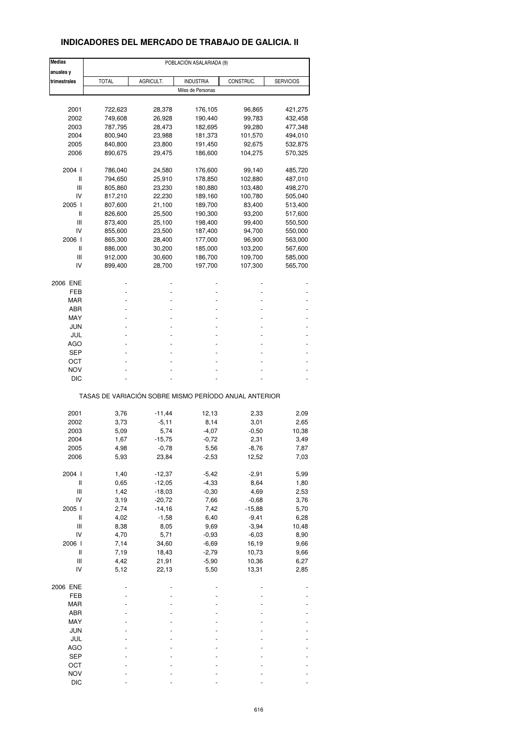## INDICADORES DEL MERCADO DE TRABAJO DE GALICIA. II

| Medias anuales y trimestrales | POBLACIÓN ASALARIADA (9) | | | | |
|---|---|---|---|---|---|
| | TOTAL | AGRICULT. | INDUSTRIA | CONSTRUC. | SERVICIOS |
| | Miles de Personas | | | | |
| 2001 | 722,623 | 28,378 | 176,105 | 96,865 | 421,275 |
| 2002 | 749,608 | 26,928 | 190,440 | 99,783 | 432,458 |
| 2003 | 787,795 | 28,473 | 182,695 | 99,280 | 477,348 |
| 2004 | 800,940 | 23,988 | 181,373 | 101,570 | 494,010 |
| 2005 | 840,800 | 23,800 | 191,450 | 92,675 | 532,875 |
| 2006 | 890,675 | 29,475 | 186,600 | 104,275 | 570,325 |
| 2004 I | 786,040 | 24,580 | 176,600 | 99,140 | 485,720 |
| II | 794,650 | 25,910 | 178,850 | 102,880 | 487,010 |
| III | 805,860 | 23,230 | 180,880 | 103,480 | 498,270 |
| IV | 817,210 | 22,230 | 189,160 | 100,780 | 505,040 |
| 2005 I | 807,600 | 21,100 | 189,700 | 83,400 | 513,400 |
| II | 826,600 | 25,500 | 190,300 | 93,200 | 517,600 |
| III | 873,400 | 25,100 | 198,400 | 99,400 | 550,500 |
| IV | 855,600 | 23,500 | 187,400 | 94,700 | 550,000 |
| 2006 I | 865,300 | 28,400 | 177,000 | 96,900 | 563,000 |
| II | 886,000 | 30,200 | 185,000 | 103,200 | 567,600 |
| III | 912,000 | 30,600 | 186,700 | 109,700 | 585,000 |
| IV | 899,400 | 28,700 | 197,700 | 107,300 | 565,700 |
| 2006 ENE | - | - | - | - | - |
| FEB | - | - | - | - | - |
| MAR | - | - | - | - | - |
| ABR | - | - | - | - | - |
| MAY | - | - | - | - | - |
| JUN | - | - | - | - | - |
| JUL | - | - | - | - | - |
| AGO | - | - | - | - | - |
| SEP | - | - | - | - | - |
| OCT | - | - | - | - | - |
| NOV | - | - | - | - | - |
| DIC | - | - | - | - | - |
| | TASAS DE VARIACIÓN SOBRE MISMO PERÍODO ANUAL ANTERIOR | | | | |
| 2001 | 3,76 | -11,44 | 12,13 | 2,33 | 2,09 |
| 2002 | 3,73 | -5,11 | 8,14 | 3,01 | 2,65 |
| 2003 | 5,09 | 5,74 | -4,07 | -0,50 | 10,38 |
| 2004 | 1,67 | -15,75 | -0,72 | 2,31 | 3,49 |
| 2005 | 4,98 | -0,78 | 5,56 | -8,76 | 7,87 |
| 2006 | 5,93 | 23,84 | -2,53 | 12,52 | 7,03 |
| 2004 I | 1,40 | -12,37 | -5,42 | -2,91 | 5,99 |
| II | 0,65 | -12,05 | -4,33 | 8,64 | 1,80 |
| III | 1,42 | -18,03 | -0,30 | 4,69 | 2,53 |
| IV | 3,19 | -20,72 | 7,66 | -0,68 | 3,76 |
| 2005 I | 2,74 | -14,16 | 7,42 | -15,88 | 5,70 |
| II | 4,02 | -1,58 | 6,40 | -9,41 | 6,28 |
| III | 8,38 | 8,05 | 9,69 | -3,94 | 10,48 |
| IV | 4,70 | 5,71 | -0,93 | -6,03 | 8,90 |
| 2006 I | 7,14 | 34,60 | -6,69 | 16,19 | 9,66 |
| II | 7,19 | 18,43 | -2,79 | 10,73 | 9,66 |
| III | 4,42 | 21,91 | -5,90 | 10,36 | 6,27 |
| IV | 5,12 | 22,13 | 5,50 | 13,31 | 2,85 |
| 2006 ENE | - | - | - | - | - |
| FEB | - | - | - | - | - |
| MAR | - | - | - | - | - |
| ABR | - | - | - | - | - |
| MAY | - | - | - | - | - |
| JUN | - | - | - | - | - |
| JUL | - | - | - | - | - |
| AGO | - | - | - | - | - |
| SEP | - | - | - | - | - |
| OCT | - | - | - | - | - |
| NOV | - | - | - | - | - |
| DIC | - | - | - | - | - |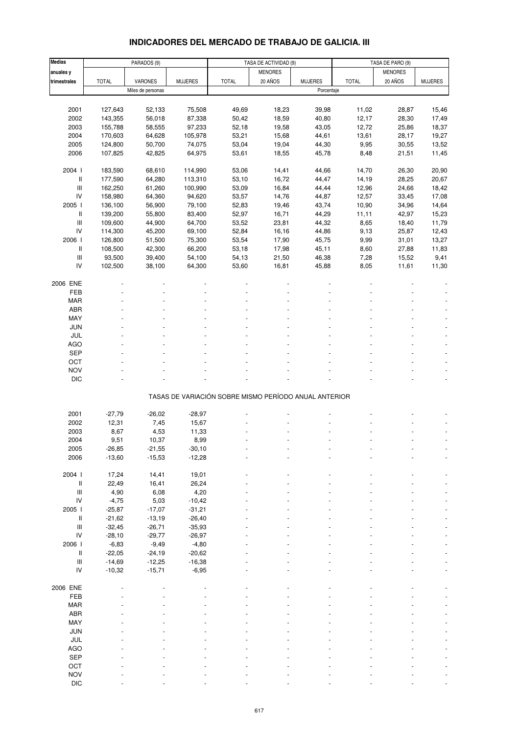## INDICADORES DEL MERCADO DE TRABAJO DE GALICIA. III

| Medias anuales y trimestrales | PARADOS (9) | | | TASA DE ACTIVIDAD (9) | | | TASA DE PARO (9) | | |
|---|---|---|---|---|---|---|---|---|---|
| | TOTAL | VARONES | MUJERES | TOTAL | MENORES 20 AÑOS | MUJERES | TOTAL | MENORES 20 AÑOS | MUJERES |
| | Miles de personas | | | Porcentaje | | | | | |
| 2001 | 127,643 | 52,133 | 75,508 | 49,69 | 18,23 | 39,98 | 11,02 | 28,87 | 15,46 |
| 2002 | 143,355 | 56,018 | 87,338 | 50,42 | 18,59 | 40,80 | 12,17 | 28,30 | 17,49 |
| 2003 | 155,788 | 58,555 | 97,233 | 52,18 | 19,58 | 43,05 | 12,72 | 25,86 | 18,37 |
| 2004 | 170,603 | 64,628 | 105,978 | 53,21 | 15,68 | 44,61 | 13,61 | 28,17 | 19,27 |
| 2005 | 124,800 | 50,700 | 74,075 | 53,04 | 19,04 | 44,30 | 9,95 | 30,55 | 13,52 |
| 2006 | 107,825 | 42,825 | 64,975 | 53,61 | 18,55 | 45,78 | 8,48 | 21,51 | 11,45 |
| 2004 I | 183,590 | 68,610 | 114,990 | 53,06 | 14,41 | 44,66 | 14,70 | 26,30 | 20,90 |
| II | 177,590 | 64,280 | 113,310 | 53,10 | 16,72 | 44,47 | 14,19 | 28,25 | 20,67 |
| III | 162,250 | 61,260 | 100,990 | 53,09 | 16,84 | 44,44 | 12,96 | 24,66 | 18,42 |
| IV | 158,980 | 64,360 | 94,620 | 53,57 | 14,76 | 44,87 | 12,57 | 33,45 | 17,08 |
| 2005 I | 136,100 | 56,900 | 79,100 | 52,83 | 19,46 | 43,74 | 10,90 | 34,96 | 14,64 |
| II | 139,200 | 55,800 | 83,400 | 52,97 | 16,71 | 44,29 | 11,11 | 42,97 | 15,23 |
| III | 109,600 | 44,900 | 64,700 | 53,52 | 23,81 | 44,32 | 8,65 | 18,40 | 11,79 |
| IV | 114,300 | 45,200 | 69,100 | 52,84 | 16,16 | 44,86 | 9,13 | 25,87 | 12,43 |
| 2006 I | 126,800 | 51,500 | 75,300 | 53,54 | 17,90 | 45,75 | 9,99 | 31,01 | 13,27 |
| II | 108,500 | 42,300 | 66,200 | 53,18 | 17,98 | 45,11 | 8,60 | 27,88 | 11,83 |
| III | 93,500 | 39,400 | 54,100 | 54,13 | 21,50 | 46,38 | 7,28 | 15,52 | 9,41 |
| IV | 102,500 | 38,100 | 64,300 | 53,60 | 16,81 | 45,88 | 8,05 | 11,61 | 11,30 |
| 2006 ENE | - | - | - | - | - | - | - | - | - |
| FEB | - | - | - | - | - | - | - | - | - |
| MAR | - | - | - | - | - | - | - | - | - |
| ABR | - | - | - | - | - | - | - | - | - |
| MAY | - | - | - | - | - | - | - | - | - |
| JUN | - | - | - | - | - | - | - | - | - |
| JUL | - | - | - | - | - | - | - | - | - |
| AGO | - | - | - | - | - | - | - | - | - |
| SEP | - | - | - | - | - | - | - | - | - |
| OCT | - | - | - | - | - | - | - | - | - |
| NOV | - | - | - | - | - | - | - | - | - |
| DIC | - | - | - | - | - | - | - | - | - |
| | TASAS DE VARIACIÓN SOBRE MISMO PERÍODO ANUAL ANTERIOR | | | | | | | | |
| 2001 | -27,79 | -26,02 | -28,97 | - | - | - | - | - | - |
| 2002 | 12,31 | 7,45 | 15,67 | - | - | - | - | - | - |
| 2003 | 8,67 | 4,53 | 11,33 | - | - | - | - | - | - |
| 2004 | 9,51 | 10,37 | 8,99 | - | - | - | - | - | - |
| 2005 | -26,85 | -21,55 | -30,10 | - | - | - | - | - | - |
| 2006 | -13,60 | -15,53 | -12,28 | - | - | - | - | - | - |
| 2004 I | 17,24 | 14,41 | 19,01 | - | - | - | - | - | - |
| II | 22,49 | 16,41 | 26,24 | - | - | - | - | - | - |
| III | 4,90 | 6,08 | 4,20 | - | - | - | - | - | - |
| IV | -4,75 | 5,03 | -10,42 | - | - | - | - | - | - |
| 2005 I | -25,87 | -17,07 | -31,21 | - | - | - | - | - | - |
| II | -21,62 | -13,19 | -26,40 | - | - | - | - | - | - |
| III | -32,45 | -26,71 | -35,93 | - | - | - | - | - | - |
| IV | -28,10 | -29,77 | -26,97 | - | - | - | - | - | - |
| 2006 I | -6,83 | -9,49 | -4,80 | - | - | - | - | - | - |
| II | -22,05 | -24,19 | -20,62 | - | - | - | - | - | - |
| III | -14,69 | -12,25 | -16,38 | - | - | - | - | - | - |
| IV | -10,32 | -15,71 | -6,95 | - | - | - | - | - | - |
| 2006 ENE | - | - | - | - | - | - | - | - | - |
| FEB | - | - | - | - | - | - | - | - | - |
| MAR | - | - | - | - | - | - | - | - | - |
| ABR | - | - | - | - | - | - | - | - | - |
| MAY | - | - | - | - | - | - | - | - | - |
| JUN | - | - | - | - | - | - | - | - | - |
| JUL | - | - | - | - | - | - | - | - | - |
| AGO | - | - | - | - | - | - | - | - | - |
| SEP | - | - | - | - | - | - | - | - | - |
| OCT | - | - | - | - | - | - | - | - | - |
| NOV | - | - | - | - | - | - | - | - | - |
| DIC | - | - | - | - | - | - | - | - | - |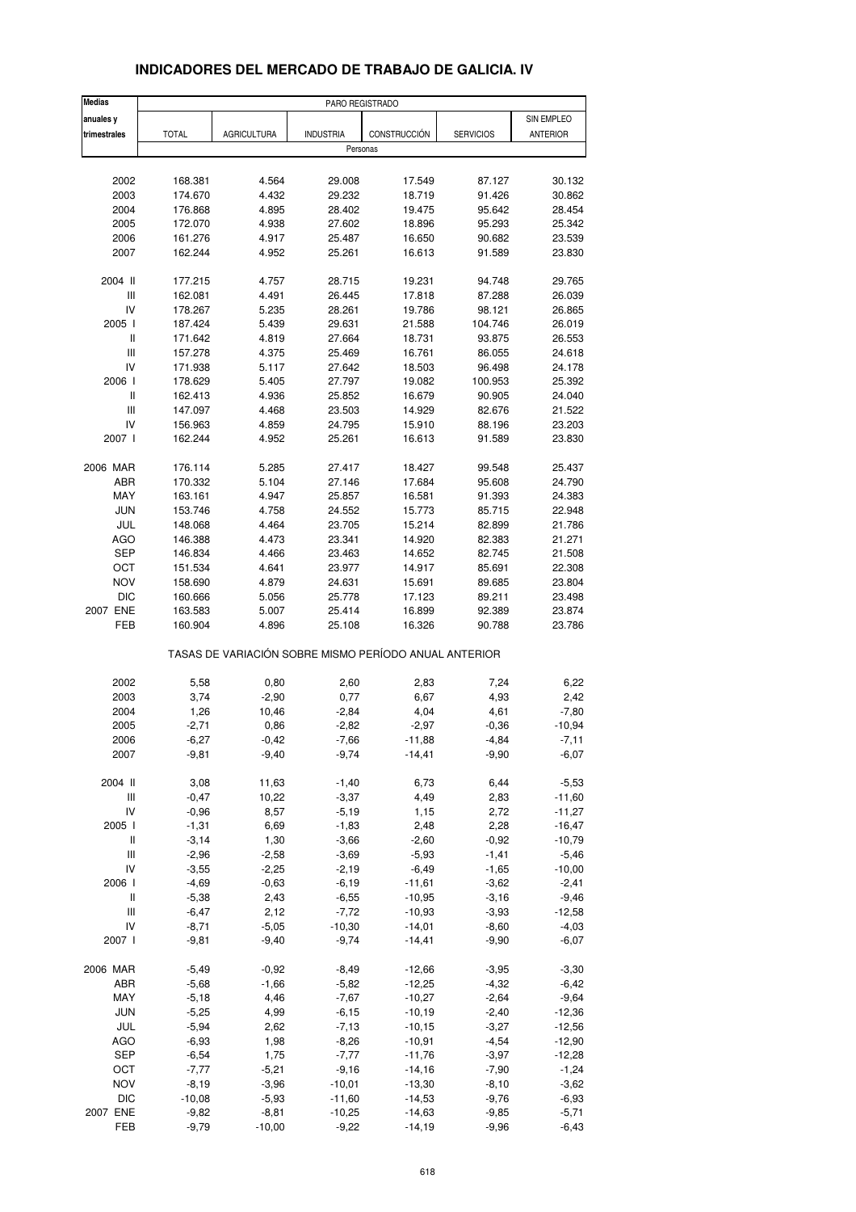# INDICADORES DEL MERCADO DE TRABAJO DE GALICIA. IV

| Medias anuales y trimestrales | PARO REGISTRADO | | | | | |
|---|---|---|---|---|---|---|
| | TOTAL | AGRICULTURA | INDUSTRIA | CONSTRUCCIÓN | SERVICIOS | SIN EMPLEO ANTERIOR |
| | Personas | | | | | |
| 2002 | 168.381 | 4.564 | 29.008 | 17.549 | 87.127 | 30.132 |
| 2003 | 174.670 | 4.432 | 29.232 | 18.719 | 91.426 | 30.862 |
| 2004 | 176.868 | 4.895 | 28.402 | 19.475 | 95.642 | 28.454 |
| 2005 | 172.070 | 4.938 | 27.602 | 18.896 | 95.293 | 25.342 |
| 2006 | 161.276 | 4.917 | 25.487 | 16.650 | 90.682 | 23.539 |
| 2007 | 162.244 | 4.952 | 25.261 | 16.613 | 91.589 | 23.830 |
| 2004 II | 177.215 | 4.757 | 28.715 | 19.231 | 94.748 | 29.765 |
| III | 162.081 | 4.491 | 26.445 | 17.818 | 87.288 | 26.039 |
| IV | 178.267 | 5.235 | 28.261 | 19.786 | 98.121 | 26.865 |
| 2005 I | 187.424 | 5.439 | 29.631 | 21.588 | 104.746 | 26.019 |
| II | 171.642 | 4.819 | 27.664 | 18.731 | 93.875 | 26.553 |
| III | 157.278 | 4.375 | 25.469 | 16.761 | 86.055 | 24.618 |
| IV | 171.938 | 5.117 | 27.642 | 18.503 | 96.498 | 24.178 |
| 2006 I | 178.629 | 5.405 | 27.797 | 19.082 | 100.953 | 25.392 |
| II | 162.413 | 4.936 | 25.852 | 16.679 | 90.905 | 24.040 |
| III | 147.097 | 4.468 | 23.503 | 14.929 | 82.676 | 21.522 |
| IV | 156.963 | 4.859 | 24.795 | 15.910 | 88.196 | 23.203 |
| 2007 I | 162.244 | 4.952 | 25.261 | 16.613 | 91.589 | 23.830 |
| 2006 MAR | 176.114 | 5.285 | 27.417 | 18.427 | 99.548 | 25.437 |
| ABR | 170.332 | 5.104 | 27.146 | 17.684 | 95.608 | 24.790 |
| MAY | 163.161 | 4.947 | 25.857 | 16.581 | 91.393 | 24.383 |
| JUN | 153.746 | 4.758 | 24.552 | 15.773 | 85.715 | 22.948 |
| JUL | 148.068 | 4.464 | 23.705 | 15.214 | 82.899 | 21.786 |
| AGO | 146.388 | 4.473 | 23.341 | 14.920 | 82.383 | 21.271 |
| SEP | 146.834 | 4.466 | 23.463 | 14.652 | 82.745 | 21.508 |
| OCT | 151.534 | 4.641 | 23.977 | 14.917 | 85.691 | 22.308 |
| NOV | 158.690 | 4.879 | 24.631 | 15.691 | 89.685 | 23.804 |
| DIC | 160.666 | 5.056 | 25.778 | 17.123 | 89.211 | 23.498 |
| 2007 ENE | 163.583 | 5.007 | 25.414 | 16.899 | 92.389 | 23.874 |
| FEB | 160.904 | 4.896 | 25.108 | 16.326 | 90.788 | 23.786 |
| | TASAS DE VARIACIÓN SOBRE MISMO PERÍODO ANUAL ANTERIOR | | | | | |
| 2002 | 5,58 | 0,80 | 2,60 | 2,83 | 7,24 | 6,22 |
| 2003 | 3,74 | -2,90 | 0,77 | 6,67 | 4,93 | 2,42 |
| 2004 | 1,26 | 10,46 | -2,84 | 4,04 | 4,61 | -7,80 |
| 2005 | -2,71 | 0,86 | -2,82 | -2,97 | -0,36 | -10,94 |
| 2006 | -6,27 | -0,42 | -7,66 | -11,88 | -4,84 | -7,11 |
| 2007 | -9,81 | -9,40 | -9,74 | -14,41 | -9,90 | -6,07 |
| 2004 II | 3,08 | 11,63 | -1,40 | 6,73 | 6,44 | -5,53 |
| III | -0,47 | 10,22 | -3,37 | 4,49 | 2,83 | -11,60 |
| IV | -0,96 | 8,57 | -5,19 | 1,15 | 2,72 | -11,27 |
| 2005 I | -1,31 | 6,69 | -1,83 | 2,48 | 2,28 | -16,47 |
| II | -3,14 | 1,30 | -3,66 | -2,60 | -0,92 | -10,79 |
| III | -2,96 | -2,58 | -3,69 | -5,93 | -1,41 | -5,46 |
| IV | -3,55 | -2,25 | -2,19 | -6,49 | -1,65 | -10,00 |
| 2006 I | -4,69 | -0,63 | -6,19 | -11,61 | -3,62 | -2,41 |
| II | -5,38 | 2,43 | -6,55 | -10,95 | -3,16 | -9,46 |
| III | -6,47 | 2,12 | -7,72 | -10,93 | -3,93 | -12,58 |
| IV | -8,71 | -5,05 | -10,30 | -14,01 | -8,60 | -4,03 |
| 2007 I | -9,81 | -9,40 | -9,74 | -14,41 | -9,90 | -6,07 |
| 2006 MAR | -5,49 | -0,92 | -8,49 | -12,66 | -3,95 | -3,30 |
| ABR | -5,68 | -1,66 | -5,82 | -12,25 | -4,32 | -6,42 |
| MAY | -5,18 | 4,46 | -7,67 | -10,27 | -2,64 | -9,64 |
| JUN | -5,25 | 4,99 | -6,15 | -10,19 | -2,40 | -12,36 |
| JUL | -5,94 | 2,62 | -7,13 | -10,15 | -3,27 | -12,56 |
| AGO | -6,93 | 1,98 | -8,26 | -10,91 | -4,54 | -12,90 |
| SEP | -6,54 | 1,75 | -7,77 | -11,76 | -3,97 | -12,28 |
| OCT | -7,77 | -5,21 | -9,16 | -14,16 | -7,90 | -1,24 |
| NOV | -8,19 | -3,96 | -10,01 | -13,30 | -8,10 | -3,62 |
| DIC | -10,08 | -5,93 | -11,60 | -14,53 | -9,76 | -6,93 |
| 2007 ENE | -9,82 | -8,81 | -10,25 | -14,63 | -9,85 | -5,71 |
| FEB | -9,79 | -10,00 | -9,22 | -14,19 | -9,96 | -6,43 |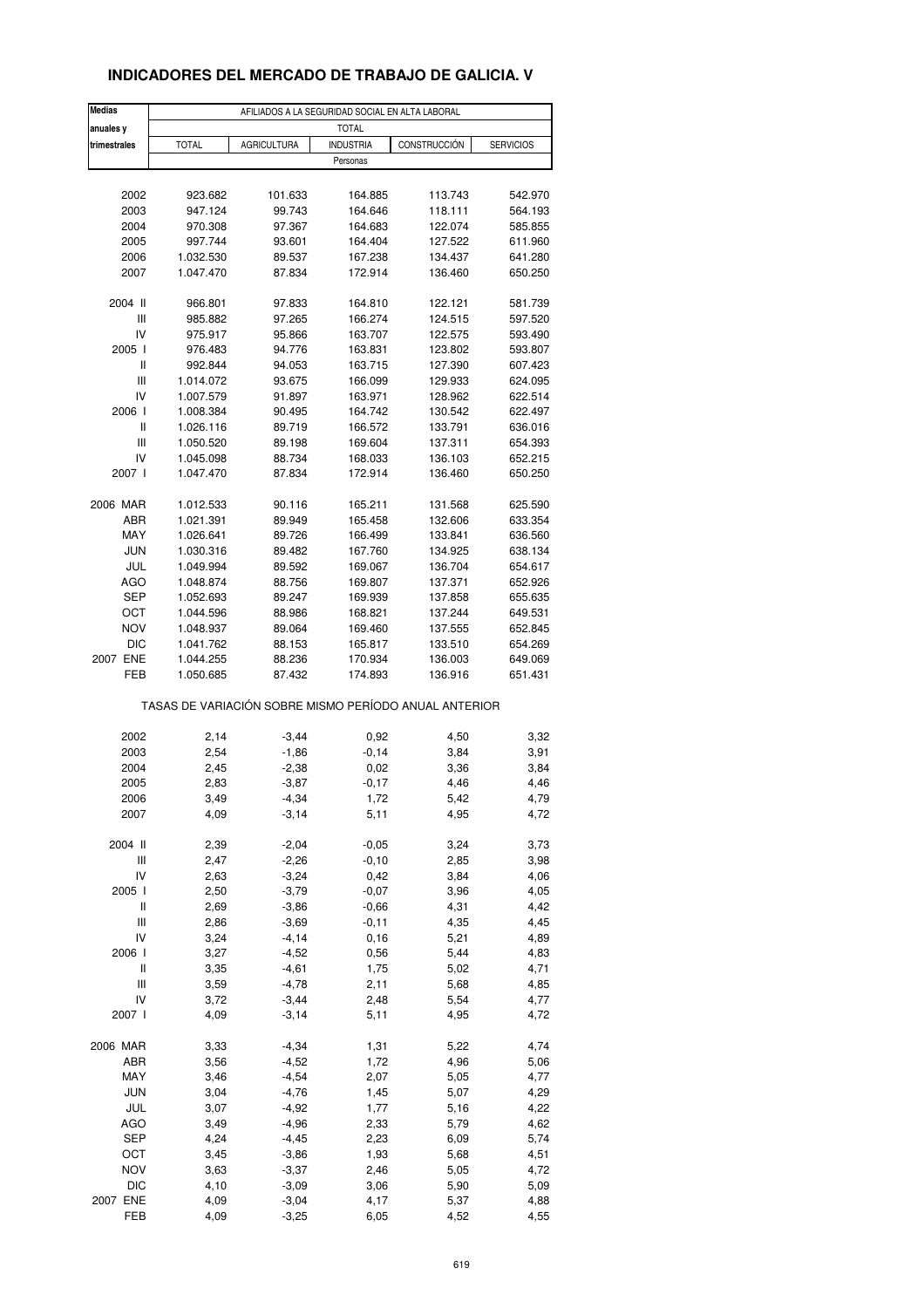## INDICADORES DEL MERCADO DE TRABAJO DE GALICIA. V

| Medias anuales y trimestrales | AFILIADOS A LA SEGURIDAD SOCIAL EN ALTA LABORAL | | | | |
|---|---|---|---|---|---|
| | TOTAL | | | | |
| | TOTAL | AGRICULTURA | INDUSTRIA | CONSTRUCCIÓN | SERVICIOS |
| | Personas | | | | |
| 2002 | 923.682 | 101.633 | 164.885 | 113.743 | 542.970 |
| 2003 | 947.124 | 99.743 | 164.646 | 118.111 | 564.193 |
| 2004 | 970.308 | 97.367 | 164.683 | 122.074 | 585.855 |
| 2005 | 997.744 | 93.601 | 164.404 | 127.522 | 611.960 |
| 2006 | 1.032.530 | 89.537 | 167.238 | 134.437 | 641.280 |
| 2007 | 1.047.470 | 87.834 | 172.914 | 136.460 | 650.250 |
| 2004 II | 966.801 | 97.833 | 164.810 | 122.121 | 581.739 |
| III | 985.882 | 97.265 | 166.274 | 124.515 | 597.520 |
| IV | 975.917 | 95.866 | 163.707 | 122.575 | 593.490 |
| 2005 I | 976.483 | 94.776 | 163.831 | 123.802 | 593.807 |
| II | 992.844 | 94.053 | 163.715 | 127.390 | 607.423 |
| III | 1.014.072 | 93.675 | 166.099 | 129.933 | 624.095 |
| IV | 1.007.579 | 91.897 | 163.971 | 128.962 | 622.514 |
| 2006 I | 1.008.384 | 90.495 | 164.742 | 130.542 | 622.497 |
| II | 1.026.116 | 89.719 | 166.572 | 133.791 | 636.016 |
| III | 1.050.520 | 89.198 | 169.604 | 137.311 | 654.393 |
| IV | 1.045.098 | 88.734 | 168.033 | 136.103 | 652.215 |
| 2007 I | 1.047.470 | 87.834 | 172.914 | 136.460 | 650.250 |
| 2006 MAR | 1.012.533 | 90.116 | 165.211 | 131.568 | 625.590 |
| ABR | 1.021.391 | 89.949 | 165.458 | 132.606 | 633.354 |
| MAY | 1.026.641 | 89.726 | 166.499 | 133.841 | 636.560 |
| JUN | 1.030.316 | 89.482 | 167.760 | 134.925 | 638.134 |
| JUL | 1.049.994 | 89.592 | 169.067 | 136.704 | 654.617 |
| AGO | 1.048.874 | 88.756 | 169.807 | 137.371 | 652.926 |
| SEP | 1.052.693 | 89.247 | 169.939 | 137.858 | 655.635 |
| OCT | 1.044.596 | 88.986 | 168.821 | 137.244 | 649.531 |
| NOV | 1.048.937 | 89.064 | 169.460 | 137.555 | 652.845 |
| DIC | 1.041.762 | 88.153 | 165.817 | 133.510 | 654.269 |
| 2007 ENE | 1.044.255 | 88.236 | 170.934 | 136.003 | 649.069 |
| FEB | 1.050.685 | 87.432 | 174.893 | 136.916 | 651.431 |
| | TASAS DE VARIACIÓN SOBRE MISMO PERÍODO ANUAL ANTERIOR | | | | |
| 2002 | 2,14 | -3,44 | 0,92 | 4,50 | 3,32 |
| 2003 | 2,54 | -1,86 | -0,14 | 3,84 | 3,91 |
| 2004 | 2,45 | -2,38 | 0,02 | 3,36 | 3,84 |
| 2005 | 2,83 | -3,87 | -0,17 | 4,46 | 4,46 |
| 2006 | 3,49 | -4,34 | 1,72 | 5,42 | 4,79 |
| 2007 | 4,09 | -3,14 | 5,11 | 4,95 | 4,72 |
| 2004 II | 2,39 | -2,04 | -0,05 | 3,24 | 3,73 |
| III | 2,47 | -2,26 | -0,10 | 2,85 | 3,98 |
| IV | 2,63 | -3,24 | 0,42 | 3,84 | 4,06 |
| 2005 I | 2,50 | -3,79 | -0,07 | 3,96 | 4,05 |
| II | 2,69 | -3,86 | -0,66 | 4,31 | 4,42 |
| III | 2,86 | -3,69 | -0,11 | 4,35 | 4,45 |
| IV | 3,24 | -4,14 | 0,16 | 5,21 | 4,89 |
| 2006 I | 3,27 | -4,52 | 0,56 | 5,44 | 4,83 |
| II | 3,35 | -4,61 | 1,75 | 5,02 | 4,71 |
| III | 3,59 | -4,78 | 2,11 | 5,68 | 4,85 |
| IV | 3,72 | -3,44 | 2,48 | 5,54 | 4,77 |
| 2007 I | 4,09 | -3,14 | 5,11 | 4,95 | 4,72 |
| 2006 MAR | 3,33 | -4,34 | 1,31 | 5,22 | 4,74 |
| ABR | 3,56 | -4,52 | 1,72 | 4,96 | 5,06 |
| MAY | 3,46 | -4,54 | 2,07 | 5,05 | 4,77 |
| JUN | 3,04 | -4,76 | 1,45 | 5,07 | 4,29 |
| JUL | 3,07 | -4,92 | 1,77 | 5,16 | 4,22 |
| AGO | 3,49 | -4,96 | 2,33 | 5,79 | 4,62 |
| SEP | 4,24 | -4,45 | 2,23 | 6,09 | 5,74 |
| OCT | 3,45 | -3,86 | 1,93 | 5,68 | 4,51 |
| NOV | 3,63 | -3,37 | 2,46 | 5,05 | 4,72 |
| DIC | 4,10 | -3,09 | 3,06 | 5,90 | 5,09 |
| 2007 ENE | 4,09 | -3,04 | 4,17 | 5,37 | 4,88 |
| FEB | 4,09 | -3,25 | 6,05 | 4,52 | 4,55 |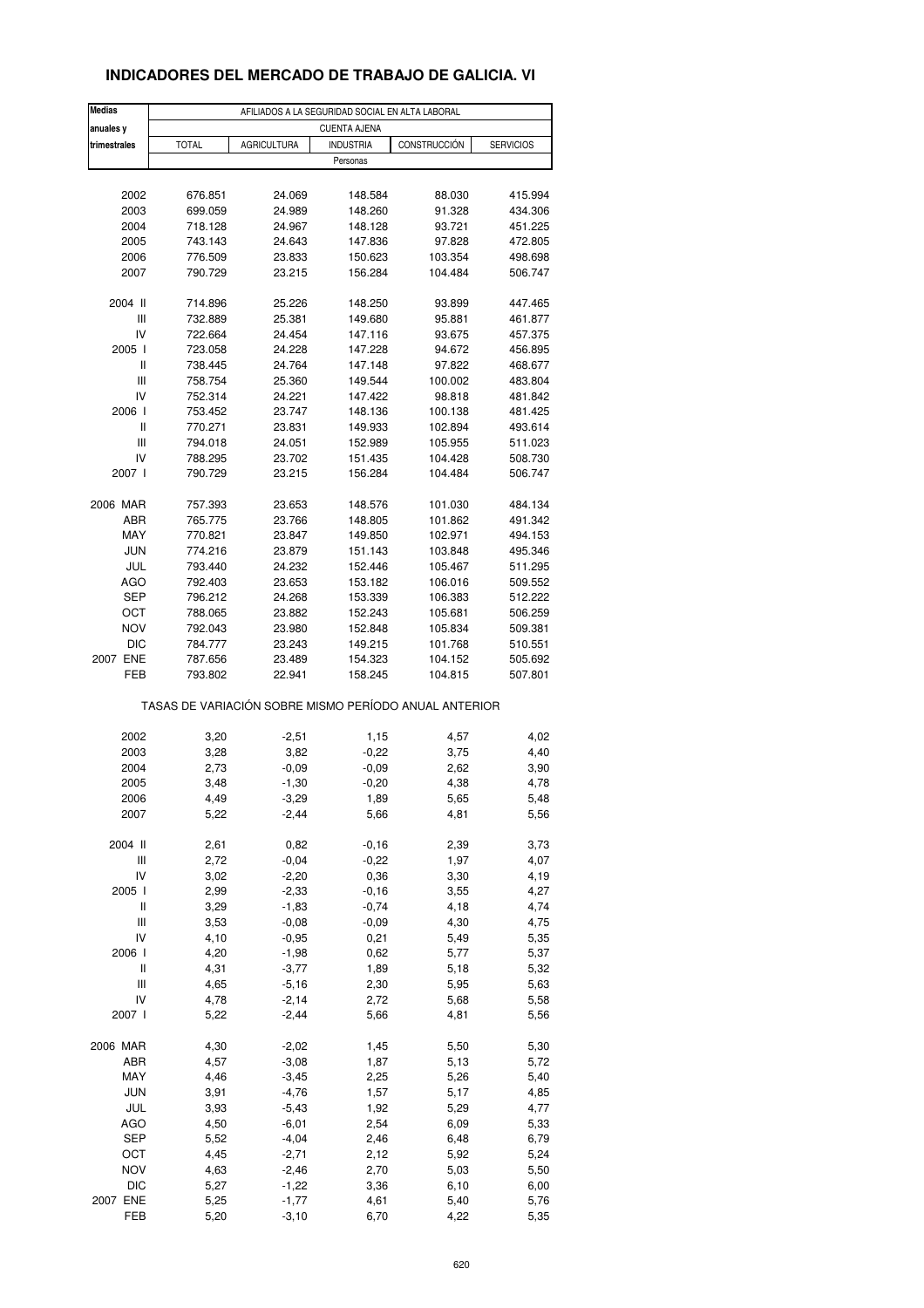## INDICADORES DEL MERCADO DE TRABAJO DE GALICIA. VI

| Medias anuales y trimestrales | AFILIADOS A LA SEGURIDAD SOCIAL EN ALTA LABORAL | | | | |
|---|---|---|---|---|---|
| | CUENTA AJENA | | | | |
| | TOTAL | AGRICULTURA | INDUSTRIA | CONSTRUCCIÓN | SERVICIOS |
| | Personas | | | | |
| 2002 | 676.851 | 24.069 | 148.584 | 88.030 | 415.994 |
| 2003 | 699.059 | 24.989 | 148.260 | 91.328 | 434.306 |
| 2004 | 718.128 | 24.967 | 148.128 | 93.721 | 451.225 |
| 2005 | 743.143 | 24.643 | 147.836 | 97.828 | 472.805 |
| 2006 | 776.509 | 23.833 | 150.623 | 103.354 | 498.698 |
| 2007 | 790.729 | 23.215 | 156.284 | 104.484 | 506.747 |
| 2004 II | 714.896 | 25.226 | 148.250 | 93.899 | 447.465 |
| III | 732.889 | 25.381 | 149.680 | 95.881 | 461.877 |
| IV | 722.664 | 24.454 | 147.116 | 93.675 | 457.375 |
| 2005 I | 723.058 | 24.228 | 147.228 | 94.672 | 456.895 |
| II | 738.445 | 24.764 | 147.148 | 97.822 | 468.677 |
| III | 758.754 | 25.360 | 149.544 | 100.002 | 483.804 |
| IV | 752.314 | 24.221 | 147.422 | 98.818 | 481.842 |
| 2006 I | 753.452 | 23.747 | 148.136 | 100.138 | 481.425 |
| II | 770.271 | 23.831 | 149.933 | 102.894 | 493.614 |
| III | 794.018 | 24.051 | 152.989 | 105.955 | 511.023 |
| IV | 788.295 | 23.702 | 151.435 | 104.428 | 508.730 |
| 2007 I | 790.729 | 23.215 | 156.284 | 104.484 | 506.747 |
| 2006 MAR | 757.393 | 23.653 | 148.576 | 101.030 | 484.134 |
| ABR | 765.775 | 23.766 | 148.805 | 101.862 | 491.342 |
| MAY | 770.821 | 23.847 | 149.850 | 102.971 | 494.153 |
| JUN | 774.216 | 23.879 | 151.143 | 103.848 | 495.346 |
| JUL | 793.440 | 24.232 | 152.446 | 105.467 | 511.295 |
| AGO | 792.403 | 23.653 | 153.182 | 106.016 | 509.552 |
| SEP | 796.212 | 24.268 | 153.339 | 106.383 | 512.222 |
| OCT | 788.065 | 23.882 | 152.243 | 105.681 | 506.259 |
| NOV | 792.043 | 23.980 | 152.848 | 105.834 | 509.381 |
| DIC | 784.777 | 23.243 | 149.215 | 101.768 | 510.551 |
| 2007 ENE | 787.656 | 23.489 | 154.323 | 104.152 | 505.692 |
| FEB | 793.802 | 22.941 | 158.245 | 104.815 | 507.801 |
| | TASAS DE VARIACIÓN SOBRE MISMO PERÍODO ANUAL ANTERIOR | | | | |
| 2002 | 3,20 | -2,51 | 1,15 | 4,57 | 4,02 |
| 2003 | 3,28 | 3,82 | -0,22 | 3,75 | 4,40 |
| 2004 | 2,73 | -0,09 | -0,09 | 2,62 | 3,90 |
| 2005 | 3,48 | -1,30 | -0,20 | 4,38 | 4,78 |
| 2006 | 4,49 | -3,29 | 1,89 | 5,65 | 5,48 |
| 2007 | 5,22 | -2,44 | 5,66 | 4,81 | 5,56 |
| 2004 II | 2,61 | 0,82 | -0,16 | 2,39 | 3,73 |
| III | 2,72 | -0,04 | -0,22 | 1,97 | 4,07 |
| IV | 3,02 | -2,20 | 0,36 | 3,30 | 4,19 |
| 2005 I | 2,99 | -2,33 | -0,16 | 3,55 | 4,27 |
| II | 3,29 | -1,83 | -0,74 | 4,18 | 4,74 |
| III | 3,53 | -0,08 | -0,09 | 4,30 | 4,75 |
| IV | 4,10 | -0,95 | 0,21 | 5,49 | 5,35 |
| 2006 I | 4,20 | -1,98 | 0,62 | 5,77 | 5,37 |
| II | 4,31 | -3,77 | 1,89 | 5,18 | 5,32 |
| III | 4,65 | -5,16 | 2,30 | 5,95 | 5,63 |
| IV | 4,78 | -2,14 | 2,72 | 5,68 | 5,58 |
| 2007 I | 5,22 | -2,44 | 5,66 | 4,81 | 5,56 |
| 2006 MAR | 4,30 | -2,02 | 1,45 | 5,50 | 5,30 |
| ABR | 4,57 | -3,08 | 1,87 | 5,13 | 5,72 |
| MAY | 4,46 | -3,45 | 2,25 | 5,26 | 5,40 |
| JUN | 3,91 | -4,76 | 1,57 | 5,17 | 4,85 |
| JUL | 3,93 | -5,43 | 1,92 | 5,29 | 4,77 |
| AGO | 4,50 | -6,01 | 2,54 | 6,09 | 5,33 |
| SEP | 5,52 | -4,04 | 2,46 | 6,48 | 6,79 |
| OCT | 4,45 | -2,71 | 2,12 | 5,92 | 5,24 |
| NOV | 4,63 | -2,46 | 2,70 | 5,03 | 5,50 |
| DIC | 5,27 | -1,22 | 3,36 | 6,10 | 6,00 |
| 2007 ENE | 5,25 | -1,77 | 4,61 | 5,40 | 5,76 |
| FEB | 5,20 | -3,10 | 6,70 | 4,22 | 5,35 |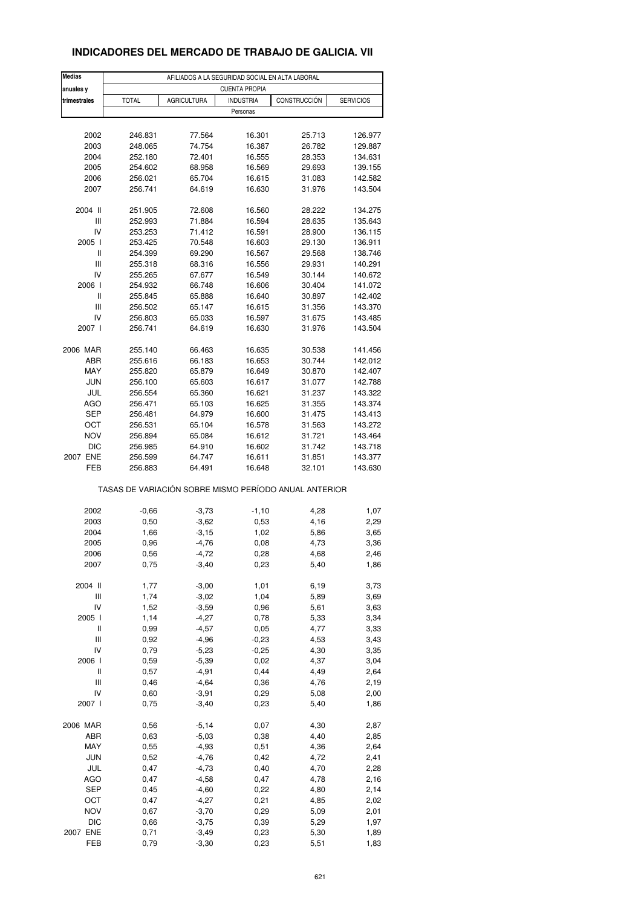## INDICADORES DEL MERCADO DE TRABAJO DE GALICIA. VII

| Medias anuales y trimestrales | AFILIADOS A LA SEGURIDAD SOCIAL EN ALTA LABORAL | | | | |
|---|---|---|---|---|---|
| | CUENTA PROPIA | | | | |
| | TOTAL | AGRICULTURA | INDUSTRIA | CONSTRUCCIÓN | SERVICIOS |
| | Personas | | | | |
| 2002 | 246.831 | 77.564 | 16.301 | 25.713 | 126.977 |
| 2003 | 248.065 | 74.754 | 16.387 | 26.782 | 129.887 |
| 2004 | 252.180 | 72.401 | 16.555 | 28.353 | 134.631 |
| 2005 | 254.602 | 68.958 | 16.569 | 29.693 | 139.155 |
| 2006 | 256.021 | 65.704 | 16.615 | 31.083 | 142.582 |
| 2007 | 256.741 | 64.619 | 16.630 | 31.976 | 143.504 |
| 2004 II | 251.905 | 72.608 | 16.560 | 28.222 | 134.275 |
| III | 252.993 | 71.884 | 16.594 | 28.635 | 135.643 |
| IV | 253.253 | 71.412 | 16.591 | 28.900 | 136.115 |
| 2005 I | 253.425 | 70.548 | 16.603 | 29.130 | 136.911 |
| II | 254.399 | 69.290 | 16.567 | 29.568 | 138.746 |
| III | 255.318 | 68.316 | 16.556 | 29.931 | 140.291 |
| IV | 255.265 | 67.677 | 16.549 | 30.144 | 140.672 |
| 2006 I | 254.932 | 66.748 | 16.606 | 30.404 | 141.072 |
| II | 255.845 | 65.888 | 16.640 | 30.897 | 142.402 |
| III | 256.502 | 65.147 | 16.615 | 31.356 | 143.370 |
| IV | 256.803 | 65.033 | 16.597 | 31.675 | 143.485 |
| 2007 I | 256.741 | 64.619 | 16.630 | 31.976 | 143.504 |
| 2006 MAR | 255.140 | 66.463 | 16.635 | 30.538 | 141.456 |
| ABR | 255.616 | 66.183 | 16.653 | 30.744 | 142.012 |
| MAY | 255.820 | 65.879 | 16.649 | 30.870 | 142.407 |
| JUN | 256.100 | 65.603 | 16.617 | 31.077 | 142.788 |
| JUL | 256.554 | 65.360 | 16.621 | 31.237 | 143.322 |
| AGO | 256.471 | 65.103 | 16.625 | 31.355 | 143.374 |
| SEP | 256.481 | 64.979 | 16.600 | 31.475 | 143.413 |
| OCT | 256.531 | 65.104 | 16.578 | 31.563 | 143.272 |
| NOV | 256.894 | 65.084 | 16.612 | 31.721 | 143.464 |
| DIC | 256.985 | 64.910 | 16.602 | 31.742 | 143.718 |
| 2007 ENE | 256.599 | 64.747 | 16.611 | 31.851 | 143.377 |
| FEB | 256.883 | 64.491 | 16.648 | 32.101 | 143.630 |
| | TASAS DE VARIACIÓN SOBRE MISMO PERÍODO ANUAL ANTERIOR | | | | |
| 2002 | -0,66 | -3,73 | -1,10 | 4,28 | 1,07 |
| 2003 | 0,50 | -3,62 | 0,53 | 4,16 | 2,29 |
| 2004 | 1,66 | -3,15 | 1,02 | 5,86 | 3,65 |
| 2005 | 0,96 | -4,76 | 0,08 | 4,73 | 3,36 |
| 2006 | 0,56 | -4,72 | 0,28 | 4,68 | 2,46 |
| 2007 | 0,75 | -3,40 | 0,23 | 5,40 | 1,86 |
| 2004 II | 1,77 | -3,00 | 1,01 | 6,19 | 3,73 |
| III | 1,74 | -3,02 | 1,04 | 5,89 | 3,69 |
| IV | 1,52 | -3,59 | 0,96 | 5,61 | 3,63 |
| 2005 I | 1,14 | -4,27 | 0,78 | 5,33 | 3,34 |
| II | 0,99 | -4,57 | 0,05 | 4,77 | 3,33 |
| III | 0,92 | -4,96 | -0,23 | 4,53 | 3,43 |
| IV | 0,79 | -5,23 | -0,25 | 4,30 | 3,35 |
| 2006 I | 0,59 | -5,39 | 0,02 | 4,37 | 3,04 |
| II | 0,57 | -4,91 | 0,44 | 4,49 | 2,64 |
| III | 0,46 | -4,64 | 0,36 | 4,76 | 2,19 |
| IV | 0,60 | -3,91 | 0,29 | 5,08 | 2,00 |
| 2007 I | 0,75 | -3,40 | 0,23 | 5,40 | 1,86 |
| 2006 MAR | 0,56 | -5,14 | 0,07 | 4,30 | 2,87 |
| ABR | 0,63 | -5,03 | 0,38 | 4,40 | 2,85 |
| MAY | 0,55 | -4,93 | 0,51 | 4,36 | 2,64 |
| JUN | 0,52 | -4,76 | 0,42 | 4,72 | 2,41 |
| JUL | 0,47 | -4,73 | 0,40 | 4,70 | 2,28 |
| AGO | 0,47 | -4,58 | 0,47 | 4,78 | 2,16 |
| SEP | 0,45 | -4,60 | 0,22 | 4,80 | 2,14 |
| OCT | 0,47 | -4,27 | 0,21 | 4,85 | 2,02 |
| NOV | 0,67 | -3,70 | 0,29 | 5,09 | 2,01 |
| DIC | 0,66 | -3,75 | 0,39 | 5,29 | 1,97 |
| 2007 ENE | 0,71 | -3,49 | 0,23 | 5,30 | 1,89 |
| FEB | 0,79 | -3,30 | 0,23 | 5,51 | 1,83 |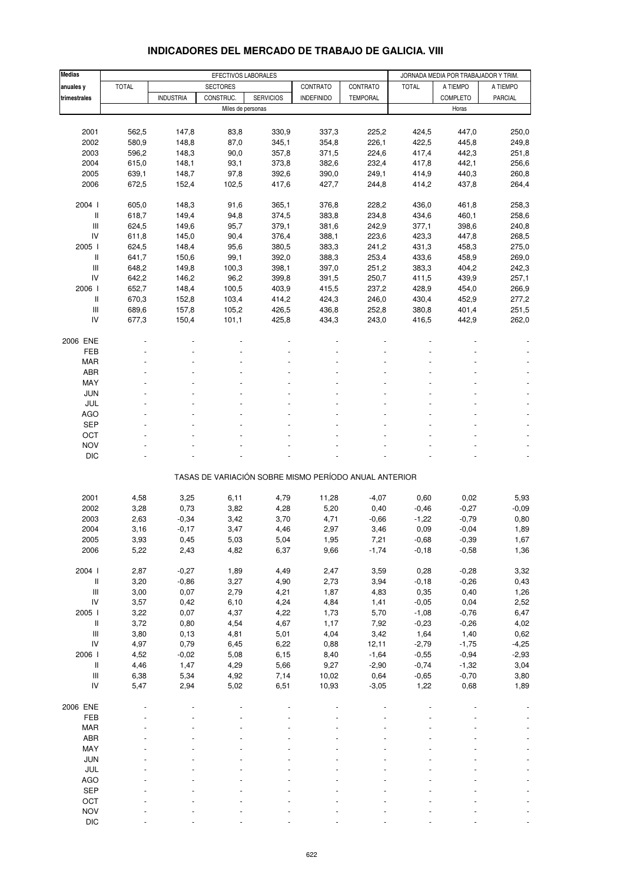## INDICADORES DEL MERCADO DE TRABAJO DE GALICIA. VIII

| Medias anuales y trimestrales | EFECTIVOS LABORALES | | | | | | JORNADA MEDIA POR TRABAJADOR Y TRIM. | | |
|---|---|---|---|---|---|---|---|---|---|
| | TOTAL | SECTORES | | | CONTRATO | CONTRATO | TOTAL | A TIEMPO | A TIEMPO |
| | | INDUSTRIA | CONSTRUC. | SERVICIOS | INDEFINIDO | TEMPORAL | | COMPLETO | PARCIAL |
| | Miles de personas | | | | | | Horas | | |
| 2001 | 562,5 | 147,8 | 83,8 | 330,9 | 337,3 | 225,2 | 424,5 | 447,0 | 250,0 |
| 2002 | 580,9 | 148,8 | 87,0 | 345,1 | 354,8 | 226,1 | 422,5 | 445,8 | 249,8 |
| 2003 | 596,2 | 148,3 | 90,0 | 357,8 | 371,5 | 224,6 | 417,4 | 442,3 | 251,8 |
| 2004 | 615,0 | 148,1 | 93,1 | 373,8 | 382,6 | 232,4 | 417,8 | 442,1 | 256,6 |
| 2005 | 639,1 | 148,7 | 97,8 | 392,6 | 390,0 | 249,1 | 414,9 | 440,3 | 260,8 |
| 2006 | 672,5 | 152,4 | 102,5 | 417,6 | 427,7 | 244,8 | 414,2 | 437,8 | 264,4 |
| 2004 I | 605,0 | 148,3 | 91,6 | 365,1 | 376,8 | 228,2 | 436,0 | 461,8 | 258,3 |
| II | 618,7 | 149,4 | 94,8 | 374,5 | 383,8 | 234,8 | 434,6 | 460,1 | 258,6 |
| III | 624,5 | 149,6 | 95,7 | 379,1 | 381,6 | 242,9 | 377,1 | 398,6 | 240,8 |
| IV | 611,8 | 145,0 | 90,4 | 376,4 | 388,1 | 223,6 | 423,3 | 447,8 | 268,5 |
| 2005 I | 624,5 | 148,4 | 95,6 | 380,5 | 383,3 | 241,2 | 431,3 | 458,3 | 275,0 |
| II | 641,7 | 150,6 | 99,1 | 392,0 | 388,3 | 253,4 | 433,6 | 458,9 | 269,0 |
| III | 648,2 | 149,8 | 100,3 | 398,1 | 397,0 | 251,2 | 383,3 | 404,2 | 242,3 |
| IV | 642,2 | 146,2 | 96,2 | 399,8 | 391,5 | 250,7 | 411,5 | 439,9 | 257,1 |
| 2006 I | 652,7 | 148,4 | 100,5 | 403,9 | 415,5 | 237,2 | 428,9 | 454,0 | 266,9 |
| II | 670,3 | 152,8 | 103,4 | 414,2 | 424,3 | 246,0 | 430,4 | 452,9 | 277,2 |
| III | 689,6 | 157,8 | 105,2 | 426,5 | 436,8 | 252,8 | 380,8 | 401,4 | 251,5 |
| IV | 677,3 | 150,4 | 101,1 | 425,8 | 434,3 | 243,0 | 416,5 | 442,9 | 262,0 |
| 2006 ENE | - | - | - | - | - | - | - | - | - |
| FEB | - | - | - | - | - | - | - | - | - |
| MAR | - | - | - | - | - | - | - | - | - |
| ABR | - | - | - | - | - | - | - | - | - |
| MAY | - | - | - | - | - | - | - | - | - |
| JUN | - | - | - | - | - | - | - | - | - |
| JUL | - | - | - | - | - | - | - | - | - |
| AGO | - | - | - | - | - | - | - | - | - |
| SEP | - | - | - | - | - | - | - | - | - |
| OCT | - | - | - | - | - | - | - | - | - |
| NOV | - | - | - | - | - | - | - | - | - |
| DIC | - | - | - | - | - | - | - | - | - |

TASAS DE VARIACIÓN SOBRE MISMO PERÍODO ANUAL ANTERIOR

| | TOTAL | INDUSTRIA | CONSTRUC. | SERVICIOS | CONTRATO INDEFINIDO | CONTRATO TEMPORAL | TOTAL | A TIEMPO COMPLETO | A TIEMPO PARCIAL |
|---|---|---|---|---|---|---|---|---|---|
| 2001 | 4,58 | 3,25 | 6,11 | 4,79 | 11,28 | -4,07 | 0,60 | 0,02 | 5,93 |
| 2002 | 3,28 | 0,73 | 3,82 | 4,28 | 5,20 | 0,40 | -0,46 | -0,27 | -0,09 |
| 2003 | 2,63 | -0,34 | 3,42 | 3,70 | 4,71 | -0,66 | -1,22 | -0,79 | 0,80 |
| 2004 | 3,16 | -0,17 | 3,47 | 4,46 | 2,97 | 3,46 | 0,09 | -0,04 | 1,89 |
| 2005 | 3,93 | 0,45 | 5,03 | 5,04 | 1,95 | 7,21 | -0,68 | -0,39 | 1,67 |
| 2006 | 5,22 | 2,43 | 4,82 | 6,37 | 9,66 | -1,74 | -0,18 | -0,58 | 1,36 |
| 2004 I | 2,87 | -0,27 | 1,89 | 4,49 | 2,47 | 3,59 | 0,28 | -0,28 | 3,32 |
| II | 3,20 | -0,86 | 3,27 | 4,90 | 2,73 | 3,94 | -0,18 | -0,26 | 0,43 |
| III | 3,00 | 0,07 | 2,79 | 4,21 | 1,87 | 4,83 | 0,35 | 0,40 | 1,26 |
| IV | 3,57 | 0,42 | 6,10 | 4,24 | 4,84 | 1,41 | -0,05 | 0,04 | 2,52 |
| 2005 I | 3,22 | 0,07 | 4,37 | 4,22 | 1,73 | 5,70 | -1,08 | -0,76 | 6,47 |
| II | 3,72 | 0,80 | 4,54 | 4,67 | 1,17 | 7,92 | -0,23 | -0,26 | 4,02 |
| III | 3,80 | 0,13 | 4,81 | 5,01 | 4,04 | 3,42 | 1,64 | 1,40 | 0,62 |
| IV | 4,97 | 0,79 | 6,45 | 6,22 | 0,88 | 12,11 | -2,79 | -1,75 | -4,25 |
| 2006 I | 4,52 | -0,02 | 5,08 | 6,15 | 8,40 | -1,64 | -0,55 | -0,94 | -2,93 |
| II | 4,46 | 1,47 | 4,29 | 5,66 | 9,27 | -2,90 | -0,74 | -1,32 | 3,04 |
| III | 6,38 | 5,34 | 4,92 | 7,14 | 10,02 | 0,64 | -0,65 | -0,70 | 3,80 |
| IV | 5,47 | 2,94 | 5,02 | 6,51 | 10,93 | -3,05 | 1,22 | 0,68 | 1,89 |
| 2006 ENE | - | - | - | - | - | - | - | - | - |
| FEB | - | - | - | - | - | - | - | - | - |
| MAR | - | - | - | - | - | - | - | - | - |
| ABR | - | - | - | - | - | - | - | - | - |
| MAY | - | - | - | - | - | - | - | - | - |
| JUN | - | - | - | - | - | - | - | - | - |
| JUL | - | - | - | - | - | - | - | - | - |
| AGO | - | - | - | - | - | - | - | - | - |
| SEP | - | - | - | - | - | - | - | - | - |
| OCT | - | - | - | - | - | - | - | - | - |
| NOV | - | - | - | - | - | - | - | - | - |
| DIC | - | - | - | - | - | - | - | - | - |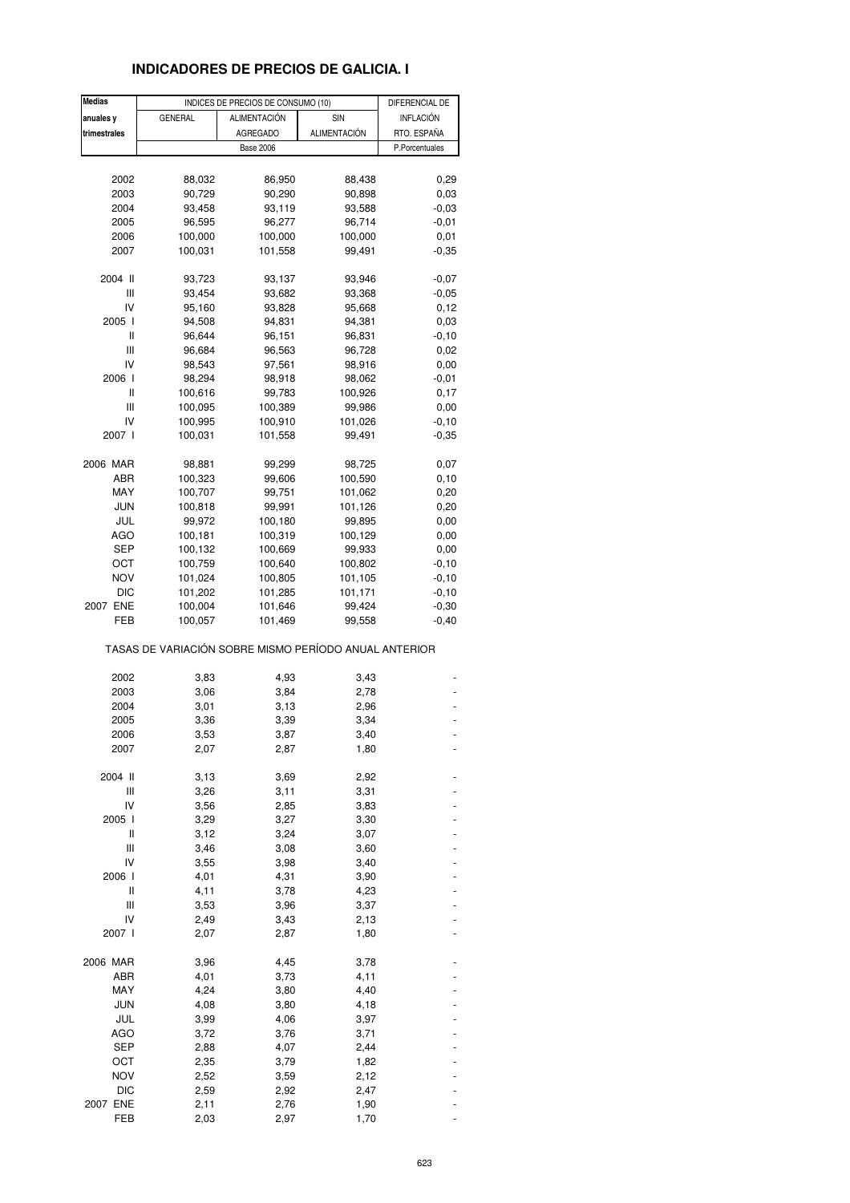# INDICADORES DE PRECIOS DE GALICIA. I

| Medias anuales y trimestrales | INDICES DE PRECIOS DE CONSUMO (10) | | | DIFERENCIAL DE INFLACIÓN RTO. ESPAÑA |
|---|---|---|---|---|
| | GENERAL | ALIMENTACIÓN AGREGADO | SIN ALIMENTACIÓN | |
| | Base 2006 | | | P.Porcentuales |
| 2002 | 88,032 | 86,950 | 88,438 | 0,29 |
| 2003 | 90,729 | 90,290 | 90,898 | 0,03 |
| 2004 | 93,458 | 93,119 | 93,588 | -0,03 |
| 2005 | 96,595 | 96,277 | 96,714 | -0,01 |
| 2006 | 100,000 | 100,000 | 100,000 | 0,01 |
| 2007 | 100,031 | 101,558 | 99,491 | -0,35 |
| 2004 II | 93,723 | 93,137 | 93,946 | -0,07 |
| III | 93,454 | 93,682 | 93,368 | -0,05 |
| IV | 95,160 | 93,828 | 95,668 | 0,12 |
| 2005 I | 94,508 | 94,831 | 94,381 | 0,03 |
| II | 96,644 | 96,151 | 96,831 | -0,10 |
| III | 96,684 | 96,563 | 96,728 | 0,02 |
| IV | 98,543 | 97,561 | 98,916 | 0,00 |
| 2006 I | 98,294 | 98,918 | 98,062 | -0,01 |
| II | 100,616 | 99,783 | 100,926 | 0,17 |
| III | 100,095 | 100,389 | 99,986 | 0,00 |
| IV | 100,995 | 100,910 | 101,026 | -0,10 |
| 2007 I | 100,031 | 101,558 | 99,491 | -0,35 |
| 2006 MAR | 98,881 | 99,299 | 98,725 | 0,07 |
| ABR | 100,323 | 99,606 | 100,590 | 0,10 |
| MAY | 100,707 | 99,751 | 101,062 | 0,20 |
| JUN | 100,818 | 99,991 | 101,126 | 0,20 |
| JUL | 99,972 | 100,180 | 99,895 | 0,00 |
| AGO | 100,181 | 100,319 | 100,129 | 0,00 |
| SEP | 100,132 | 100,669 | 99,933 | 0,00 |
| OCT | 100,759 | 100,640 | 100,802 | -0,10 |
| NOV | 101,024 | 100,805 | 101,105 | -0,10 |
| DIC | 101,202 | 101,285 | 101,171 | -0,10 |
| 2007 ENE | 100,004 | 101,646 | 99,424 | -0,30 |
| FEB | 100,057 | 101,469 | 99,558 | -0,40 |
| TASAS DE VARIACIÓN SOBRE MISMO PERÍODO ANUAL ANTERIOR | | | | |
| 2002 | 3,83 | 4,93 | 3,43 | - |
| 2003 | 3,06 | 3,84 | 2,78 | - |
| 2004 | 3,01 | 3,13 | 2,96 | - |
| 2005 | 3,36 | 3,39 | 3,34 | - |
| 2006 | 3,53 | 3,87 | 3,40 | - |
| 2007 | 2,07 | 2,87 | 1,80 | - |
| 2004 II | 3,13 | 3,69 | 2,92 | - |
| III | 3,26 | 3,11 | 3,31 | - |
| IV | 3,56 | 2,85 | 3,83 | - |
| 2005 I | 3,29 | 3,27 | 3,30 | - |
| II | 3,12 | 3,24 | 3,07 | - |
| III | 3,46 | 3,08 | 3,60 | - |
| IV | 3,55 | 3,98 | 3,40 | - |
| 2006 I | 4,01 | 4,31 | 3,90 | - |
| II | 4,11 | 3,78 | 4,23 | - |
| III | 3,53 | 3,96 | 3,37 | - |
| IV | 2,49 | 3,43 | 2,13 | - |
| 2007 I | 2,07 | 2,87 | 1,80 | - |
| 2006 MAR | 3,96 | 4,45 | 3,78 | - |
| ABR | 4,01 | 3,73 | 4,11 | - |
| MAY | 4,24 | 3,80 | 4,40 | - |
| JUN | 4,08 | 3,80 | 4,18 | - |
| JUL | 3,99 | 4,06 | 3,97 | - |
| AGO | 3,72 | 3,76 | 3,71 | - |
| SEP | 2,88 | 4,07 | 2,44 | - |
| OCT | 2,35 | 3,79 | 1,82 | - |
| NOV | 2,52 | 3,59 | 2,12 | - |
| DIC | 2,59 | 2,92 | 2,47 | - |
| 2007 ENE | 2,11 | 2,76 | 1,90 | - |
| FEB | 2,03 | 2,97 | 1,70 | - |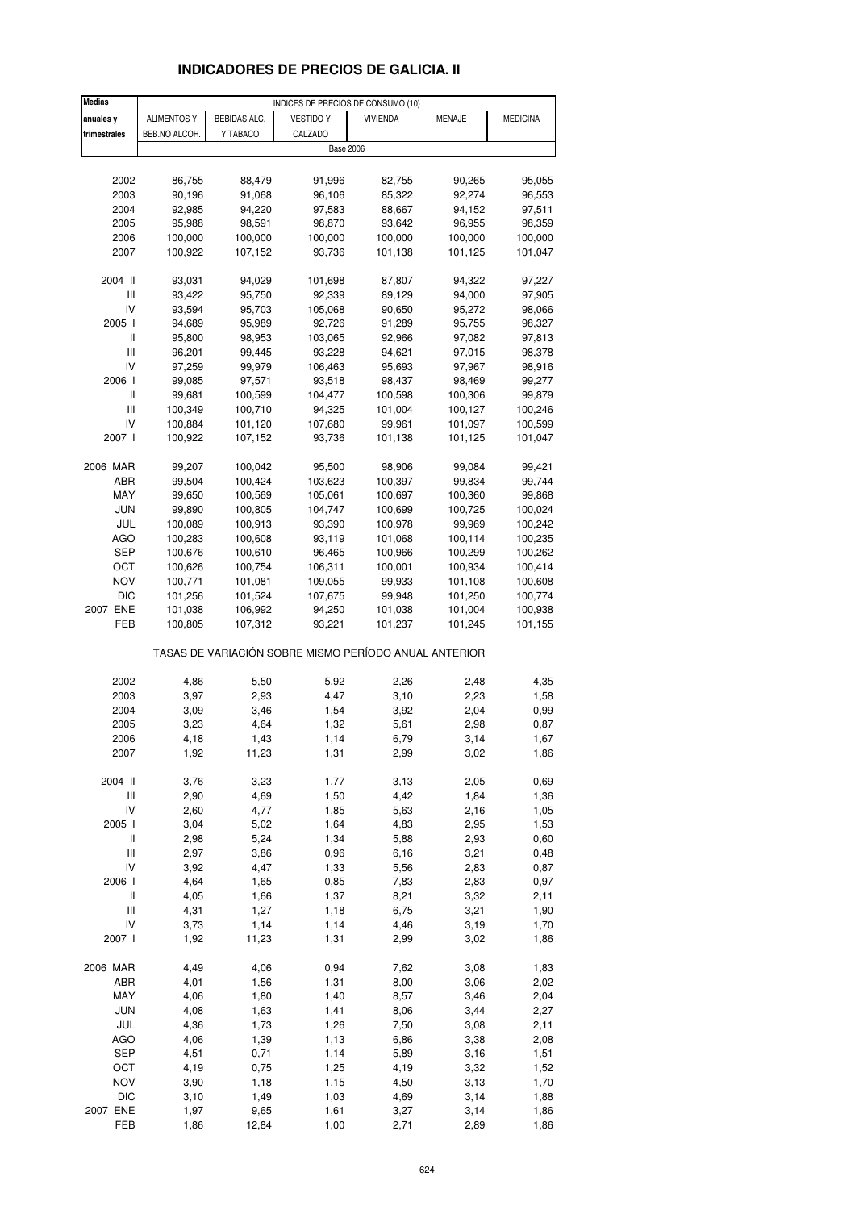## INDICADORES DE PRECIOS DE GALICIA. II

| Medias anuales y trimestrales | INDICES DE PRECIOS DE CONSUMO (10) | | | | | |
|---|---|---|---|---|---|---|
| | ALIMENTOS Y BEB.NO ALCOH. | BEBIDAS ALC. Y TABACO | VESTIDO Y CALZADO | VIVIENDA | MENAJE | MEDICINA |
| | Base 2006 | | | | | |
| 2002 | 86,755 | 88,479 | 91,996 | 82,755 | 90,265 | 95,055 |
| 2003 | 90,196 | 91,068 | 96,106 | 85,322 | 92,274 | 96,553 |
| 2004 | 92,985 | 94,220 | 97,583 | 88,667 | 94,152 | 97,511 |
| 2005 | 95,988 | 98,591 | 98,870 | 93,642 | 96,955 | 98,359 |
| 2006 | 100,000 | 100,000 | 100,000 | 100,000 | 100,000 | 100,000 |
| 2007 | 100,922 | 107,152 | 93,736 | 101,138 | 101,125 | 101,047 |
| 2004 II | 93,031 | 94,029 | 101,698 | 87,807 | 94,322 | 97,227 |
| III | 93,422 | 95,750 | 92,339 | 89,129 | 94,000 | 97,905 |
| IV | 93,594 | 95,703 | 105,068 | 90,650 | 95,272 | 98,066 |
| 2005 I | 94,689 | 95,989 | 92,726 | 91,289 | 95,755 | 98,327 |
| II | 95,800 | 98,953 | 103,065 | 92,966 | 97,082 | 97,813 |
| III | 96,201 | 99,445 | 93,228 | 94,621 | 97,015 | 98,378 |
| IV | 97,259 | 99,979 | 106,463 | 95,693 | 97,967 | 98,916 |
| 2006 I | 99,085 | 97,571 | 93,518 | 98,437 | 98,469 | 99,277 |
| II | 99,681 | 100,599 | 104,477 | 100,598 | 100,306 | 99,879 |
| III | 100,349 | 100,710 | 94,325 | 101,004 | 100,127 | 100,246 |
| IV | 100,884 | 101,120 | 107,680 | 99,961 | 101,097 | 100,599 |
| 2007 I | 100,922 | 107,152 | 93,736 | 101,138 | 101,125 | 101,047 |
| 2006 MAR | 99,207 | 100,042 | 95,500 | 98,906 | 99,084 | 99,421 |
| ABR | 99,504 | 100,424 | 103,623 | 100,397 | 99,834 | 99,744 |
| MAY | 99,650 | 100,569 | 105,061 | 100,697 | 100,360 | 99,868 |
| JUN | 99,890 | 100,805 | 104,747 | 100,699 | 100,725 | 100,024 |
| JUL | 100,089 | 100,913 | 93,390 | 100,978 | 99,969 | 100,242 |
| AGO | 100,283 | 100,608 | 93,119 | 101,068 | 100,114 | 100,235 |
| SEP | 100,676 | 100,610 | 96,465 | 100,966 | 100,299 | 100,262 |
| OCT | 100,626 | 100,754 | 106,311 | 100,001 | 100,934 | 100,414 |
| NOV | 100,771 | 101,081 | 109,055 | 99,933 | 101,108 | 100,608 |
| DIC | 101,256 | 101,524 | 107,675 | 99,948 | 101,250 | 100,774 |
| 2007 ENE | 101,038 | 106,992 | 94,250 | 101,038 | 101,004 | 100,938 |
| FEB | 100,805 | 107,312 | 93,221 | 101,237 | 101,245 | 101,155 |
| | TASAS DE VARIACIÓN SOBRE MISMO PERÍODO ANUAL ANTERIOR | | | | | |
| 2002 | 4,86 | 5,50 | 5,92 | 2,26 | 2,48 | 4,35 |
| 2003 | 3,97 | 2,93 | 4,47 | 3,10 | 2,23 | 1,58 |
| 2004 | 3,09 | 3,46 | 1,54 | 3,92 | 2,04 | 0,99 |
| 2005 | 3,23 | 4,64 | 1,32 | 5,61 | 2,98 | 0,87 |
| 2006 | 4,18 | 1,43 | 1,14 | 6,79 | 3,14 | 1,67 |
| 2007 | 1,92 | 11,23 | 1,31 | 2,99 | 3,02 | 1,86 |
| 2004 II | 3,76 | 3,23 | 1,77 | 3,13 | 2,05 | 0,69 |
| III | 2,90 | 4,69 | 1,50 | 4,42 | 1,84 | 1,36 |
| IV | 2,60 | 4,77 | 1,85 | 5,63 | 2,16 | 1,05 |
| 2005 I | 3,04 | 5,02 | 1,64 | 4,83 | 2,95 | 1,53 |
| II | 2,98 | 5,24 | 1,34 | 5,88 | 2,93 | 0,60 |
| III | 2,97 | 3,86 | 0,96 | 6,16 | 3,21 | 0,48 |
| IV | 3,92 | 4,47 | 1,33 | 5,56 | 2,83 | 0,87 |
| 2006 I | 4,64 | 1,65 | 0,85 | 7,83 | 2,83 | 0,97 |
| II | 4,05 | 1,66 | 1,37 | 8,21 | 3,32 | 2,11 |
| III | 4,31 | 1,27 | 1,18 | 6,75 | 3,21 | 1,90 |
| IV | 3,73 | 1,14 | 1,14 | 4,46 | 3,19 | 1,70 |
| 2007 I | 1,92 | 11,23 | 1,31 | 2,99 | 3,02 | 1,86 |
| 2006 MAR | 4,49 | 4,06 | 0,94 | 7,62 | 3,08 | 1,83 |
| ABR | 4,01 | 1,56 | 1,31 | 8,00 | 3,06 | 2,02 |
| MAY | 4,06 | 1,80 | 1,40 | 8,57 | 3,46 | 2,04 |
| JUN | 4,08 | 1,63 | 1,41 | 8,06 | 3,44 | 2,27 |
| JUL | 4,36 | 1,73 | 1,26 | 7,50 | 3,08 | 2,11 |
| AGO | 4,06 | 1,39 | 1,13 | 6,86 | 3,38 | 2,08 |
| SEP | 4,51 | 0,71 | 1,14 | 5,89 | 3,16 | 1,51 |
| OCT | 4,19 | 0,75 | 1,25 | 4,19 | 3,32 | 1,52 |
| NOV | 3,90 | 1,18 | 1,15 | 4,50 | 3,13 | 1,70 |
| DIC | 3,10 | 1,49 | 1,03 | 4,69 | 3,14 | 1,88 |
| 2007 ENE | 1,97 | 9,65 | 1,61 | 3,27 | 3,14 | 1,86 |
| FEB | 1,86 | 12,84 | 1,00 | 2,71 | 2,89 | 1,86 |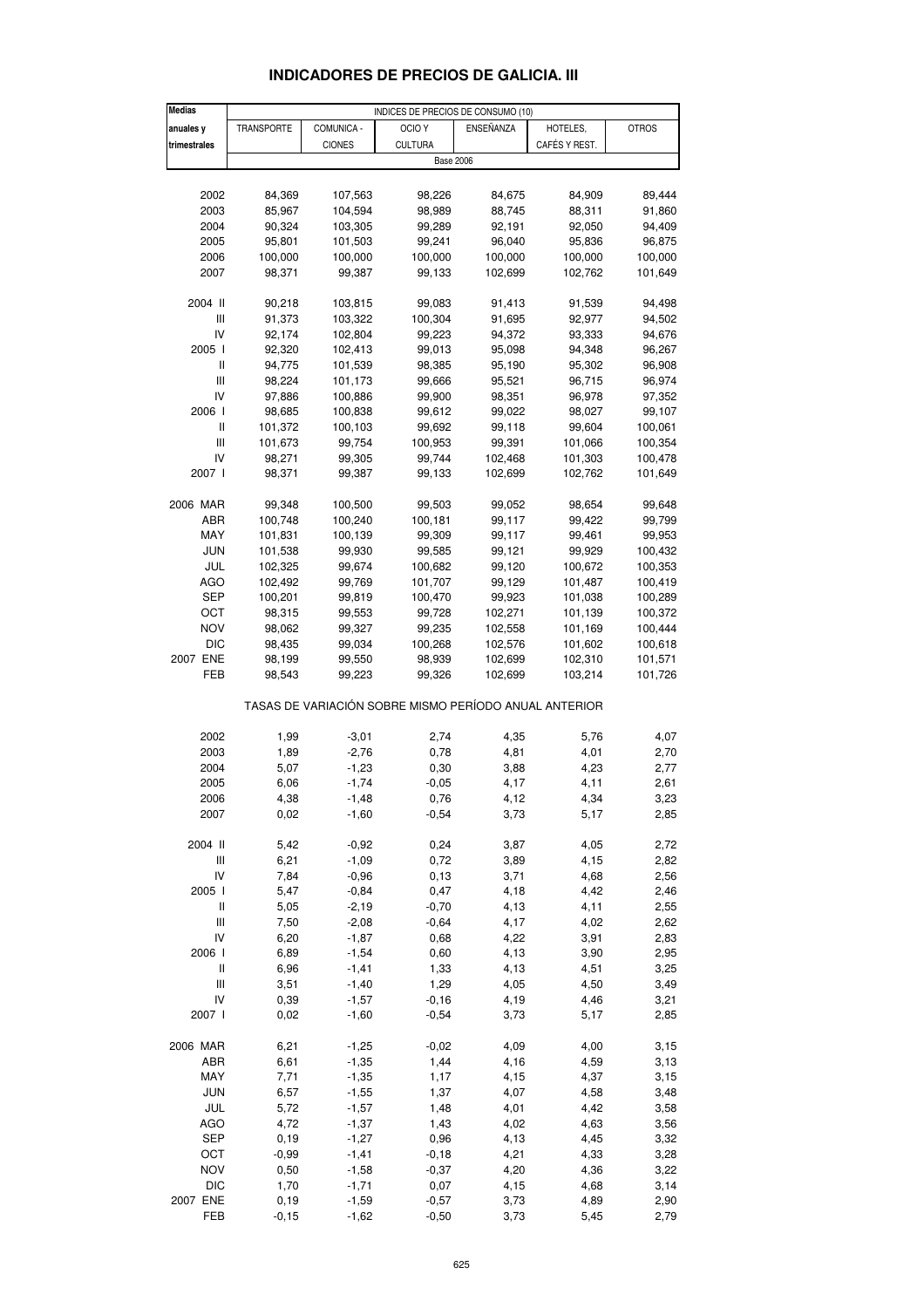# INDICADORES DE PRECIOS DE GALICIA. III

| Medias anuales y trimestrales | INDICES DE PRECIOS DE CONSUMO (10) | | | | | |
|---|---|---|---|---|---|---|
| | TRANSPORTE | COMUNICA - CIONES | OCIO Y CULTURA | ENSEÑANZA | HOTELES, CAFÉS Y REST. | OTROS |
| | Base 2006 | | | | | |
| 2002 | 84,369 | 107,563 | 98,226 | 84,675 | 84,909 | 89,444 |
| 2003 | 85,967 | 104,594 | 98,989 | 88,745 | 88,311 | 91,860 |
| 2004 | 90,324 | 103,305 | 99,289 | 92,191 | 92,050 | 94,409 |
| 2005 | 95,801 | 101,503 | 99,241 | 96,040 | 95,836 | 96,875 |
| 2006 | 100,000 | 100,000 | 100,000 | 100,000 | 100,000 | 100,000 |
| 2007 | 98,371 | 99,387 | 99,133 | 102,699 | 102,762 | 101,649 |
| 2004 II | 90,218 | 103,815 | 99,083 | 91,413 | 91,539 | 94,498 |
| III | 91,373 | 103,322 | 100,304 | 91,695 | 92,977 | 94,502 |
| IV | 92,174 | 102,804 | 99,223 | 94,372 | 93,333 | 94,676 |
| 2005 I | 92,320 | 102,413 | 99,013 | 95,098 | 94,348 | 96,267 |
| II | 94,775 | 101,539 | 98,385 | 95,190 | 95,302 | 96,908 |
| III | 98,224 | 101,173 | 99,666 | 95,521 | 96,715 | 96,974 |
| IV | 97,886 | 100,886 | 99,900 | 98,351 | 96,978 | 97,352 |
| 2006 I | 98,685 | 100,838 | 99,612 | 99,022 | 98,027 | 99,107 |
| II | 101,372 | 100,103 | 99,692 | 99,118 | 99,604 | 100,061 |
| III | 101,673 | 99,754 | 100,953 | 99,391 | 101,066 | 100,354 |
| IV | 98,271 | 99,305 | 99,744 | 102,468 | 101,303 | 100,478 |
| 2007 I | 98,371 | 99,387 | 99,133 | 102,699 | 102,762 | 101,649 |
| 2006 MAR | 99,348 | 100,500 | 99,503 | 99,052 | 98,654 | 99,648 |
| ABR | 100,748 | 100,240 | 100,181 | 99,117 | 99,422 | 99,799 |
| MAY | 101,831 | 100,139 | 99,309 | 99,117 | 99,461 | 99,953 |
| JUN | 101,538 | 99,930 | 99,585 | 99,121 | 99,929 | 100,432 |
| JUL | 102,325 | 99,674 | 100,682 | 99,120 | 100,672 | 100,353 |
| AGO | 102,492 | 99,769 | 101,707 | 99,129 | 101,487 | 100,419 |
| SEP | 100,201 | 99,819 | 100,470 | 99,923 | 101,038 | 100,289 |
| OCT | 98,315 | 99,553 | 99,728 | 102,271 | 101,139 | 100,372 |
| NOV | 98,062 | 99,327 | 99,235 | 102,558 | 101,169 | 100,444 |
| DIC | 98,435 | 99,034 | 100,268 | 102,576 | 101,602 | 100,618 |
| 2007 ENE | 98,199 | 99,550 | 98,939 | 102,699 | 102,310 | 101,571 |
| FEB | 98,543 | 99,223 | 99,326 | 102,699 | 103,214 | 101,726 |
| | TASAS DE VARIACIÓN SOBRE MISMO PERÍODO ANUAL ANTERIOR | | | | | |
| 2002 | 1,99 | -3,01 | 2,74 | 4,35 | 5,76 | 4,07 |
| 2003 | 1,89 | -2,76 | 0,78 | 4,81 | 4,01 | 2,70 |
| 2004 | 5,07 | -1,23 | 0,30 | 3,88 | 4,23 | 2,77 |
| 2005 | 6,06 | -1,74 | -0,05 | 4,17 | 4,11 | 2,61 |
| 2006 | 4,38 | -1,48 | 0,76 | 4,12 | 4,34 | 3,23 |
| 2007 | 0,02 | -1,60 | -0,54 | 3,73 | 5,17 | 2,85 |
| 2004 II | 5,42 | -0,92 | 0,24 | 3,87 | 4,05 | 2,72 |
| III | 6,21 | -1,09 | 0,72 | 3,89 | 4,15 | 2,82 |
| IV | 7,84 | -0,96 | 0,13 | 3,71 | 4,68 | 2,56 |
| 2005 I | 5,47 | -0,84 | 0,47 | 4,18 | 4,42 | 2,46 |
| II | 5,05 | -2,19 | -0,70 | 4,13 | 4,11 | 2,55 |
| III | 7,50 | -2,08 | -0,64 | 4,17 | 4,02 | 2,62 |
| IV | 6,20 | -1,87 | 0,68 | 4,22 | 3,91 | 2,83 |
| 2006 I | 6,89 | -1,54 | 0,60 | 4,13 | 3,90 | 2,95 |
| II | 6,96 | -1,41 | 1,33 | 4,13 | 4,51 | 3,25 |
| III | 3,51 | -1,40 | 1,29 | 4,05 | 4,50 | 3,49 |
| IV | 0,39 | -1,57 | -0,16 | 4,19 | 4,46 | 3,21 |
| 2007 I | 0,02 | -1,60 | -0,54 | 3,73 | 5,17 | 2,85 |
| 2006 MAR | 6,21 | -1,25 | -0,02 | 4,09 | 4,00 | 3,15 |
| ABR | 6,61 | -1,35 | 1,44 | 4,16 | 4,59 | 3,13 |
| MAY | 7,71 | -1,35 | 1,17 | 4,15 | 4,37 | 3,15 |
| JUN | 6,57 | -1,55 | 1,37 | 4,07 | 4,58 | 3,48 |
| JUL | 5,72 | -1,57 | 1,48 | 4,01 | 4,42 | 3,58 |
| AGO | 4,72 | -1,37 | 1,43 | 4,02 | 4,63 | 3,56 |
| SEP | 0,19 | -1,27 | 0,96 | 4,13 | 4,45 | 3,32 |
| OCT | -0,99 | -1,41 | -0,18 | 4,21 | 4,33 | 3,28 |
| NOV | 0,50 | -1,58 | -0,37 | 4,20 | 4,36 | 3,22 |
| DIC | 1,70 | -1,71 | 0,07 | 4,15 | 4,68 | 3,14 |
| 2007 ENE | 0,19 | -1,59 | -0,57 | 3,73 | 4,89 | 2,90 |
| FEB | -0,15 | -1,62 | -0,50 | 3,73 | 5,45 | 2,79 |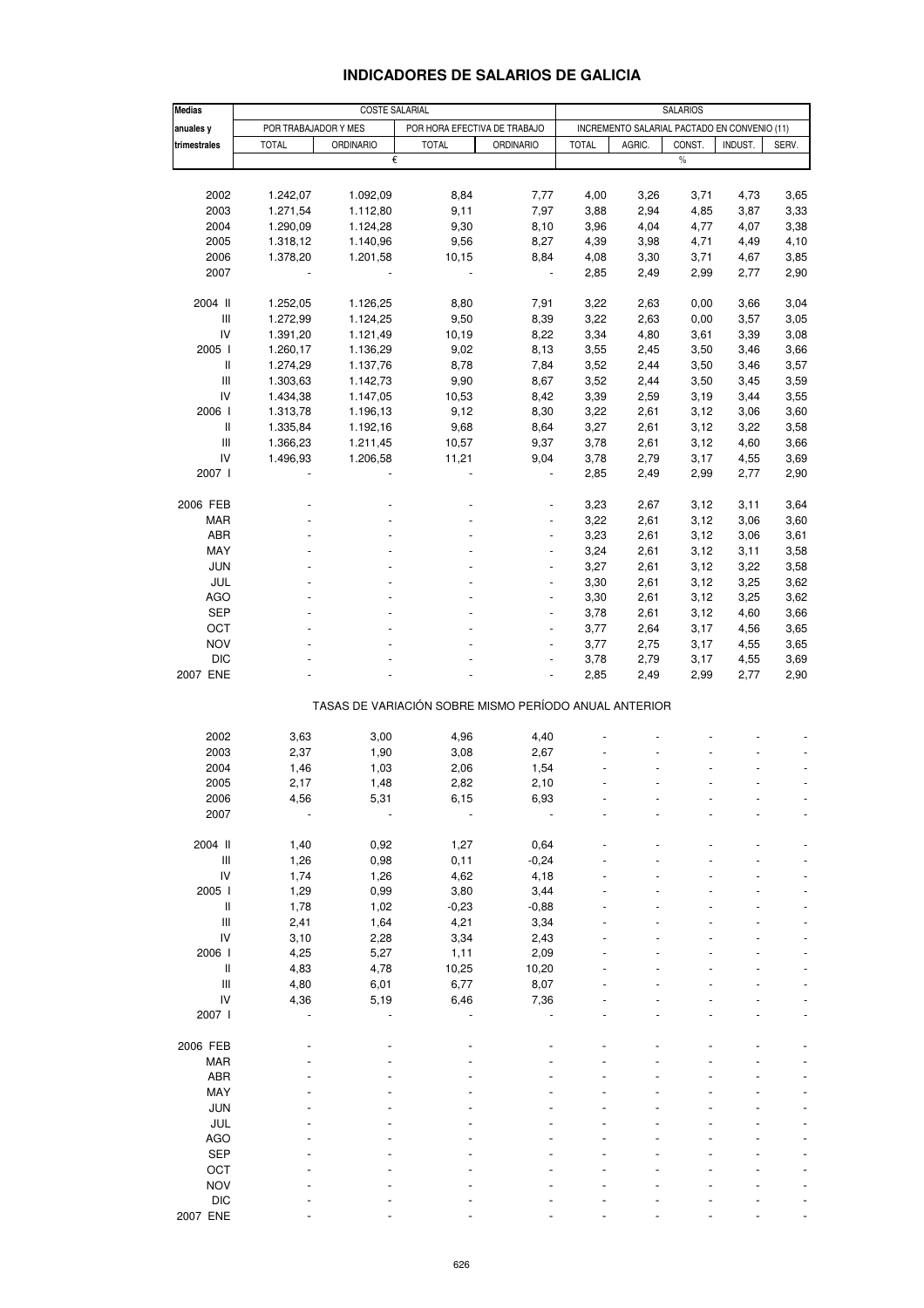## INDICADORES DE SALARIOS DE GALICIA

| Medias anuales y trimestrales | COSTE SALARIAL | | | | SALARIOS | | | | |
|---|---|---|---|---|---|---|---|---|---|
| | POR TRABAJADOR Y MES | | POR HORA EFECTIVA DE TRABAJO | | INCREMENTO SALARIAL PACTADO EN CONVENIO (11) | | | | |
| | TOTAL | ORDINARIO | TOTAL | ORDINARIO | TOTAL | AGRIC. | CONST. | INDUST. | SERV. |
| | € | | | | % | | | | |
| 2002 | 1.242,07 | 1.092,09 | 8,84 | 7,77 | 4,00 | 3,26 | 3,71 | 4,73 | 3,65 |
| 2003 | 1.271,54 | 1.112,80 | 9,11 | 7,97 | 3,88 | 2,94 | 4,85 | 3,87 | 3,33 |
| 2004 | 1.290,09 | 1.124,28 | 9,30 | 8,10 | 3,96 | 4,04 | 4,77 | 4,07 | 3,38 |
| 2005 | 1.318,12 | 1.140,96 | 9,56 | 8,27 | 4,39 | 3,98 | 4,71 | 4,49 | 4,10 |
| 2006 | 1.378,20 | 1.201,58 | 10,15 | 8,84 | 4,08 | 3,30 | 3,71 | 4,67 | 3,85 |
| 2007 | - | - | - | - | 2,85 | 2,49 | 2,99 | 2,77 | 2,90 |
| 2004 II | 1.252,05 | 1.126,25 | 8,80 | 7,91 | 3,22 | 2,63 | 0,00 | 3,66 | 3,04 |
| III | 1.272,99 | 1.124,25 | 9,50 | 8,39 | 3,22 | 2,63 | 0,00 | 3,57 | 3,05 |
| IV | 1.391,20 | 1.121,49 | 10,19 | 8,22 | 3,34 | 4,80 | 3,61 | 3,39 | 3,08 |
| 2005 I | 1.260,17 | 1.136,29 | 9,02 | 8,13 | 3,55 | 2,45 | 3,50 | 3,46 | 3,66 |
| II | 1.274,29 | 1.137,76 | 8,78 | 7,84 | 3,52 | 2,44 | 3,50 | 3,46 | 3,57 |
| III | 1.303,63 | 1.142,73 | 9,90 | 8,67 | 3,52 | 2,44 | 3,50 | 3,45 | 3,59 |
| IV | 1.434,38 | 1.147,05 | 10,53 | 8,42 | 3,39 | 2,59 | 3,19 | 3,44 | 3,55 |
| 2006 I | 1.313,78 | 1.196,13 | 9,12 | 8,30 | 3,22 | 2,61 | 3,12 | 3,06 | 3,60 |
| II | 1.335,84 | 1.192,16 | 9,68 | 8,64 | 3,27 | 2,61 | 3,12 | 3,22 | 3,58 |
| III | 1.366,23 | 1.211,45 | 10,57 | 9,37 | 3,78 | 2,61 | 3,12 | 4,60 | 3,66 |
| IV | 1.496,93 | 1.206,58 | 11,21 | 9,04 | 3,78 | 2,79 | 3,17 | 4,55 | 3,69 |
| 2007 I | - | - | - | - | 2,85 | 2,49 | 2,99 | 2,77 | 2,90 |
| 2006 FEB | - | - | - | - | 3,23 | 2,67 | 3,12 | 3,11 | 3,64 |
| MAR | - | - | - | - | 3,22 | 2,61 | 3,12 | 3,06 | 3,60 |
| ABR | - | - | - | - | 3,23 | 2,61 | 3,12 | 3,06 | 3,61 |
| MAY | - | - | - | - | 3,24 | 2,61 | 3,12 | 3,11 | 3,58 |
| JUN | - | - | - | - | 3,27 | 2,61 | 3,12 | 3,22 | 3,58 |
| JUL | - | - | - | - | 3,30 | 2,61 | 3,12 | 3,25 | 3,62 |
| AGO | - | - | - | - | 3,30 | 2,61 | 3,12 | 3,25 | 3,62 |
| SEP | - | - | - | - | 3,78 | 2,61 | 3,12 | 4,60 | 3,66 |
| OCT | - | - | - | - | 3,77 | 2,64 | 3,17 | 4,56 | 3,65 |
| NOV | - | - | - | - | 3,77 | 2,75 | 3,17 | 4,55 | 3,65 |
| DIC | - | - | - | - | 3,78 | 2,79 | 3,17 | 4,55 | 3,69 |
| 2007 ENE | - | - | - | - | 2,85 | 2,49 | 2,99 | 2,77 | 2,90 |
| | TASAS DE VARIACIÓN SOBRE MISMO PERÍODO ANUAL ANTERIOR | | | | | | | | |
| 2002 | 3,63 | 3,00 | 4,96 | 4,40 | - | - | - | - | - |
| 2003 | 2,37 | 1,90 | 3,08 | 2,67 | - | - | - | - | - |
| 2004 | 1,46 | 1,03 | 2,06 | 1,54 | - | - | - | - | - |
| 2005 | 2,17 | 1,48 | 2,82 | 2,10 | - | - | - | - | - |
| 2006 | 4,56 | 5,31 | 6,15 | 6,93 | - | - | - | - | - |
| 2007 | - | - | - | - | - | - | - | - | - |
| 2004 II | 1,40 | 0,92 | 1,27 | 0,64 | - | - | - | - | - |
| III | 1,26 | 0,98 | 0,11 | -0,24 | - | - | - | - | - |
| IV | 1,74 | 1,26 | 4,62 | 4,18 | - | - | - | - | - |
| 2005 I | 1,29 | 0,99 | 3,80 | 3,44 | - | - | - | - | - |
| II | 1,78 | 1,02 | -0,23 | -0,88 | - | - | - | - | - |
| III | 2,41 | 1,64 | 4,21 | 3,34 | - | - | - | - | - |
| IV | 3,10 | 2,28 | 3,34 | 2,43 | - | - | - | - | - |
| 2006 I | 4,25 | 5,27 | 1,11 | 2,09 | - | - | - | - | - |
| II | 4,83 | 4,78 | 10,25 | 10,20 | - | - | - | - | - |
| III | 4,80 | 6,01 | 6,77 | 8,07 | - | - | - | - | - |
| IV | 4,36 | 5,19 | 6,46 | 7,36 | - | - | - | - | - |
| 2007 I | - | - | - | - | - | - | - | - | - |
| 2006 FEB | - | - | - | - | - | - | - | - | - |
| MAR | - | - | - | - | - | - | - | - | - |
| ABR | - | - | - | - | - | - | - | - | - |
| MAY | - | - | - | - | - | - | - | - | - |
| JUN | - | - | - | - | - | - | - | - | - |
| JUL | - | - | - | - | - | - | - | - | - |
| AGO | - | - | - | - | - | - | - | - | - |
| SEP | - | - | - | - | - | - | - | - | - |
| OCT | - | - | - | - | - | - | - | - | - |
| NOV | - | - | - | - | - | - | - | - | - |
| DIC | - | - | - | - | - | - | - | - | - |
| 2007 ENE | - | - | - | - | - | - | - | - | - |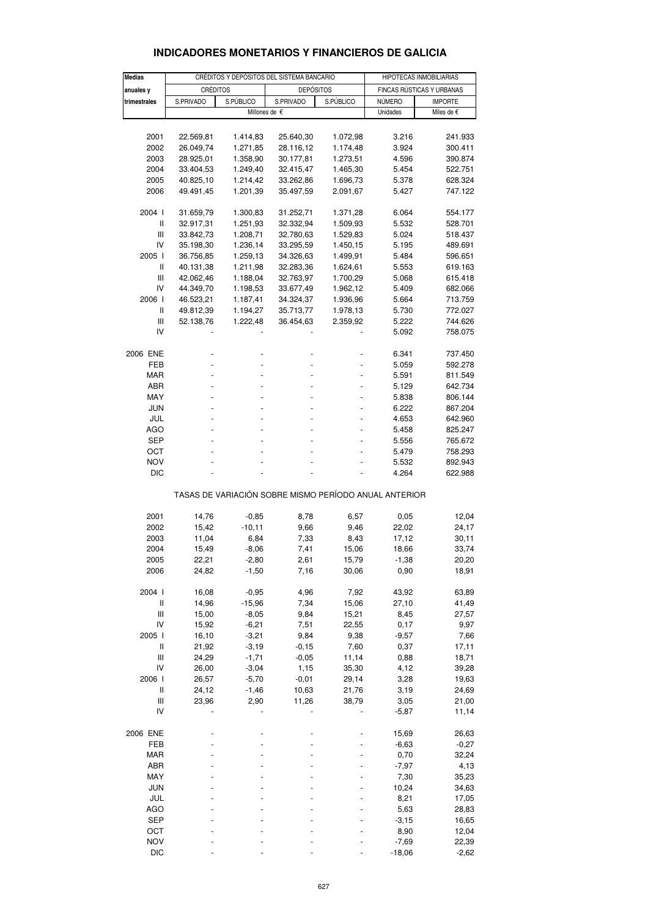# INDICADORES MONETARIOS Y FINANCIEROS DE GALICIA

| Medias anuales y trimestrales | CRÉDITOS Y DEPÓSITOS DEL SISTEMA BANCARIO | | | | HIPOTECAS INMOBILIARIAS | |
|---|---|---|---|---|---|---|
| | CRÉDITOS | | DEPÓSITOS | | FINCAS RÚSTICAS Y URBANAS | |
| | S.PRIVADO | S.PÚBLICO | S.PRIVADO | S.PÚBLICO | NÚMERO | IMPORTE |
| | Millones de € | | | | Unidades | Miles de € |
| 2001 | 22.569,81 | 1.414,83 | 25.640,30 | 1.072,98 | 3.216 | 241.933 |
| 2002 | 26.049,74 | 1.271,85 | 28.116,12 | 1.174,48 | 3.924 | 300.411 |
| 2003 | 28.925,01 | 1.358,90 | 30.177,81 | 1.273,51 | 4.596 | 390.874 |
| 2004 | 33.404,53 | 1.249,40 | 32.415,47 | 1.465,30 | 5.454 | 522.751 |
| 2005 | 40.825,10 | 1.214,42 | 33.262,86 | 1.696,73 | 5.378 | 628.324 |
| 2006 | 49.491,45 | 1.201,39 | 35.497,59 | 2.091,67 | 5.427 | 747.122 |
| 2004 I | 31.659,79 | 1.300,83 | 31.252,71 | 1.371,28 | 6.064 | 554.177 |
| II | 32.917,31 | 1.251,93 | 32.332,94 | 1.509,93 | 5.532 | 528.701 |
| III | 33.842,73 | 1.208,71 | 32.780,63 | 1.529,83 | 5.024 | 518.437 |
| IV | 35.198,30 | 1.236,14 | 33.295,59 | 1.450,15 | 5.195 | 489.691 |
| 2005 I | 36.756,85 | 1.259,13 | 34.326,63 | 1.499,91 | 5.484 | 596.651 |
| II | 40.131,38 | 1.211,98 | 32.283,36 | 1.624,61 | 5.553 | 619.163 |
| III | 42.062,46 | 1.188,04 | 32.763,97 | 1.700,29 | 5.068 | 615.418 |
| IV | 44.349,70 | 1.198,53 | 33.677,49 | 1.962,12 | 5.409 | 682.066 |
| 2006 I | 46.523,21 | 1.187,41 | 34.324,37 | 1.936,96 | 5.664 | 713.759 |
| II | 49.812,39 | 1.194,27 | 35.713,77 | 1.978,13 | 5.730 | 772.027 |
| III | 52.138,76 | 1.222,48 | 36.454,63 | 2.359,92 | 5.222 | 744.626 |
| IV | - | - | - | - | 5.092 | 758.075 |
| 2006 ENE | - | - | - | - | 6.341 | 737.450 |
| FEB | - | - | - | - | 5.059 | 592.278 |
| MAR | - | - | - | - | 5.591 | 811.549 |
| ABR | - | - | - | - | 5.129 | 642.734 |
| MAY | - | - | - | - | 5.838 | 806.144 |
| JUN | - | - | - | - | 6.222 | 867.204 |
| JUL | - | - | - | - | 4.653 | 642.960 |
| AGO | - | - | - | - | 5.458 | 825.247 |
| SEP | - | - | - | - | 5.556 | 765.672 |
| OCT | - | - | - | - | 5.479 | 758.293 |
| NOV | - | - | - | - | 5.532 | 892.943 |
| DIC | - | - | - | - | 4.264 | 622.988 |
| TASAS DE VARIACIÓN SOBRE MISMO PERÍODO ANUAL ANTERIOR | | | | | | |
| 2001 | 14,76 | -0,85 | 8,78 | 6,57 | 0,05 | 12,04 |
| 2002 | 15,42 | -10,11 | 9,66 | 9,46 | 22,02 | 24,17 |
| 2003 | 11,04 | 6,84 | 7,33 | 8,43 | 17,12 | 30,11 |
| 2004 | 15,49 | -8,06 | 7,41 | 15,06 | 18,66 | 33,74 |
| 2005 | 22,21 | -2,80 | 2,61 | 15,79 | -1,38 | 20,20 |
| 2006 | 24,82 | -1,50 | 7,16 | 30,06 | 0,90 | 18,91 |
| 2004 I | 16,08 | -0,95 | 4,96 | 7,92 | 43,92 | 63,89 |
| II | 14,96 | -15,96 | 7,34 | 15,06 | 27,10 | 41,49 |
| III | 15,00 | -8,05 | 9,84 | 15,21 | 8,45 | 27,57 |
| IV | 15,92 | -6,21 | 7,51 | 22,55 | 0,17 | 9,97 |
| 2005 I | 16,10 | -3,21 | 9,84 | 9,38 | -9,57 | 7,66 |
| II | 21,92 | -3,19 | -0,15 | 7,60 | 0,37 | 17,11 |
| III | 24,29 | -1,71 | -0,05 | 11,14 | 0,88 | 18,71 |
| IV | 26,00 | -3,04 | 1,15 | 35,30 | 4,12 | 39,28 |
| 2006 I | 26,57 | -5,70 | -0,01 | 29,14 | 3,28 | 19,63 |
| II | 24,12 | -1,46 | 10,63 | 21,76 | 3,19 | 24,69 |
| III | 23,96 | 2,90 | 11,26 | 38,79 | 3,05 | 21,00 |
| IV | - | - | - | - | -5,87 | 11,14 |
| 2006 ENE | - | - | - | - | 15,69 | 26,63 |
| FEB | - | - | - | - | -6,63 | -0,27 |
| MAR | - | - | - | - | 0,70 | 32,24 |
| ABR | - | - | - | - | -7,97 | 4,13 |
| MAY | - | - | - | - | 7,30 | 35,23 |
| JUN | - | - | - | - | 10,24 | 34,63 |
| JUL | - | - | - | - | 8,21 | 17,05 |
| AGO | - | - | - | - | 5,63 | 28,83 |
| SEP | - | - | - | - | -3,15 | 16,65 |
| OCT | - | - | - | - | 8,90 | 12,04 |
| NOV | - | - | - | - | -7,69 | 22,39 |
| DIC | - | - | - | - | -18,06 | -2,62 |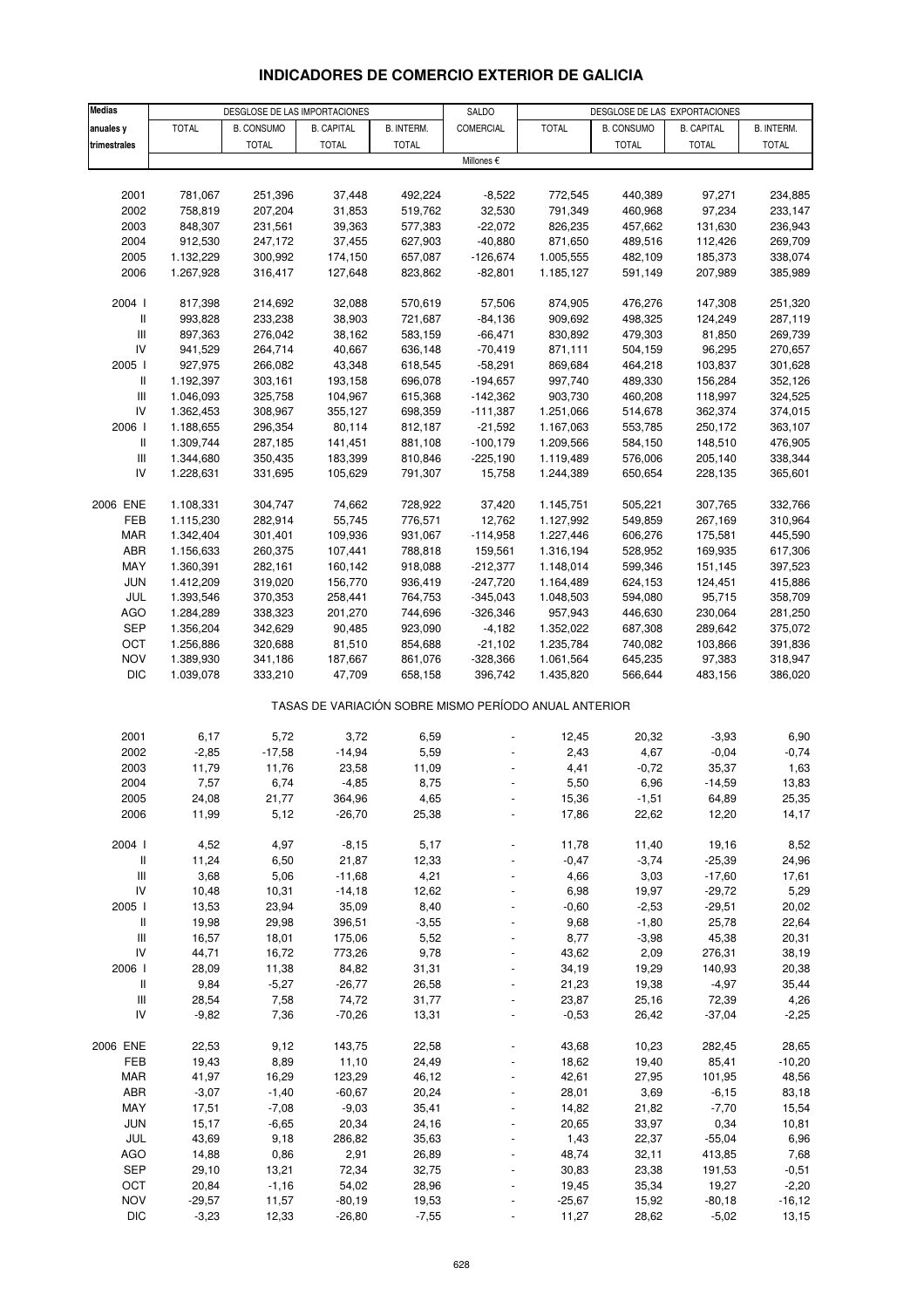# INDICADORES DE COMERCIO EXTERIOR DE GALICIA

| Medias anuales y trimestrales | DESGLOSE DE LAS IMPORTACIONES | | | | SALDO | DESGLOSE DE LAS EXPORTACIONES | | | |
|---|---|---|---|---|---|---|---|---|---|
| | TOTAL | B. CONSUMO TOTAL | B. CAPITAL TOTAL | B. INTERM. TOTAL | COMERCIAL | TOTAL | B. CONSUMO TOTAL | B. CAPITAL TOTAL | B. INTERM. TOTAL |
| | | | | | Millones € | | | | |
| 2001 | 781,067 | 251,396 | 37,448 | 492,224 | -8,522 | 772,545 | 440,389 | 97,271 | 234,885 |
| 2002 | 758,819 | 207,204 | 31,853 | 519,762 | 32,530 | 791,349 | 460,968 | 97,234 | 233,147 |
| 2003 | 848,307 | 231,561 | 39,363 | 577,383 | -22,072 | 826,235 | 457,662 | 131,630 | 236,943 |
| 2004 | 912,530 | 247,172 | 37,455 | 627,903 | -40,880 | 871,650 | 489,516 | 112,426 | 269,709 |
| 2005 | 1.132,229 | 300,992 | 174,150 | 657,087 | -126,674 | 1.005,555 | 482,109 | 185,373 | 338,074 |
| 2006 | 1.267,928 | 316,417 | 127,648 | 823,862 | -82,801 | 1.185,127 | 591,149 | 207,989 | 385,989 |
| 2004 I | 817,398 | 214,692 | 32,088 | 570,619 | 57,506 | 874,905 | 476,276 | 147,308 | 251,320 |
| II | 993,828 | 233,238 | 38,903 | 721,687 | -84,136 | 909,692 | 498,325 | 124,249 | 287,119 |
| III | 897,363 | 276,042 | 38,162 | 583,159 | -66,471 | 830,892 | 479,303 | 81,850 | 269,739 |
| IV | 941,529 | 264,714 | 40,667 | 636,148 | -70,419 | 871,111 | 504,159 | 96,295 | 270,657 |
| 2005 I | 927,975 | 266,082 | 43,348 | 618,545 | -58,291 | 869,684 | 464,218 | 103,837 | 301,628 |
| II | 1.192,397 | 303,161 | 193,158 | 696,078 | -194,657 | 997,740 | 489,330 | 156,284 | 352,126 |
| III | 1.046,093 | 325,758 | 104,967 | 615,368 | -142,362 | 903,730 | 460,208 | 118,997 | 324,525 |
| IV | 1.362,453 | 308,967 | 355,127 | 698,359 | -111,387 | 1.251,066 | 514,678 | 362,374 | 374,015 |
| 2006 I | 1.188,655 | 296,354 | 80,114 | 812,187 | -21,592 | 1.167,063 | 553,785 | 250,172 | 363,107 |
| II | 1.309,744 | 287,185 | 141,451 | 881,108 | -100,179 | 1.209,566 | 584,150 | 148,510 | 476,905 |
| III | 1.344,680 | 350,435 | 183,399 | 810,846 | -225,190 | 1.119,489 | 576,006 | 205,140 | 338,344 |
| IV | 1.228,631 | 331,695 | 105,629 | 791,307 | 15,758 | 1.244,389 | 650,654 | 228,135 | 365,601 |
| 2006 ENE | 1.108,331 | 304,747 | 74,662 | 728,922 | 37,420 | 1.145,751 | 505,221 | 307,765 | 332,766 |
| FEB | 1.115,230 | 282,914 | 55,745 | 776,571 | 12,762 | 1.127,992 | 549,859 | 267,169 | 310,964 |
| MAR | 1.342,404 | 301,401 | 109,936 | 931,067 | -114,958 | 1.227,446 | 606,276 | 175,581 | 445,590 |
| ABR | 1.156,633 | 260,375 | 107,441 | 788,818 | 159,561 | 1.316,194 | 528,952 | 169,935 | 617,306 |
| MAY | 1.360,391 | 282,161 | 160,142 | 918,088 | -212,377 | 1.148,014 | 599,346 | 151,145 | 397,523 |
| JUN | 1.412,209 | 319,020 | 156,770 | 936,419 | -247,720 | 1.164,489 | 624,153 | 124,451 | 415,886 |
| JUL | 1.393,546 | 370,353 | 258,441 | 764,753 | -345,043 | 1.048,503 | 594,080 | 95,715 | 358,709 |
| AGO | 1.284,289 | 338,323 | 201,270 | 744,696 | -326,346 | 957,943 | 446,630 | 230,064 | 281,250 |
| SEP | 1.356,204 | 342,629 | 90,485 | 923,090 | -4,182 | 1.352,022 | 687,308 | 289,642 | 375,072 |
| OCT | 1.256,886 | 320,688 | 81,510 | 854,688 | -21,102 | 1.235,784 | 740,082 | 103,866 | 391,836 |
| NOV | 1.389,930 | 341,186 | 187,667 | 861,076 | -328,366 | 1.061,564 | 645,235 | 97,383 | 318,947 |
| DIC | 1.039,078 | 333,210 | 47,709 | 658,158 | 396,742 | 1.435,820 | 566,644 | 483,156 | 386,020 |
| | TASAS DE VARIACIÓN SOBRE MISMO PERÍODO ANUAL ANTERIOR | | | | | | | | |
| 2001 | 6,17 | 5,72 | 3,72 | 6,59 | - | 12,45 | 20,32 | -3,93 | 6,90 |
| 2002 | -2,85 | -17,58 | -14,94 | 5,59 | - | 2,43 | 4,67 | -0,04 | -0,74 |
| 2003 | 11,79 | 11,76 | 23,58 | 11,09 | - | 4,41 | -0,72 | 35,37 | 1,63 |
| 2004 | 7,57 | 6,74 | -4,85 | 8,75 | - | 5,50 | 6,96 | -14,59 | 13,83 |
| 2005 | 24,08 | 21,77 | 364,96 | 4,65 | - | 15,36 | -1,51 | 64,89 | 25,35 |
| 2006 | 11,99 | 5,12 | -26,70 | 25,38 | - | 17,86 | 22,62 | 12,20 | 14,17 |
| 2004 I | 4,52 | 4,97 | -8,15 | 5,17 | - | 11,78 | 11,40 | 19,16 | 8,52 |
| II | 11,24 | 6,50 | 21,87 | 12,33 | - | -0,47 | -3,74 | -25,39 | 24,96 |
| III | 3,68 | 5,06 | -11,68 | 4,21 | - | 4,66 | 3,03 | -17,60 | 17,61 |
| IV | 10,48 | 10,31 | -14,18 | 12,62 | - | 6,98 | 19,97 | -29,72 | 5,29 |
| 2005 I | 13,53 | 23,94 | 35,09 | 8,40 | - | -0,60 | -2,53 | -29,51 | 20,02 |
| II | 19,98 | 29,98 | 396,51 | -3,55 | - | 9,68 | -1,80 | 25,78 | 22,64 |
| III | 16,57 | 18,01 | 175,06 | 5,52 | - | 8,77 | -3,98 | 45,38 | 20,31 |
| IV | 44,71 | 16,72 | 773,26 | 9,78 | - | 43,62 | 2,09 | 276,31 | 38,19 |
| 2006 I | 28,09 | 11,38 | 84,82 | 31,31 | - | 34,19 | 19,29 | 140,93 | 20,38 |
| II | 9,84 | -5,27 | -26,77 | 26,58 | - | 21,23 | 19,38 | -4,97 | 35,44 |
| III | 28,54 | 7,58 | 74,72 | 31,77 | - | 23,87 | 25,16 | 72,39 | 4,26 |
| IV | -9,82 | 7,36 | -70,26 | 13,31 | - | -0,53 | 26,42 | -37,04 | -2,25 |
| 2006 ENE | 22,53 | 9,12 | 143,75 | 22,58 | - | 43,68 | 10,23 | 282,45 | 28,65 |
| FEB | 19,43 | 8,89 | 11,10 | 24,49 | - | 18,62 | 19,40 | 85,41 | -10,20 |
| MAR | 41,97 | 16,29 | 123,29 | 46,12 | - | 42,61 | 27,95 | 101,95 | 48,56 |
| ABR | -3,07 | -1,40 | -60,67 | 20,24 | - | 28,01 | 3,69 | -6,15 | 83,18 |
| MAY | 17,51 | -7,08 | -9,03 | 35,41 | - | 14,82 | 21,82 | -7,70 | 15,54 |
| JUN | 15,17 | -6,65 | 20,34 | 24,16 | - | 20,65 | 33,97 | 0,34 | 10,81 |
| JUL | 43,69 | 9,18 | 286,82 | 35,63 | - | 1,43 | 22,37 | -55,04 | 6,96 |
| AGO | 14,88 | 0,86 | 2,91 | 26,89 | - | 48,74 | 32,11 | 413,85 | 7,68 |
| SEP | 29,10 | 13,21 | 72,34 | 32,75 | - | 30,83 | 23,38 | 191,53 | -0,51 |
| OCT | 20,84 | -1,16 | 54,02 | 28,96 | - | 19,45 | 35,34 | 19,27 | -2,20 |
| NOV | -29,57 | 11,57 | -80,19 | 19,53 | - | -25,67 | 15,92 | -80,18 | -16,12 |
| DIC | -3,23 | 12,33 | -26,80 | -7,55 | - | 11,27 | 28,62 | -5,02 | 13,15 |